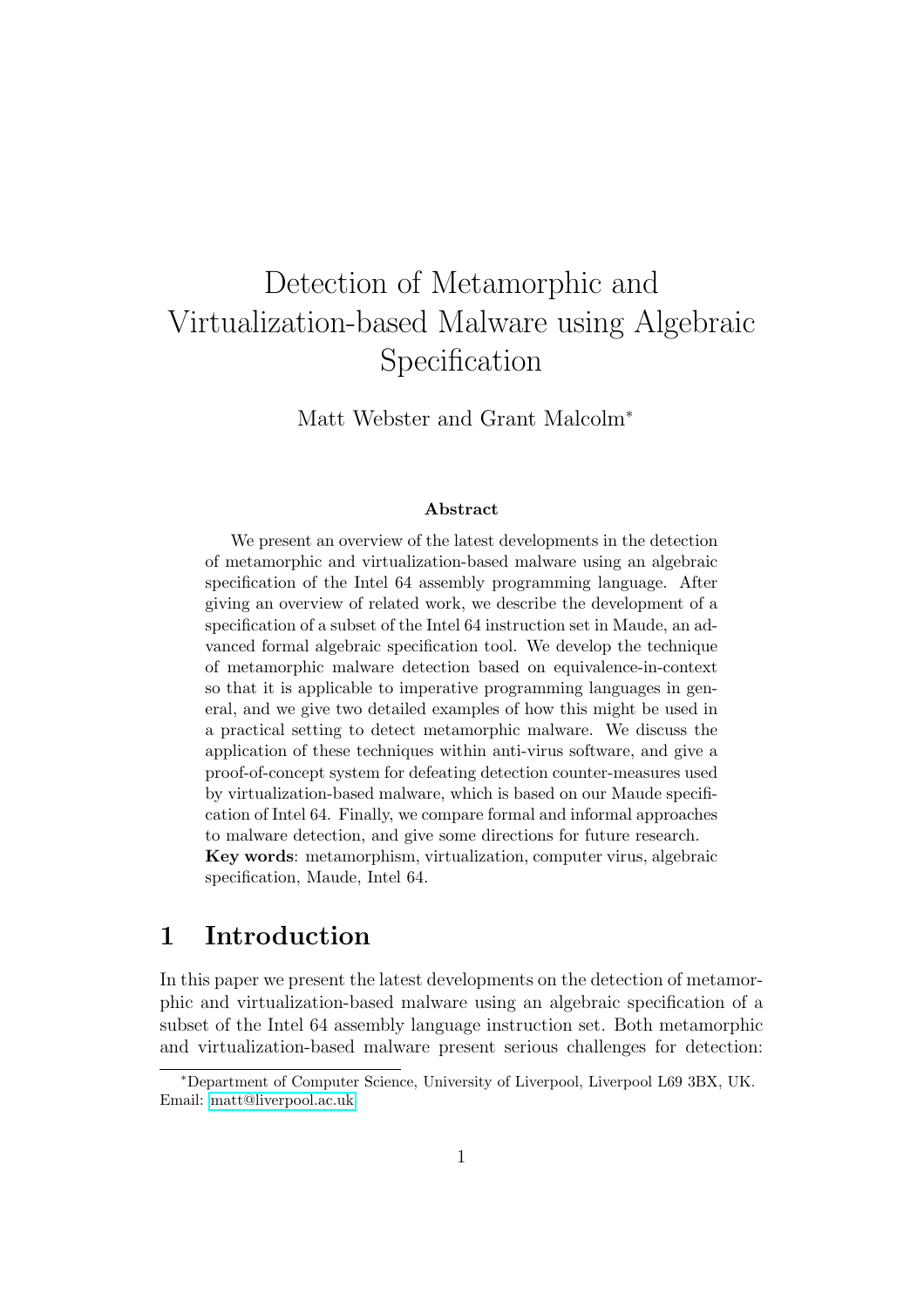# Detection of Metamorphic and Virtualization-based Malware using Algebraic Specification

Matt Webster and Grant Malcolm*

### Abstract

We present an overview of the latest developments in the detection of metamorphic and virtualization-based malware using an algebraic specification of the Intel 64 assembly programming language. After giving an overview of related work, we describe the development of a specification of a subset of the Intel 64 instruction set in Maude, an advanced formal algebraic specification tool. We develop the technique of metamorphic malware detection based on equivalence-in-context so that it is applicable to imperative programming languages in general, and we give two detailed examples of how this might be used in a practical setting to detect metamorphic malware. We discuss the application of these techniques within anti-virus software, and give a proof-of-concept system for defeating detection counter-measures used by virtualization-based malware, which is based on our Maude specification of Intel 64. Finally, we compare formal and informal approaches to malware detection, and give some directions for future research.

**Key words**: metamorphism, virtualization, computer virus, algebraic specification, Maude, Intel 64.

## 1 Introduction

In this paper we present the latest developments on the detection of metamorphic and virtualization-based malware using an algebraic specification of a subset of the Intel 64 assembly language instruction set. Both metamorphic and virtualization-based malware present serious challenges for detection:

*Department of Computer Science, University of Liverpool, Liverpool L69 3BX, UK. Email: matt@liverpool.ac.uk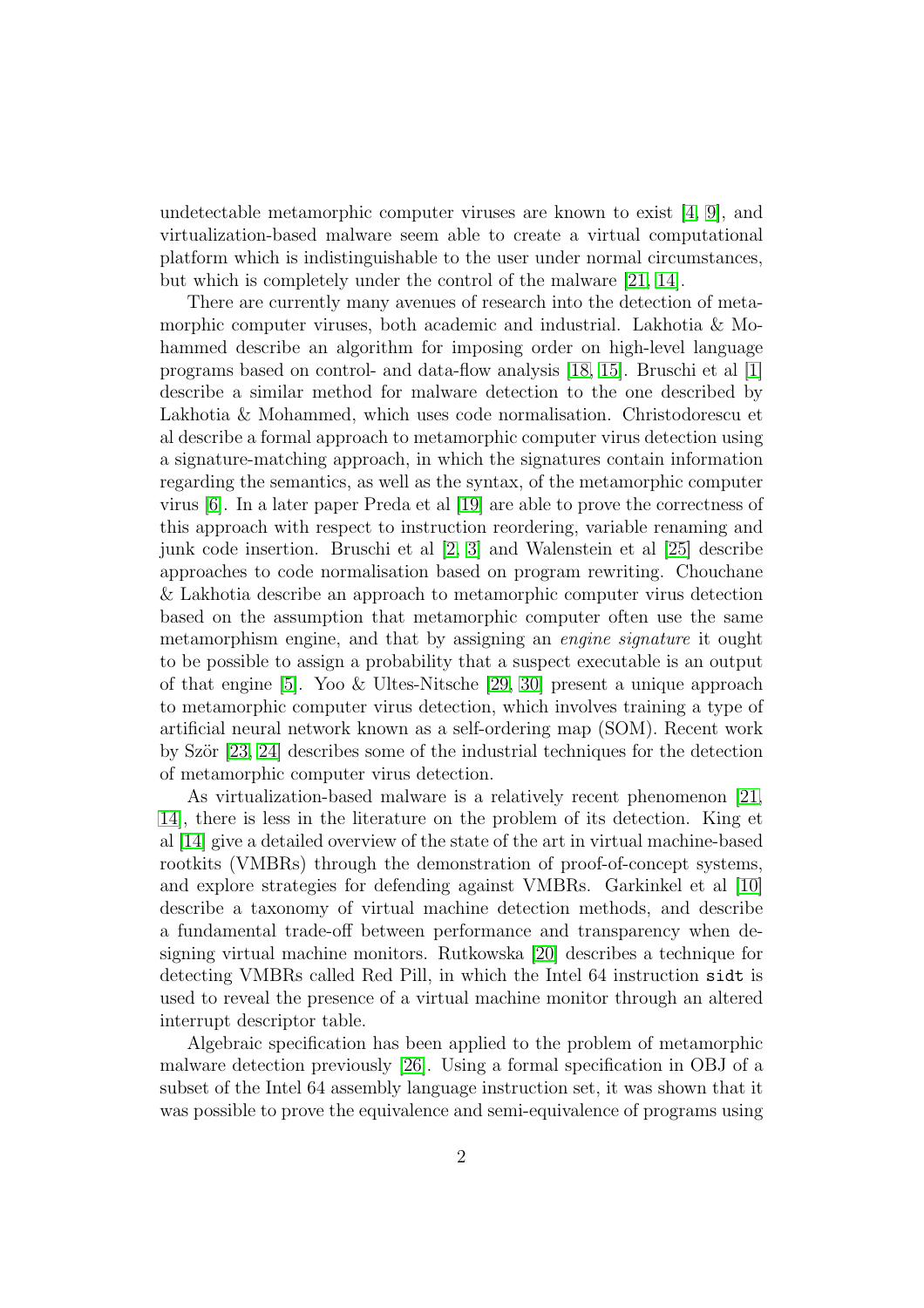undetectable metamorphic computer viruses are known to exist [4, 9], and virtualization-based malware seem able to create a virtual computational platform which is indistinguishable to the user under normal circumstances, but which is completely under the control of the malware [21, 14].

There are currently many avenues of research into the detection of metamorphic computer viruses, both academic and industrial. Lakhotia & Mohammed describe an algorithm for imposing order on high-level language programs based on control- and data-flow analysis [18, 15]. Bruschi et al [1] describe a similar method for malware detection to the one described by Lakhotia & Mohammed, which uses code normalisation. Christodorescu et al describe a formal approach to metamorphic computer virus detection using a signature-matching approach, in which the signatures contain information regarding the semantics, as well as the syntax, of the metamorphic computer virus [6]. In a later paper Preda et al [19] are able to prove the correctness of this approach with respect to instruction reordering, variable renaming and junk code insertion. Bruschi et al [2, 3] and Walenstein et al [25] describe approaches to code normalisation based on program rewriting. Chouchane & Lakhotia describe an approach to metamorphic computer virus detection based on the assumption that metamorphic computer often use the same metamorphism engine, and that by assigning an *engine signature* it ought to be possible to assign a probability that a suspect executable is an output of that engine [5]. Yoo & Ultes-Nitsche [29, 30] present a unique approach to metamorphic computer virus detection, which involves training a type of artificial neural network known as a self-ordering map (SOM). Recent work by Ször [23, 24] describes some of the industrial techniques for the detection of metamorphic computer virus detection.

As virtualization-based malware is a relatively recent phenomenon [21, 14], there is less in the literature on the problem of its detection. King et al [14] give a detailed overview of the state of the art in virtual machine-based rootkits (VMBRs) through the demonstration of proof-of-concept systems, and explore strategies for defending against VMBRs. Garkinkel et al [10] describe a taxonomy of virtual machine detection methods, and describe a fundamental trade-off between performance and transparency when designing virtual machine monitors. Rutkowska [20] describes a technique for detecting VMBRs called Red Pill, in which the Intel 64 instruction `sidt` is used to reveal the presence of a virtual machine monitor through an altered interrupt descriptor table.

Algebraic specification has been applied to the problem of metamorphic malware detection previously [26]. Using a formal specification in OBJ of a subset of the Intel 64 assembly language instruction set, it was shown that it was possible to prove the equivalence and semi-equivalence of programs using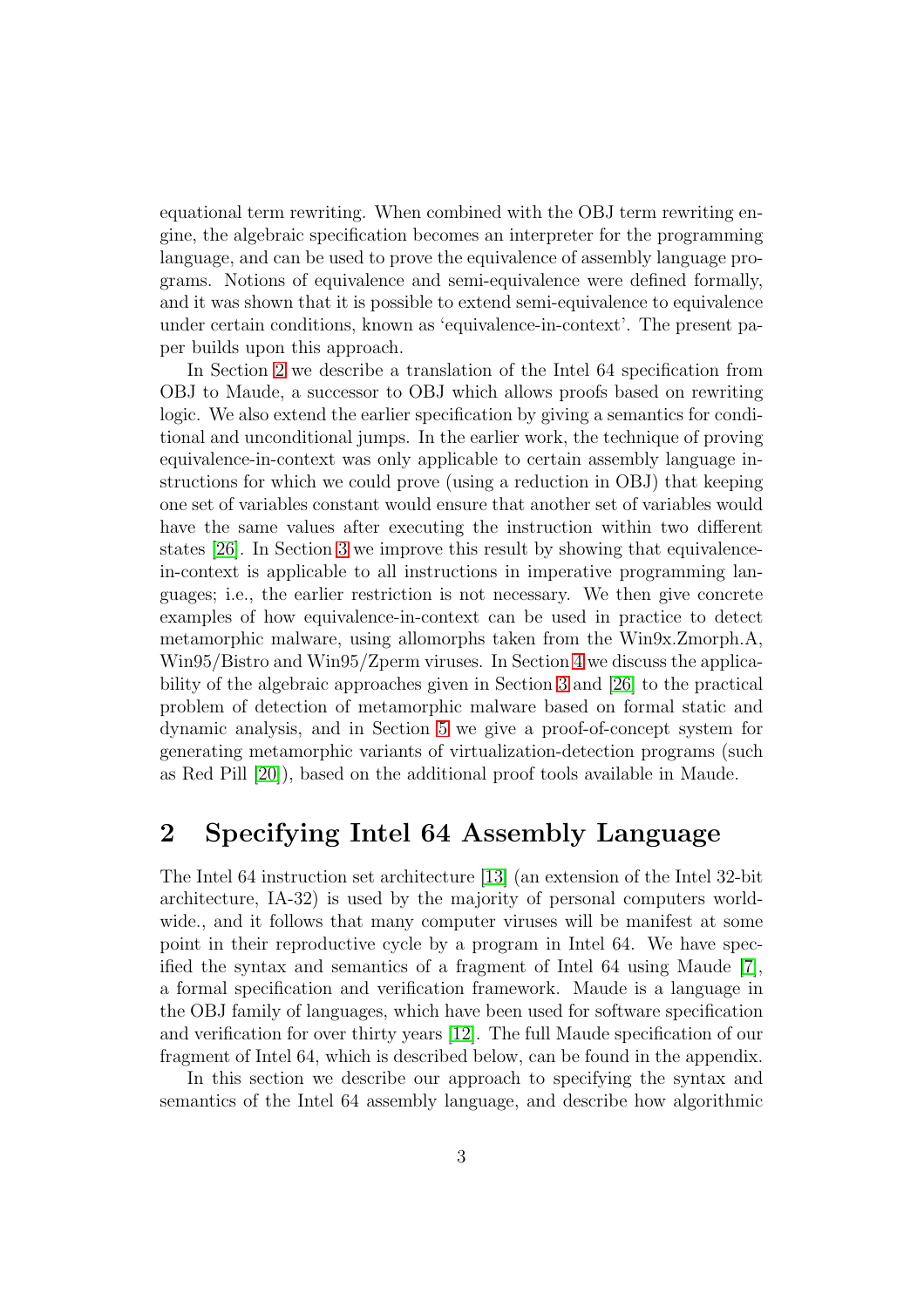equational term rewriting. When combined with the OBJ term rewriting engine, the algebraic specification becomes an interpreter for the programming language, and can be used to prove the equivalence of assembly language programs. Notions of equivalence and semi-equivalence were defined formally, and it was shown that it is possible to extend semi-equivalence to equivalence under certain conditions, known as 'equivalence-in-context'. The present paper builds upon this approach.

In Section 2 we describe a translation of the Intel 64 specification from OBJ to Maude, a successor to OBJ which allows proofs based on rewriting logic. We also extend the earlier specification by giving a semantics for conditional and unconditional jumps. In the earlier work, the technique of proving equivalence-in-context was only applicable to certain assembly language instructions for which we could prove (using a reduction in OBJ) that keeping one set of variables constant would ensure that another set of variables would have the same values after executing the instruction within two different states [26]. In Section 3 we improve this result by showing that equivalence-in-context is applicable to all instructions in imperative programming languages; i.e., the earlier restriction is not necessary. We then give concrete examples of how equivalence-in-context can be used in practice to detect metamorphic malware, using allomorphs taken from the Win9x.Zmorph.A, Win95/Bistro and Win95/Zperm viruses. In Section 4 we discuss the applicability of the algebraic approaches given in Section 3 and [26] to the practical problem of detection of metamorphic malware based on formal static and dynamic analysis, and in Section 5 we give a proof-of-concept system for generating metamorphic variants of virtualization-detection programs (such as Red Pill [20]), based on the additional proof tools available in Maude.

## 2 Specifying Intel 64 Assembly Language

The Intel 64 instruction set architecture [13] (an extension of the Intel 32-bit architecture, IA-32) is used by the majority of personal computers worldwide., and it follows that many computer viruses will be manifest at some point in their reproductive cycle by a program in Intel 64. We have specified the syntax and semantics of a fragment of Intel 64 using Maude [7], a formal specification and verification framework. Maude is a language in the OBJ family of languages, which have been used for software specification and verification for over thirty years [12]. The full Maude specification of our fragment of Intel 64, which is described below, can be found in the appendix.

In this section we describe our approach to specifying the syntax and semantics of the Intel 64 assembly language, and describe how algorithmic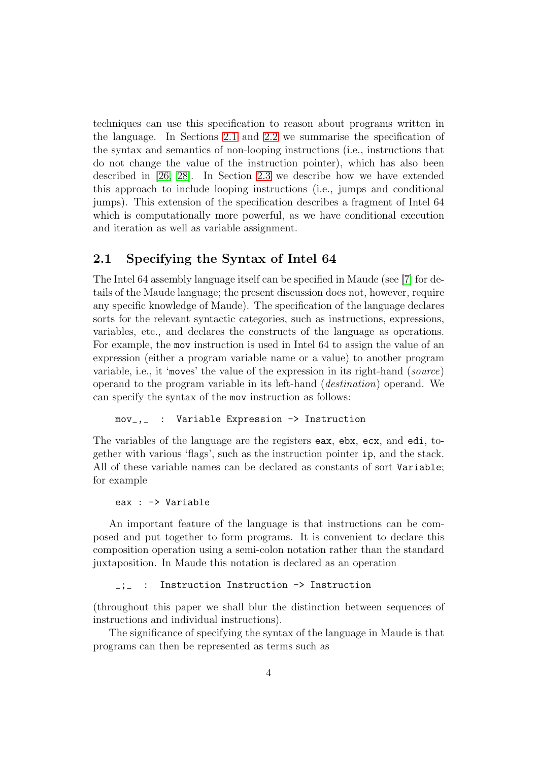techniques can use this specification to reason about programs written in the language. In Sections 2.1 and 2.2 we summarise the specification of the syntax and semantics of non-looping instructions (i.e., instructions that do not change the value of the instruction pointer), which has also been described in [26, 28]. In Section 2.3 we describe how we have extended this approach to include looping instructions (i.e., jumps and conditional jumps). This extension of the specification describes a fragment of Intel 64 which is computationally more powerful, as we have conditional execution and iteration as well as variable assignment.

## 2.1 Specifying the Syntax of Intel 64

The Intel 64 assembly language itself can be specified in Maude (see [7] for details of the Maude language; the present discussion does not, however, require any specific knowledge of Maude). The specification of the language declares sorts for the relevant syntactic categories, such as instructions, expressions, variables, etc., and declares the constructs of the language as operations. For example, the `mov` instruction is used in Intel 64 to assign the value of an expression (either a program variable name or a value) to another program variable, i.e., it '`moves`' the value of the expression in its right-hand (*source*) operand to the program variable in its left-hand (*destination*) operand. We can specify the syntax of the `mov` instruction as follows:

```
mov_,_  :  Variable Expression -> Instruction
```

The variables of the language are the registers `eax`, `ebx`, `ecx`, and `edi`, together with various 'flags', such as the instruction pointer `ip`, and the stack. All of these variable names can be declared as constants of sort `Variable`; for example

```
eax : -> Variable
```

An important feature of the language is that instructions can be composed and put together to form programs. It is convenient to declare this composition operation using a semi-colon notation rather than the standard juxtaposition. In Maude this notation is declared as an operation

```
_;_  :  Instruction Instruction -> Instruction
```

(throughout this paper we shall blur the distinction between sequences of instructions and individual instructions).

The significance of specifying the syntax of the language in Maude is that programs can then be represented as terms such as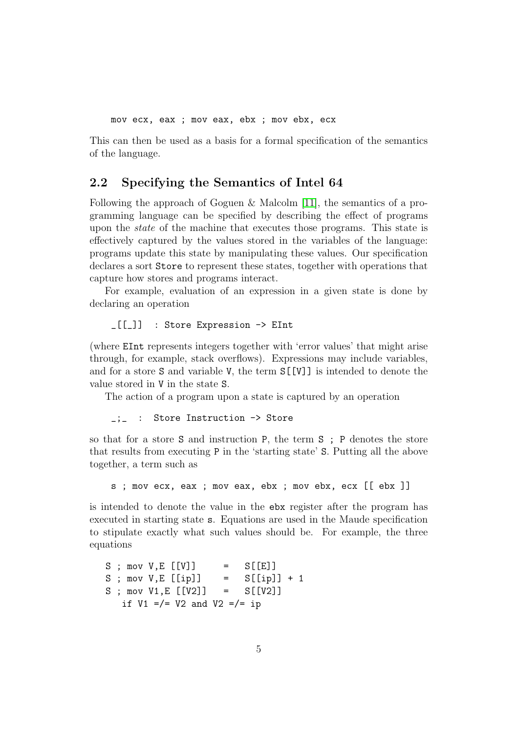```
mov ecx, eax ; mov eax, ebx ; mov ebx, ecx
```

This can then be used as a basis for a formal specification of the semantics of the language.

## 2.2 Specifying the Semantics of Intel 64

Following the approach of Goguen & Malcolm [11], the semantics of a programming language can be specified by describing the effect of programs upon the *state* of the machine that executes those programs. This state is effectively captured by the values stored in the variables of the language: programs update this state by manipulating these values. Our specification declares a sort `Store` to represent these states, together with operations that capture how stores and programs interact.

For example, evaluation of an expression in a given state is done by declaring an operation

```
_[[_]]  : Store Expression -> EInt
```

(where `EInt` represents integers together with 'error values' that might arise through, for example, stack overflows). Expressions may include variables, and for a store `S` and variable `V`, the term `S[[V]]` is intended to denote the value stored in `V` in the state `S`.

The action of a program upon a state is captured by an operation

```
_;_  :  Store Instruction -> Store
```

so that for a store `S` and instruction `P`, the term `S ; P` denotes the store that results from executing `P` in the 'starting state' `S`. Putting all the above together, a term such as

```
s ; mov ecx, eax ; mov eax, ebx ; mov ebx, ecx [[ ebx ]]
```

is intended to denote the value in the `ebx` register after the program has executed in starting state `s`. Equations are used in the Maude specification to stipulate exactly what such values should be. For example, the three equations

```
S ; mov V,E [[V]]     =   S[[E]]
S ; mov V,E [[ip]]    =   S[[ip]] + 1
S ; mov V1,E [[V2]]   =   S[[V2]]
   if V1 =/= V2 and V2 =/= ip
```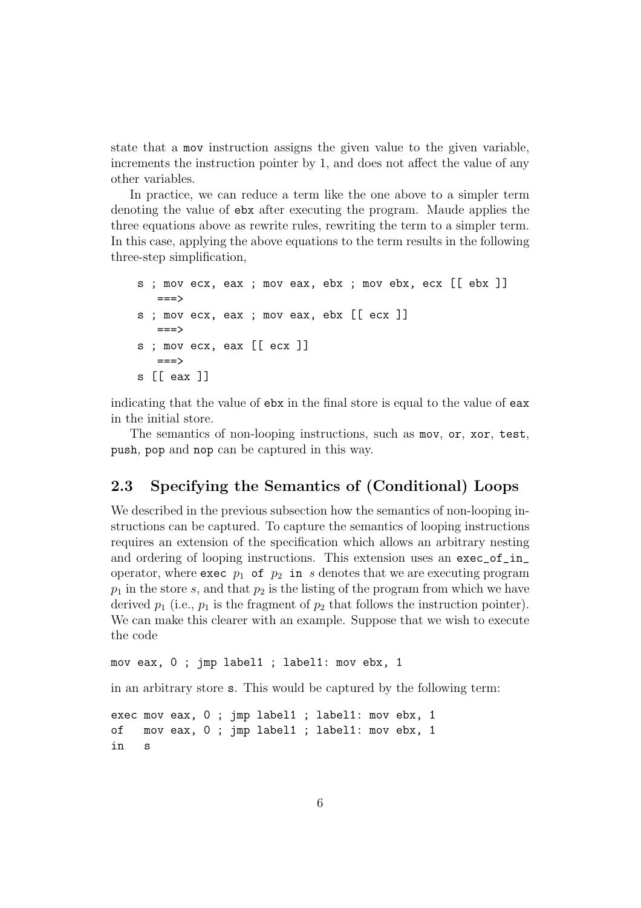state that a mov instruction assigns the given value to the given variable, increments the instruction pointer by 1, and does not affect the value of any other variables.

In practice, we can reduce a term like the one above to a simpler term denoting the value of ebx after executing the program. Maude applies the three equations above as rewrite rules, rewriting the term to a simpler term. In this case, applying the above equations to the term results in the following three-step simplification,

```
s ; mov ecx, eax ; mov eax, ebx ; mov ebx, ecx [[ ebx ]]
   ===>
s ; mov ecx, eax ; mov eax, ebx [[ ecx ]]
   ===>
s ; mov ecx, eax [[ ecx ]]
   ===>
s [[ eax ]]
```

indicating that the value of ebx in the final store is equal to the value of eax in the initial store.

The semantics of non-looping instructions, such as mov, or, xor, test, push, pop and nop can be captured in this way.

## 2.3 Specifying the Semantics of (Conditional) Loops

We described in the previous subsection how the semantics of non-looping instructions can be captured. To capture the semantics of looping instructions requires an extension of the specification which allows an arbitrary nesting and ordering of looping instructions. This extension uses an exec_of_in_ operator, where exec $p_1$ of $p_2$ in $s$ denotes that we are executing program $p_1$ in the store $s$, and that $p_2$ is the listing of the program from which we have derived $p_1$ (i.e., $p_1$ is the fragment of $p_2$ that follows the instruction pointer). We can make this clearer with an example. Suppose that we wish to execute the code

```
mov eax, 0 ; jmp label1 ; label1: mov ebx, 1
```

in an arbitrary store s. This would be captured by the following term:

```
exec mov eax, 0 ; jmp label1 ; label1: mov ebx, 1
of   mov eax, 0 ; jmp label1 ; label1: mov ebx, 1
in   s
```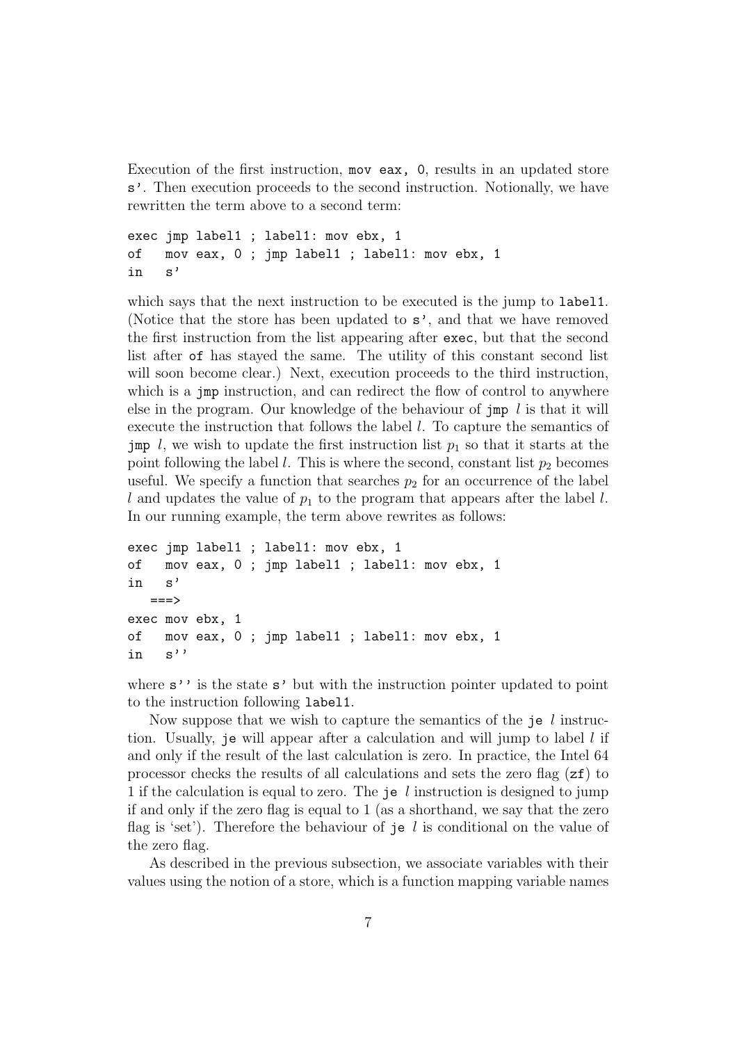Execution of the first instruction, `mov eax, 0`, results in an updated store `s'`. Then execution proceeds to the second instruction. Notionally, we have rewritten the term above to a second term:

```
exec jmp label1 ; label1: mov ebx, 1
of   mov eax, 0 ; jmp label1 ; label1: mov ebx, 1
in   s'
```

which says that the next instruction to be executed is the jump to `label1`. (Notice that the store has been updated to `s'`, and that we have removed the first instruction from the list appearing after `exec`, but that the second list after `of` has stayed the same. The utility of this constant second list will soon become clear.) Next, execution proceeds to the third instruction, which is a `jmp` instruction, and can redirect the flow of control to anywhere else in the program. Our knowledge of the behaviour of `jmp` $l$ is that it will execute the instruction that follows the label $l$. To capture the semantics of `jmp` $l$, we wish to update the first instruction list $p_1$ so that it starts at the point following the label $l$. This is where the second, constant list $p_2$ becomes useful. We specify a function that searches $p_2$ for an occurrence of the label $l$ and updates the value of $p_1$ to the program that appears after the label $l$. In our running example, the term above rewrites as follows:

```
exec jmp label1 ; label1: mov ebx, 1
of   mov eax, 0 ; jmp label1 ; label1: mov ebx, 1
in   s'
   ===>
exec mov ebx, 1
of   mov eax, 0 ; jmp label1 ; label1: mov ebx, 1
in   s''
```

where `s''` is the state `s'` but with the instruction pointer updated to point to the instruction following `label1`.

Now suppose that we wish to capture the semantics of the `je` $l$ instruction. Usually, `je` will appear after a calculation and will jump to label $l$ if and only if the result of the last calculation is zero. In practice, the Intel 64 processor checks the results of all calculations and sets the zero flag (`zf`) to 1 if the calculation is equal to zero. The `je` $l$ instruction is designed to jump if and only if the zero flag is equal to 1 (as a shorthand, we say that the zero flag is 'set'). Therefore the behaviour of `je` $l$ is conditional on the value of the zero flag.

As described in the previous subsection, we associate variables with their values using the notion of a store, which is a function mapping variable names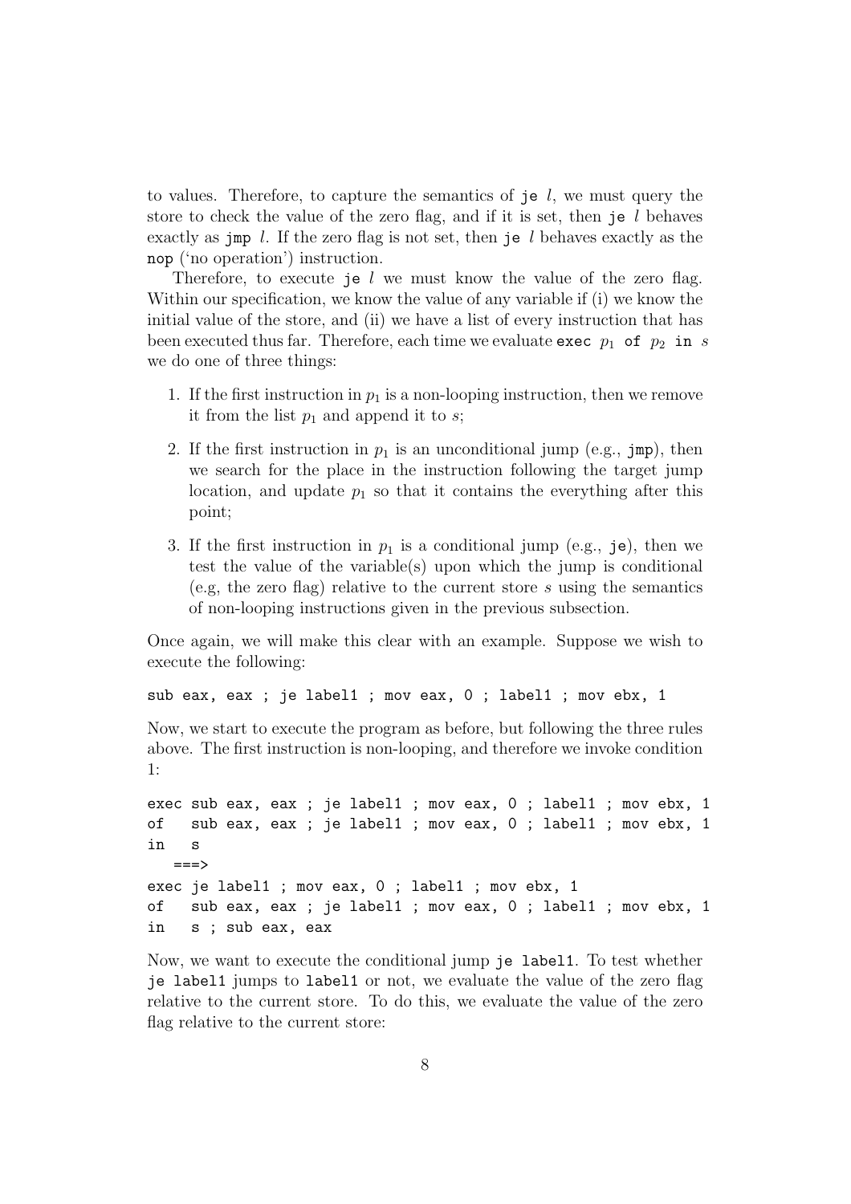to values. Therefore, to capture the semantics of `je` $l$, we must query the store to check the value of the zero flag, and if it is set, then `je` $l$ behaves exactly as `jmp` $l$. If the zero flag is not set, then `je` $l$ behaves exactly as the `nop` ('no operation') instruction.

Therefore, to execute `je` $l$ we must know the value of the zero flag. Within our specification, we know the value of any variable if (i) we know the initial value of the store, and (ii) we have a list of every instruction that has been executed thus far. Therefore, each time we evaluate `exec` $p_1$ `of` $p_2$ `in` $s$ we do one of three things:

1. If the first instruction in $p_1$ is a non-looping instruction, then we remove it from the list $p_1$ and append it to $s$;
2. If the first instruction in $p_1$ is an unconditional jump (e.g., `jmp`), then we search for the place in the instruction following the target jump location, and update $p_1$ so that it contains the everything after this point;
3. If the first instruction in $p_1$ is a conditional jump (e.g., `je`), then we test the value of the variable(s) upon which the jump is conditional (e.g, the zero flag) relative to the current store $s$ using the semantics of non-looping instructions given in the previous subsection.

Once again, we will make this clear with an example. Suppose we wish to execute the following:

```
sub eax, eax ; je label1 ; mov eax, 0 ; label1 ; mov ebx, 1
```

Now, we start to execute the program as before, but following the three rules above. The first instruction is non-looping, and therefore we invoke condition 1:

```
exec sub eax, eax ; je label1 ; mov eax, 0 ; label1 ; mov ebx, 1
of   sub eax, eax ; je label1 ; mov eax, 0 ; label1 ; mov ebx, 1
in   s
   ===>
exec je label1 ; mov eax, 0 ; label1 ; mov ebx, 1
of   sub eax, eax ; je label1 ; mov eax, 0 ; label1 ; mov ebx, 1
in   s ; sub eax, eax
```

Now, we want to execute the conditional jump `je label1`. To test whether `je label1` jumps to `label1` or not, we evaluate the value of the zero flag relative to the current store. To do this, we evaluate the value of the zero flag relative to the current store: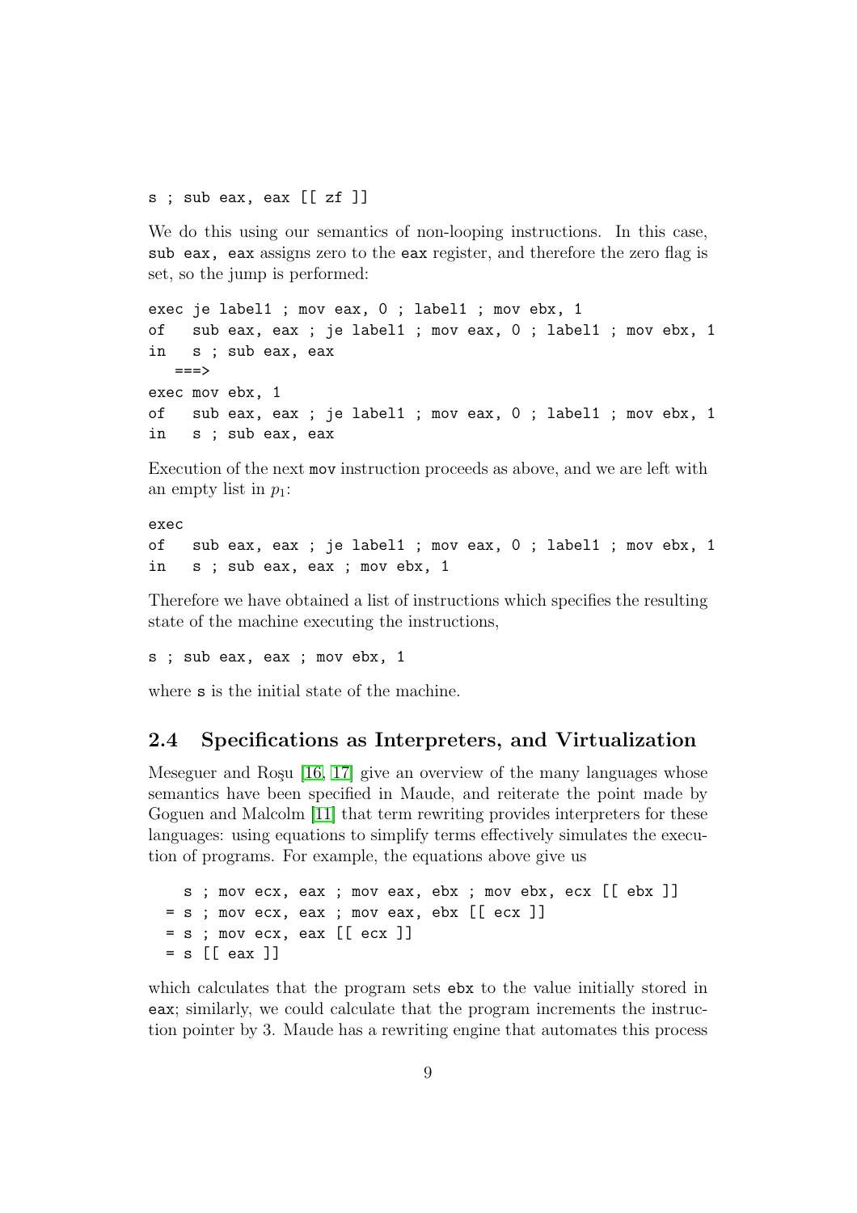```
s ; sub eax, eax [[ zf ]]
```

We do this using our semantics of non-looping instructions. In this case, `sub eax, eax` assigns zero to the `eax` register, and therefore the zero flag is set, so the jump is performed:

```
exec je label1 ; mov eax, 0 ; label1 ; mov ebx, 1
of   sub eax, eax ; je label1 ; mov eax, 0 ; label1 ; mov ebx, 1
in   s ; sub eax, eax
   ===>
exec mov ebx, 1
of   sub eax, eax ; je label1 ; mov eax, 0 ; label1 ; mov ebx, 1
in   s ; sub eax, eax
```

Execution of the next `mov` instruction proceeds as above, and we are left with an empty list in $p_1$:

```
exec
of   sub eax, eax ; je label1 ; mov eax, 0 ; label1 ; mov ebx, 1
in   s ; sub eax, eax ; mov ebx, 1
```

Therefore we have obtained a list of instructions which specifies the resulting state of the machine executing the instructions,

```
s ; sub eax, eax ; mov ebx, 1
```

where `s` is the initial state of the machine.

## 2.4 Specifications as Interpreters, and Virtualization

Meseguer and Roşu [16, 17] give an overview of the many languages whose semantics have been specified in Maude, and reiterate the point made by Goguen and Malcolm [11] that term rewriting provides interpreters for these languages: using equations to simplify terms effectively simulates the execution of programs. For example, the equations above give us

```
   s ; mov ecx, eax ; mov eax, ebx ; mov ebx, ecx [[ ebx ]]
 = s ; mov ecx, eax ; mov eax, ebx [[ ecx ]]
 = s ; mov ecx, eax [[ ecx ]]
 = s [[ eax ]]
```

which calculates that the program sets `ebx` to the value initially stored in `eax`; similarly, we could calculate that the program increments the instruction pointer by 3. Maude has a rewriting engine that automates this process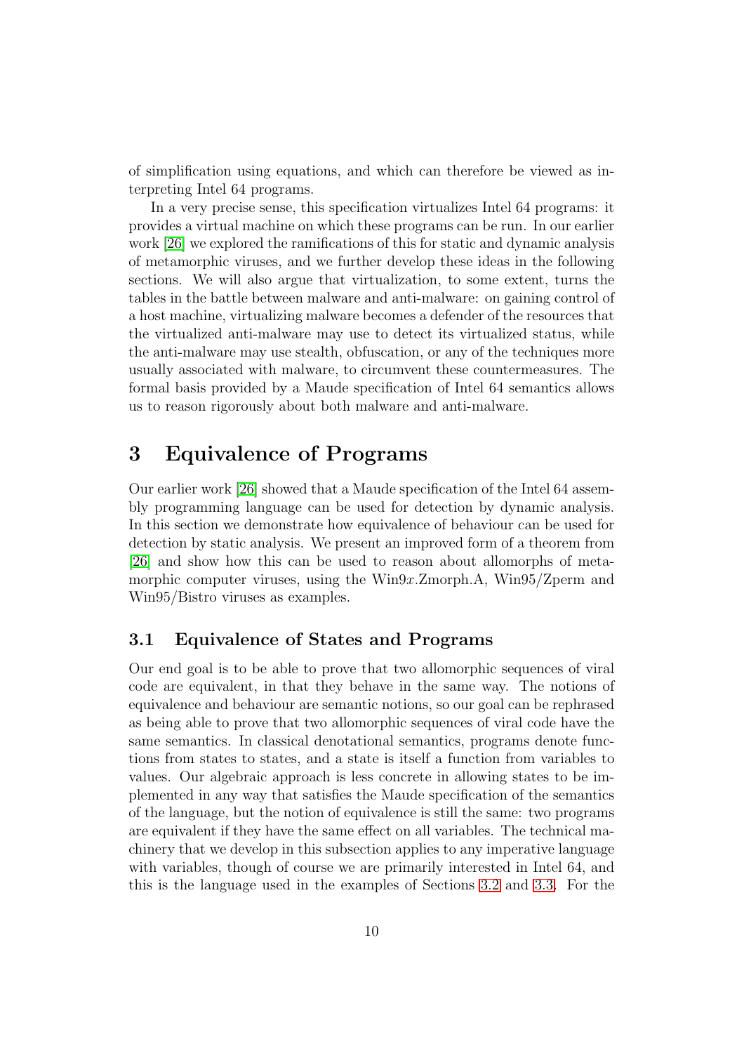of simplification using equations, and which can therefore be viewed as interpreting Intel 64 programs.

In a very precise sense, this specification virtualizes Intel 64 programs: it provides a virtual machine on which these programs can be run. In our earlier work [26] we explored the ramifications of this for static and dynamic analysis of metamorphic viruses, and we further develop these ideas in the following sections. We will also argue that virtualization, to some extent, turns the tables in the battle between malware and anti-malware: on gaining control of a host machine, virtualizing malware becomes a defender of the resources that the virtualized anti-malware may use to detect its virtualized status, while the anti-malware may use stealth, obfuscation, or any of the techniques more usually associated with malware, to circumvent these countermeasures. The formal basis provided by a Maude specification of Intel 64 semantics allows us to reason rigorously about both malware and anti-malware.

# 3 Equivalence of Programs

Our earlier work [26] showed that a Maude specification of the Intel 64 assembly programming language can be used for detection by dynamic analysis. In this section we demonstrate how equivalence of behaviour can be used for detection by static analysis. We present an improved form of a theorem from [26] and show how this can be used to reason about allomorphs of metamorphic computer viruses, using the Win9$x$.Zmorph.A, Win95/Zperm and Win95/Bistro viruses as examples.

## 3.1 Equivalence of States and Programs

Our end goal is to be able to prove that two allomorphic sequences of viral code are equivalent, in that they behave in the same way. The notions of equivalence and behaviour are semantic notions, so our goal can be rephrased as being able to prove that two allomorphic sequences of viral code have the same semantics. In classical denotational semantics, programs denote functions from states to states, and a state is itself a function from variables to values. Our algebraic approach is less concrete in allowing states to be implemented in any way that satisfies the Maude specification of the semantics of the language, but the notion of equivalence is still the same: two programs are equivalent if they have the same effect on all variables. The technical machinery that we develop in this subsection applies to any imperative language with variables, though of course we are primarily interested in Intel 64, and this is the language used in the examples of Sections 3.2 and 3.3. For the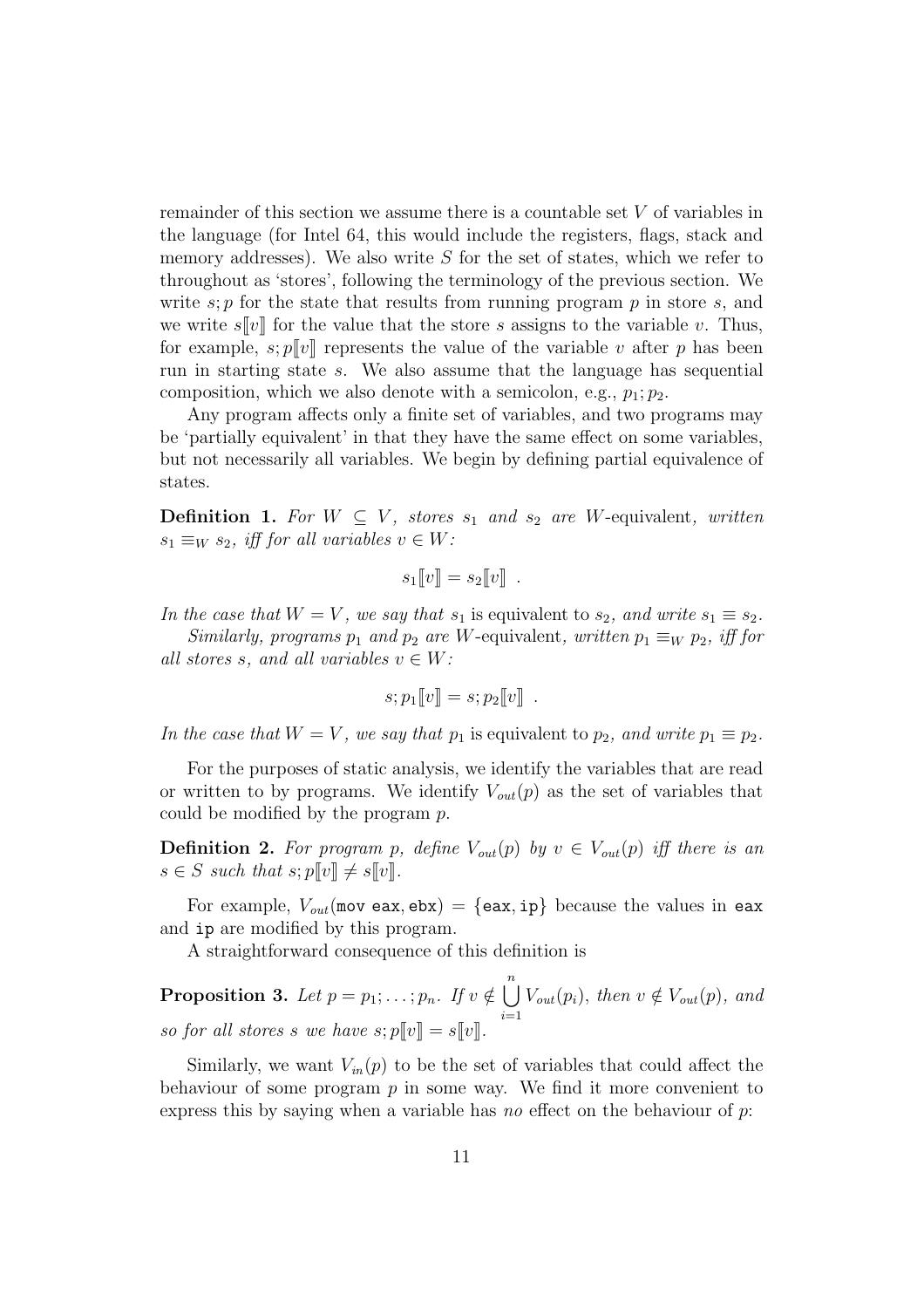remainder of this section we assume there is a countable set $V$ of variables in the language (for Intel 64, this would include the registers, flags, stack and memory addresses). We also write $S$ for the set of states, which we refer to throughout as 'stores', following the terminology of the previous section. We write $s; p$ for the state that results from running program $p$ in store $s$, and we write $s[\![v]\!]$ for the value that the store $s$ assigns to the variable $v$. Thus, for example, $s; p[\![v]\!]$ represents the value of the variable $v$ after $p$ has been run in starting state $s$. We also assume that the language has sequential composition, which we also denote with a semicolon, e.g., $p_1; p_2$.

Any program affects only a finite set of variables, and two programs may be 'partially equivalent' in that they have the same effect on some variables, but not necessarily all variables. We begin by defining partial equivalence of states.

**Definition 1.** *For $W \subseteq V$, stores $s_1$ and $s_2$ are* $W$-equivalent*, written $s_1 \equiv_W s_2$, iff for all variables $v \in W$:*

$$s_1[\![v]\!] = s_2[\![v]\!] \ .$$

*In the case that $W = V$, we say that $s_1$* is equivalent *to $s_2$, and write $s_1 \equiv s_2$.*

*Similarly, programs $p_1$ and $p_2$ are* $W$-equivalent*, written $p_1 \equiv_W p_2$, iff for all stores $s$, and all variables $v \in W$:*

$$s; p_1[\![v]\!] = s; p_2[\![v]\!] \ .$$

*In the case that $W = V$, we say that $p_1$* is equivalent *to $p_2$, and write $p_1 \equiv p_2$.*

For the purposes of static analysis, we identify the variables that are read or written to by programs. We identify $V_{out}(p)$ as the set of variables that could be modified by the program $p$.

**Definition 2.** *For program $p$, define $V_{out}(p)$ by $v \in V_{out}(p)$ iff there is an $s \in S$ such that $s; p[\![v]\!] \neq s[\![v]\!]$.*

For example, $V_{out}(\texttt{mov eax, ebx}) = \{\texttt{eax}, \texttt{ip}\}$ because the values in `eax` and `ip` are modified by this program.

A straightforward consequence of this definition is

**Proposition 3.** *Let $p = p_1; \ldots; p_n$. If $v \notin \bigcup_{i=1}^{n} V_{out}(p_i)$, then $v \notin V_{out}(p)$, and so for all stores $s$ we have $s; p[\![v]\!] = s[\![v]\!]$.*

Similarly, we want $V_{in}(p)$ to be the set of variables that could affect the behaviour of some program $p$ in some way. We find it more convenient to express this by saying when a variable has *no* effect on the behaviour of $p$: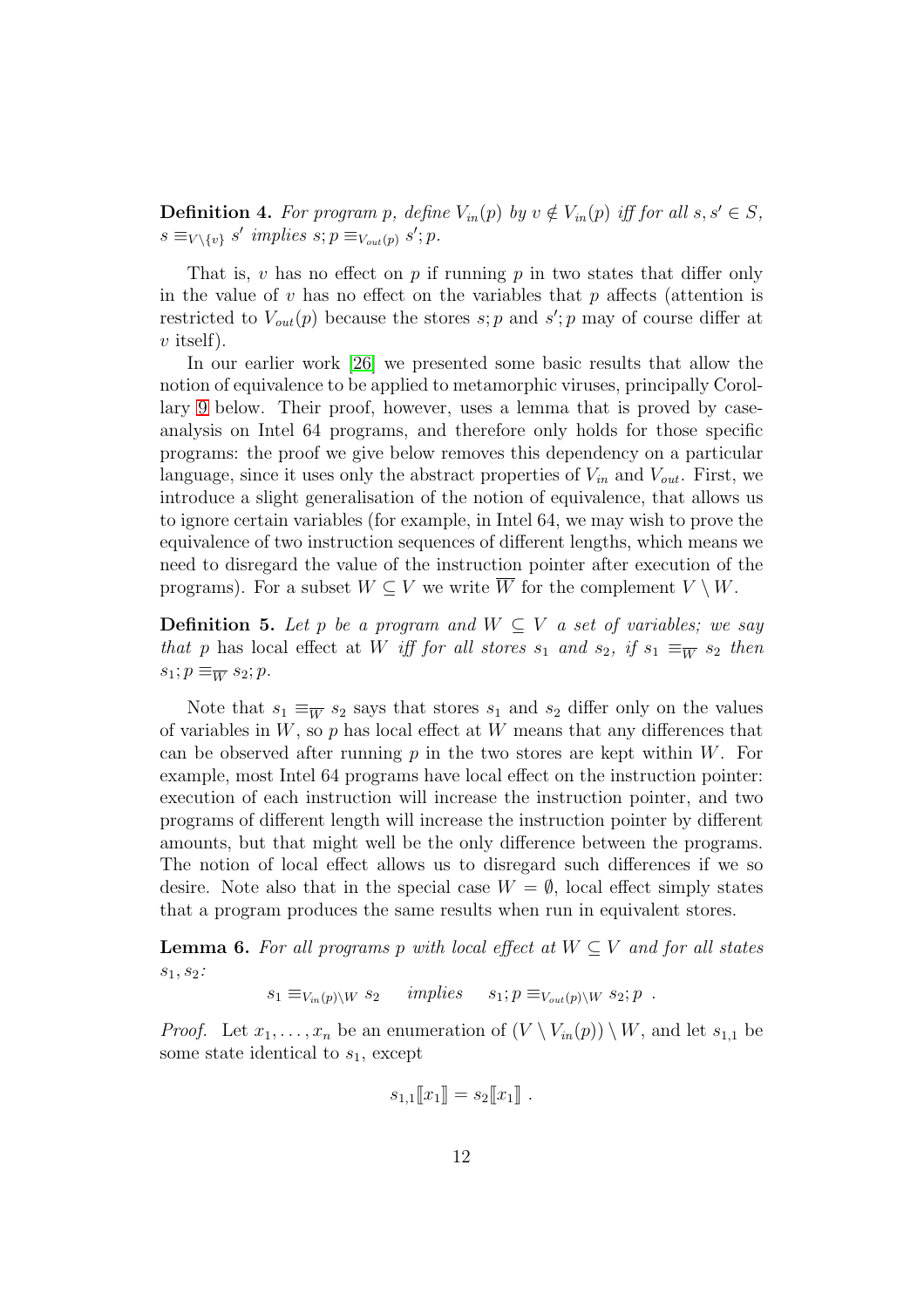**Definition 4.** *For program $p$, define $V_{in}(p)$ by $v \notin V_{in}(p)$ iff for all $s, s' \in S$, $s \equiv_{V \setminus \{v\}} s'$ implies $s; p \equiv_{V_{out}(p)} s'; p$.*

That is, $v$ has no effect on $p$ if running $p$ in two states that differ only in the value of $v$ has no effect on the variables that $p$ affects (attention is restricted to $V_{out}(p)$ because the stores $s; p$ and $s'; p$ may of course differ at $v$ itself).

In our earlier work [26] we presented some basic results that allow the notion of equivalence to be applied to metamorphic viruses, principally Corollary 9 below. Their proof, however, uses a lemma that is proved by case-analysis on Intel 64 programs, and therefore only holds for those specific programs: the proof we give below removes this dependency on a particular language, since it uses only the abstract properties of $V_{in}$ and $V_{out}$. First, we introduce a slight generalisation of the notion of equivalence, that allows us to ignore certain variables (for example, in Intel 64, we may wish to prove the equivalence of two instruction sequences of different lengths, which means we need to disregard the value of the instruction pointer after execution of the programs). For a subset $W \subseteq V$ we write $\overline{W}$ for the complement $V \setminus W$.

**Definition 5.** *Let $p$ be a program and $W \subseteq V$ a set of variables; we say that $p$ has* local effect *at $W$ iff for all stores $s_1$ and $s_2$, if $s_1 \equiv_{\overline{W}} s_2$ then $s_1; p \equiv_{\overline{W}} s_2; p$.*

Note that $s_1 \equiv_{\overline{W}} s_2$ says that stores $s_1$ and $s_2$ differ only on the values of variables in $W$, so $p$ has local effect at $W$ means that any differences that can be observed after running $p$ in the two stores are kept within $W$. For example, most Intel 64 programs have local effect on the instruction pointer: execution of each instruction will increase the instruction pointer, and two programs of different length will increase the instruction pointer by different amounts, but that might well be the only difference between the programs. The notion of local effect allows us to disregard such differences if we so desire. Note also that in the special case $W = \emptyset$, local effect simply states that a program produces the same results when run in equivalent stores.

**Lemma 6.** *For all programs $p$ with local effect at $W \subseteq V$ and for all states $s_1, s_2$:*

$$s_1 \equiv_{V_{in}(p) \setminus W} s_2 \quad \textit{implies} \quad s_1; p \equiv_{V_{out}(p) \setminus W} s_2; p \ .$$

*Proof.* Let $x_1, \ldots, x_n$ be an enumeration of $(V \setminus V_{in}(p)) \setminus W$, and let $s_{1,1}$ be some state identical to $s_1$, except

$$s_{1,1}[\![x_1]\!] = s_2[\![x_1]\!] \ .$$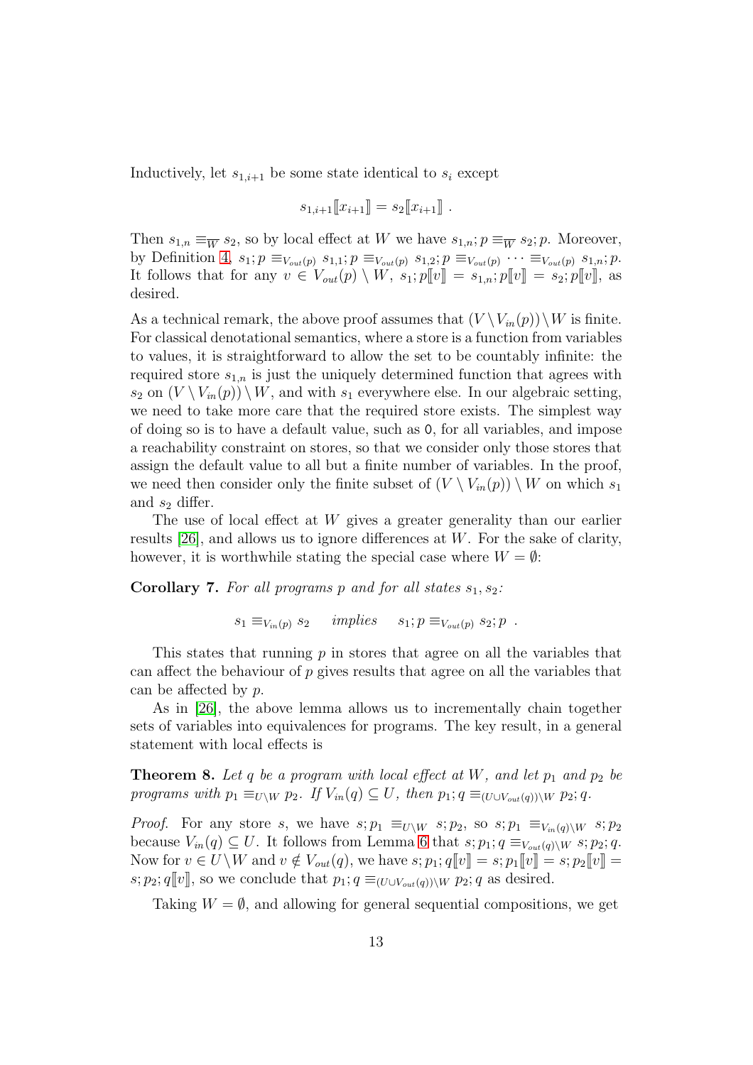Inductively, let $s_{1,i+1}$ be some state identical to $s_i$ except

$$s_{1,i+1}[\![x_{i+1}]\!] = s_2[\![x_{i+1}]\!] \ .$$

Then $s_{1,n} \equiv_{\overline{W}} s_2$, so by local effect at $W$ we have $s_{1,n}; p \equiv_{\overline{W}} s_2; p$. Moreover, by Definition 4, $s_1; p \equiv_{V_{out}(p)} s_{1,1}; p \equiv_{V_{out}(p)} s_{1,2}; p \equiv_{V_{out}(p)} \cdots \equiv_{V_{out}(p)} s_{1,n}; p$. It follows that for any $v \in V_{out}(p) \setminus W$, $s_1; p[\![v]\!] = s_{1,n}; p[\![v]\!] = s_2; p[\![v]\!]$, as desired.

As a technical remark, the above proof assumes that $(V \setminus V_{in}(p)) \setminus W$ is finite. For classical denotational semantics, where a store is a function from variables to values, it is straightforward to allow the set to be countably infinite: the required store $s_{1,n}$ is just the uniquely determined function that agrees with $s_2$ on $(V \setminus V_{in}(p)) \setminus W$, and with $s_1$ everywhere else. In our algebraic setting, we need to take more care that the required store exists. The simplest way of doing so is to have a default value, such as `0`, for all variables, and impose a reachability constraint on stores, so that we consider only those stores that assign the default value to all but a finite number of variables. In the proof, we need then consider only the finite subset of $(V \setminus V_{in}(p)) \setminus W$ on which $s_1$ and $s_2$ differ.

The use of local effect at $W$ gives a greater generality than our earlier results [26], and allows us to ignore differences at $W$. For the sake of clarity, however, it is worthwhile stating the special case where $W = \emptyset$:

**Corollary 7.** *For all programs $p$ and for all states $s_1, s_2$:*

$$s_1 \equiv_{V_{in}(p)} s_2 \quad \textit{implies} \quad s_1; p \equiv_{V_{out}(p)} s_2; p \ .$$

This states that running $p$ in stores that agree on all the variables that can affect the behaviour of $p$ gives results that agree on all the variables that can be affected by $p$.

As in [26], the above lemma allows us to incrementally chain together sets of variables into equivalences for programs. The key result, in a general statement with local effects is

**Theorem 8.** *Let $q$ be a program with local effect at $W$, and let $p_1$ and $p_2$ be programs with $p_1 \equiv_{U \setminus W} p_2$. If $V_{in}(q) \subseteq U$, then $p_1; q \equiv_{(U \cup V_{out}(q)) \setminus W} p_2; q$.*

*Proof.* For any store $s$, we have $s; p_1 \equiv_{U \setminus W} s; p_2$, so $s; p_1 \equiv_{V_{in}(q) \setminus W} s; p_2$ because $V_{in}(q) \subseteq U$. It follows from Lemma 6 that $s; p_1; q \equiv_{V_{out}(q) \setminus W} s; p_2; q$. Now for $v \in U \setminus W$ and $v \notin V_{out}(q)$, we have $s; p_1; q[\![v]\!] = s; p_1[\![v]\!] = s; p_2[\![v]\!] = s; p_2; q[\![v]\!]$, so we conclude that $p_1; q \equiv_{(U \cup V_{out}(q)) \setminus W} p_2; q$ as desired.

Taking $W = \emptyset$, and allowing for general sequential compositions, we get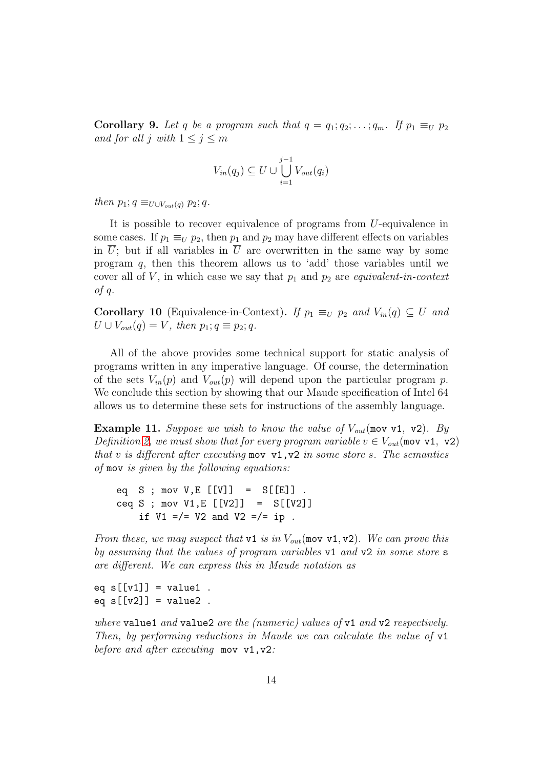**Corollary 9.** *Let $q$ be a program such that $q = q_1; q_2; \ldots; q_m$. If $p_1 \equiv_U p_2$ and for all $j$ with $1 \leq j \leq m$*

$$V_{in}(q_j) \subseteq U \cup \bigcup_{i=1}^{j-1} V_{out}(q_i)$$

*then $p_1; q \equiv_{U \cup V_{out}(q)} p_2; q$.*

It is possible to recover equivalence of programs from $U$-equivalence in some cases. If $p_1 \equiv_U p_2$, then $p_1$ and $p_2$ may have different effects on variables in $\overline{U}$; but if all variables in $\overline{U}$ are overwritten in the same way by some program $q$, then this theorem allows us to 'add' those variables until we cover all of $V$, in which case we say that $p_1$ and $p_2$ are *equivalent-in-context of $q$*.

**Corollary 10** (Equivalence-in-Context)**.** *If $p_1 \equiv_U p_2$ and $V_{in}(q) \subseteq U$ and $U \cup V_{out}(q) = V$, then $p_1; q \equiv p_2; q$.*

All of the above provides some technical support for static analysis of programs written in any imperative language. Of course, the determination of the sets $V_{in}(p)$ and $V_{out}(p)$ will depend upon the particular program $p$. We conclude this section by showing that our Maude specification of Intel 64 allows us to determine these sets for instructions of the assembly language.

**Example 11.** *Suppose we wish to know the value of $V_{out}$(`mov v1, v2`). By Definition 2, we must show that for every program variable $v \in V_{out}$(`mov v1, v2`) that $v$ is different after executing `mov v1,v2` in some store $s$. The semantics of `mov` is given by the following equations:*

```
eq  S ; mov V,E [[V]]  =  S[[E]] .
ceq S ; mov V1,E [[V2]]  =  S[[V2]]
    if V1 =/= V2 and V2 =/= ip .
```

*From these, we may suspect that `v1` is in $V_{out}$(`mov v1,v2`). We can prove this by assuming that the values of program variables `v1` and `v2` in some store `s` are different. We can express this in Maude notation as*

```
eq s[[v1]] = value1 .
eq s[[v2]] = value2 .
```

*where `value1` and `value2` are the (numeric) values of `v1` and `v2` respectively. Then, by performing reductions in Maude we can calculate the value of `v1` before and after executing `mov v1,v2`:*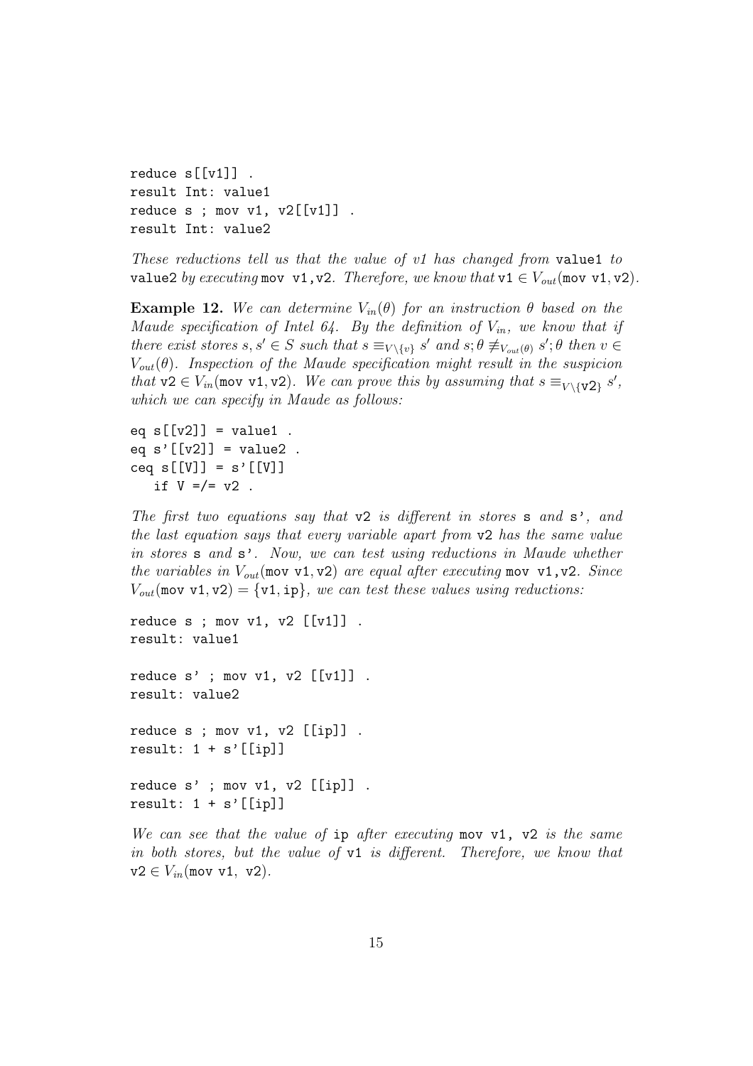```
reduce s[[v1]] .
result Int: value1
reduce s ; mov v1, v2[[v1]] .
result Int: value2
```

*These reductions tell us that the value of v1 has changed from* `value1` *to* `value2` *by executing* `mov v1,v2`*. Therefore, we know that* $\texttt{v1} \in V_{out}(\texttt{mov v1, v2})$*.*

**Example 12.** *We can determine $V_{in}(\theta)$ for an instruction $\theta$ based on the Maude specification of Intel 64. By the definition of $V_{in}$, we know that if there exist stores $s, s' \in S$ such that $s \equiv_{V \setminus \{v\}} s'$ and $s;\theta \not\equiv_{V_{out}(\theta)} s';\theta$ then $v \in V_{out}(\theta)$. Inspection of the Maude specification might result in the suspicion that $\texttt{v2} \in V_{in}(\texttt{mov v1, v2})$. We can prove this by assuming that $s \equiv_{V \setminus \{\texttt{v2}\}} s'$, which we can specify in Maude as follows:*

```
eq s[[v2]] = value1 .
eq s'[[v2]] = value2 .
ceq s[[V]] = s'[[V]]
   if V =/= v2 .
```

*The first two equations say that* `v2` *is different in stores* `s` *and* `s'`*, and the last equation says that every variable apart from* `v2` *has the same value in stores* `s` *and* `s'`*. Now, we can test using reductions in Maude whether the variables in $V_{out}(\texttt{mov v1, v2})$ are equal after executing* `mov v1,v2`*. Since $V_{out}(\texttt{mov v1, v2}) = \{\texttt{v1}, \texttt{ip}\}$, we can test these values using reductions:*

```
reduce s ; mov v1, v2 [[v1]] .
result: value1

reduce s' ; mov v1, v2 [[v1]] .
result: value2

reduce s ; mov v1, v2 [[ip]] .
result: 1 + s'[[ip]]

reduce s' ; mov v1, v2 [[ip]] .
result: 1 + s'[[ip]]
```

*We can see that the value of* `ip` *after executing* `mov v1, v2` *is the same in both stores, but the value of* `v1` *is different. Therefore, we know that* $\texttt{v2} \in V_{in}(\texttt{mov v1, v2})$*.*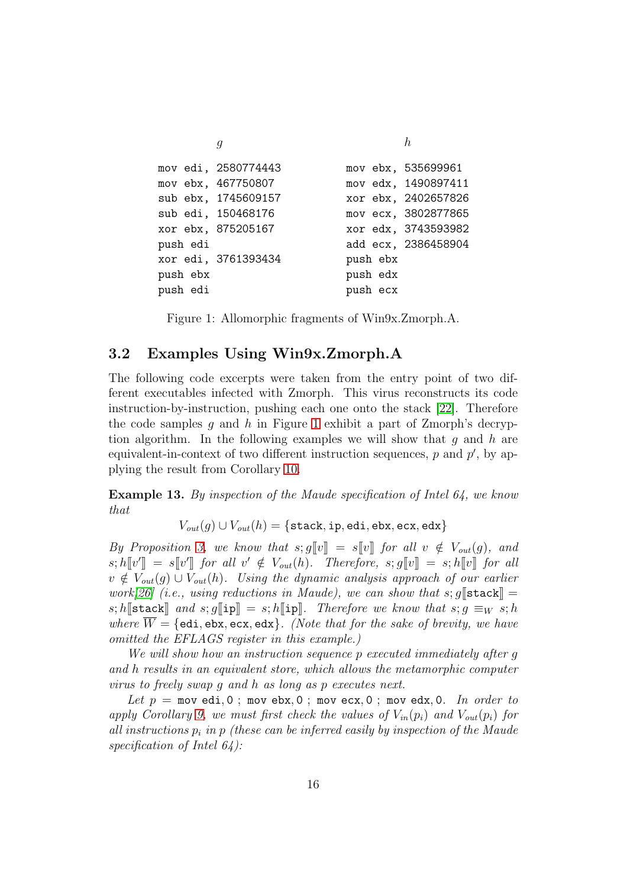| $g$ | $h$ |
|---|---|
| `mov edi, 2580774443` | `mov ebx, 535699961` |
| `mov ebx, 467750807` | `mov edx, 1490897411` |
| `sub ebx, 1745609157` | `xor ebx, 2402657826` |
| `sub edi, 150468176` | `mov ecx, 3802877865` |
| `xor ebx, 875205167` | `xor edx, 3743593982` |
| `push edi` | `add ecx, 2386458904` |
| `xor edi, 3761393434` | `push ebx` |
| `push ebx` | `push edx` |
| `push edi` | `push ecx` |

Figure 1: Allomorphic fragments of Win9x.Zmorph.A.

## 3.2 Examples Using Win9x.Zmorph.A

The following code excerpts were taken from the entry point of two different executables infected with Zmorph. This virus reconstructs its code instruction-by-instruction, pushing each one onto the stack [22]. Therefore the code samples $g$ and $h$ in Figure 1 exhibit a part of Zmorph's decryption algorithm. In the following examples we will show that $g$ and $h$ are equivalent-in-context of two different instruction sequences, $p$ and $p'$, by applying the result from Corollary 10.

**Example 13.** *By inspection of the Maude specification of Intel 64, we know that*

$$V_{out}(g) \cup V_{out}(h) = \{\texttt{stack}, \texttt{ip}, \texttt{edi}, \texttt{ebx}, \texttt{ecx}, \texttt{edx}\}$$

*By Proposition 3, we know that $s; g[\![v]\!] = s[\![v]\!]$ for all $v \notin V_{out}(g)$, and $s; h[\![v']\!] = s[\![v']\!]$ for all $v' \notin V_{out}(h)$. Therefore, $s; g[\![v]\!] = s; h[\![v]\!]$ for all $v \notin V_{out}(g) \cup V_{out}(h)$. Using the dynamic analysis approach of our earlier work[26] (i.e., using reductions in Maude), we can show that $s; g[\![\texttt{stack}]\!] = s; h[\![\texttt{stack}]\!]$ and $s; g[\![\texttt{ip}]\!] = s; h[\![\texttt{ip}]\!]$. Therefore we know that $s; g \equiv_W s; h$ where $\overline{W} = \{\texttt{edi}, \texttt{ebx}, \texttt{ecx}, \texttt{edx}\}$. (Note that for the sake of brevity, we have omitted the EFLAGS register in this example.)*

*We will show how an instruction sequence $p$ executed immediately after $g$ and $h$ results in an equivalent store, which allows the metamorphic computer virus to freely swap $g$ and $h$ as long as $p$ executes next.*

*Let $p =$ `mov edi, 0 ; mov ebx, 0 ; mov ecx, 0 ; mov edx, 0`. In order to apply Corollary 9, we must first check the values of $V_{in}(p_i)$ and $V_{out}(p_i)$ for all instructions $p_i$ in $p$ (these can be inferred easily by inspection of the Maude specification of Intel 64):*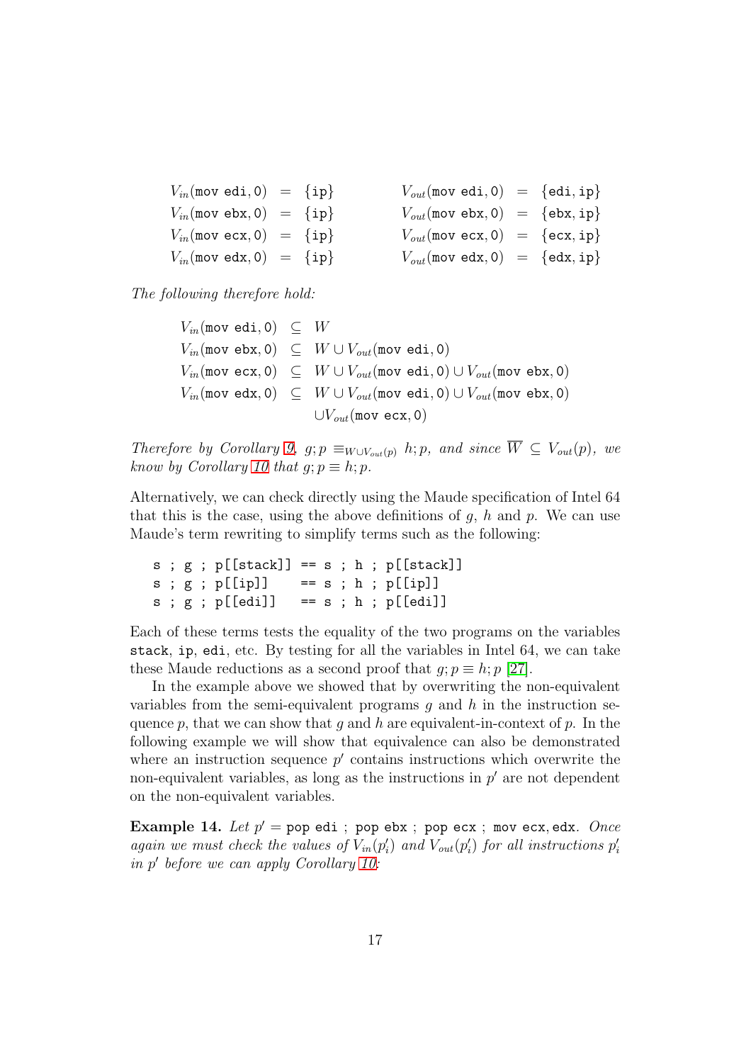$$
\begin{aligned}
V_{in}(\texttt{mov edi}, 0) &= \{\texttt{ip}\} & V_{out}(\texttt{mov edi}, 0) &= \{\texttt{edi}, \texttt{ip}\} \\
V_{in}(\texttt{mov ebx}, 0) &= \{\texttt{ip}\} & V_{out}(\texttt{mov ebx}, 0) &= \{\texttt{ebx}, \texttt{ip}\} \\
V_{in}(\texttt{mov ecx}, 0) &= \{\texttt{ip}\} & V_{out}(\texttt{mov ecx}, 0) &= \{\texttt{ecx}, \texttt{ip}\} \\
V_{in}(\texttt{mov edx}, 0) &= \{\texttt{ip}\} & V_{out}(\texttt{mov edx}, 0) &= \{\texttt{edx}, \texttt{ip}\}
\end{aligned}
$$

*The following therefore hold:*

$$
\begin{aligned}
V_{in}(\texttt{mov edi}, 0) &\subseteq W \\
V_{in}(\texttt{mov ebx}, 0) &\subseteq W \cup V_{out}(\texttt{mov edi}, 0) \\
V_{in}(\texttt{mov ecx}, 0) &\subseteq W \cup V_{out}(\texttt{mov edi}, 0) \cup V_{out}(\texttt{mov ebx}, 0) \\
V_{in}(\texttt{mov edx}, 0) &\subseteq W \cup V_{out}(\texttt{mov edi}, 0) \cup V_{out}(\texttt{mov ebx}, 0) \\
&\quad \cup V_{out}(\texttt{mov ecx}, 0)
\end{aligned}
$$

*Therefore by Corollary 9, $g; p \equiv_{W \cup V_{out}(p)} h; p$, and since $\overline{W} \subseteq V_{out}(p)$, we know by Corollary 10 that $g; p \equiv h; p$.*

Alternatively, we can check directly using the Maude specification of Intel 64 that this is the case, using the above definitions of $g$, $h$ and $p$. We can use Maude's term rewriting to simplify terms such as the following:

```
s ; g ; p[[stack]] == s ; h ; p[[stack]]
s ; g ; p[[ip]]    == s ; h ; p[[ip]]
s ; g ; p[[edi]]   == s ; h ; p[[edi]]
```

Each of these terms tests the equality of the two programs on the variables `stack`, `ip`, `edi`, etc. By testing for all the variables in Intel 64, we can take these Maude reductions as a second proof that $g; p \equiv h; p$ [27].

In the example above we showed that by overwriting the non-equivalent variables from the semi-equivalent programs $g$ and $h$ in the instruction sequence $p$, that we can show that $g$ and $h$ are equivalent-in-context of $p$. In the following example we will show that equivalence can also be demonstrated where an instruction sequence $p'$ contains instructions which overwrite the non-equivalent variables, as long as the instructions in $p'$ are not dependent on the non-equivalent variables.

**Example 14.** *Let $p' =$ `pop edi ; pop ebx ; pop ecx ; mov ecx, edx`. Once again we must check the values of $V_{in}(p'_i)$ and $V_{out}(p'_i)$ for all instructions $p'_i$ in $p'$ before we can apply Corollary 10:*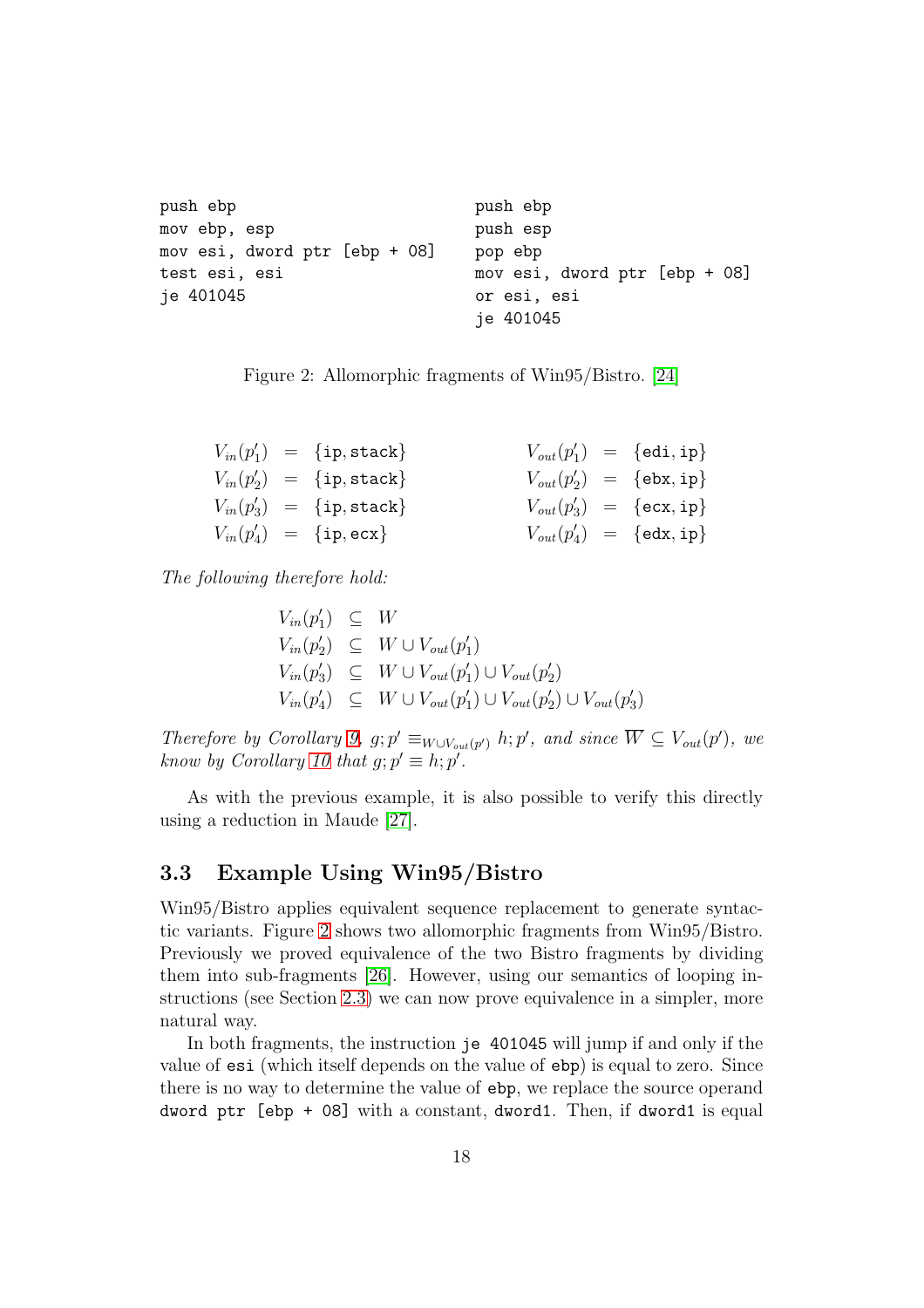```
push ebp
mov ebp, esp
mov esi, dword ptr [ebp + 08]
test esi, esi
je 401045
```

```
push ebp
push esp
pop ebp
mov esi, dword ptr [ebp + 08]
or esi, esi
je 401045
```

Figure 2: Allomorphic fragments of Win95/Bistro. [24]

$$
\begin{aligned}
V_{in}(p'_1) &= \{\texttt{ip}, \texttt{stack}\} & \quad V_{out}(p'_1) &= \{\texttt{edi}, \texttt{ip}\} \\
V_{in}(p'_2) &= \{\texttt{ip}, \texttt{stack}\} & \quad V_{out}(p'_2) &= \{\texttt{ebx}, \texttt{ip}\} \\
V_{in}(p'_3) &= \{\texttt{ip}, \texttt{stack}\} & \quad V_{out}(p'_3) &= \{\texttt{ecx}, \texttt{ip}\} \\
V_{in}(p'_4) &= \{\texttt{ip}, \texttt{ecx}\} & \quad V_{out}(p'_4) &= \{\texttt{edx}, \texttt{ip}\}
\end{aligned}
$$

*The following therefore hold:*

$$
\begin{aligned}
V_{in}(p'_1) &\subseteq W \\
V_{in}(p'_2) &\subseteq W \cup V_{out}(p'_1) \\
V_{in}(p'_3) &\subseteq W \cup V_{out}(p'_1) \cup V_{out}(p'_2) \\
V_{in}(p'_4) &\subseteq W \cup V_{out}(p'_1) \cup V_{out}(p'_2) \cup V_{out}(p'_3)
\end{aligned}
$$

*Therefore by Corollary 9, $g; p' \equiv_{W \cup V_{out}(p')} h; p'$, and since $\overline{W} \subseteq V_{out}(p')$, we know by Corollary 10 that $g; p' \equiv h; p'$.*

As with the previous example, it is also possible to verify this directly using a reduction in Maude [27].

### 3.3 Example Using Win95/Bistro

Win95/Bistro applies equivalent sequence replacement to generate syntactic variants. Figure 2 shows two allomorphic fragments from Win95/Bistro. Previously we proved equivalence of the two Bistro fragments by dividing them into sub-fragments [26]. However, using our semantics of looping instructions (see Section 2.3) we can now prove equivalence in a simpler, more natural way.

In both fragments, the instruction `je 401045` will jump if and only if the value of `esi` (which itself depends on the value of `ebp`) is equal to zero. Since there is no way to determine the value of `ebp`, we replace the source operand `dword ptr [ebp + 08]` with a constant, `dword1`. Then, if `dword1` is equal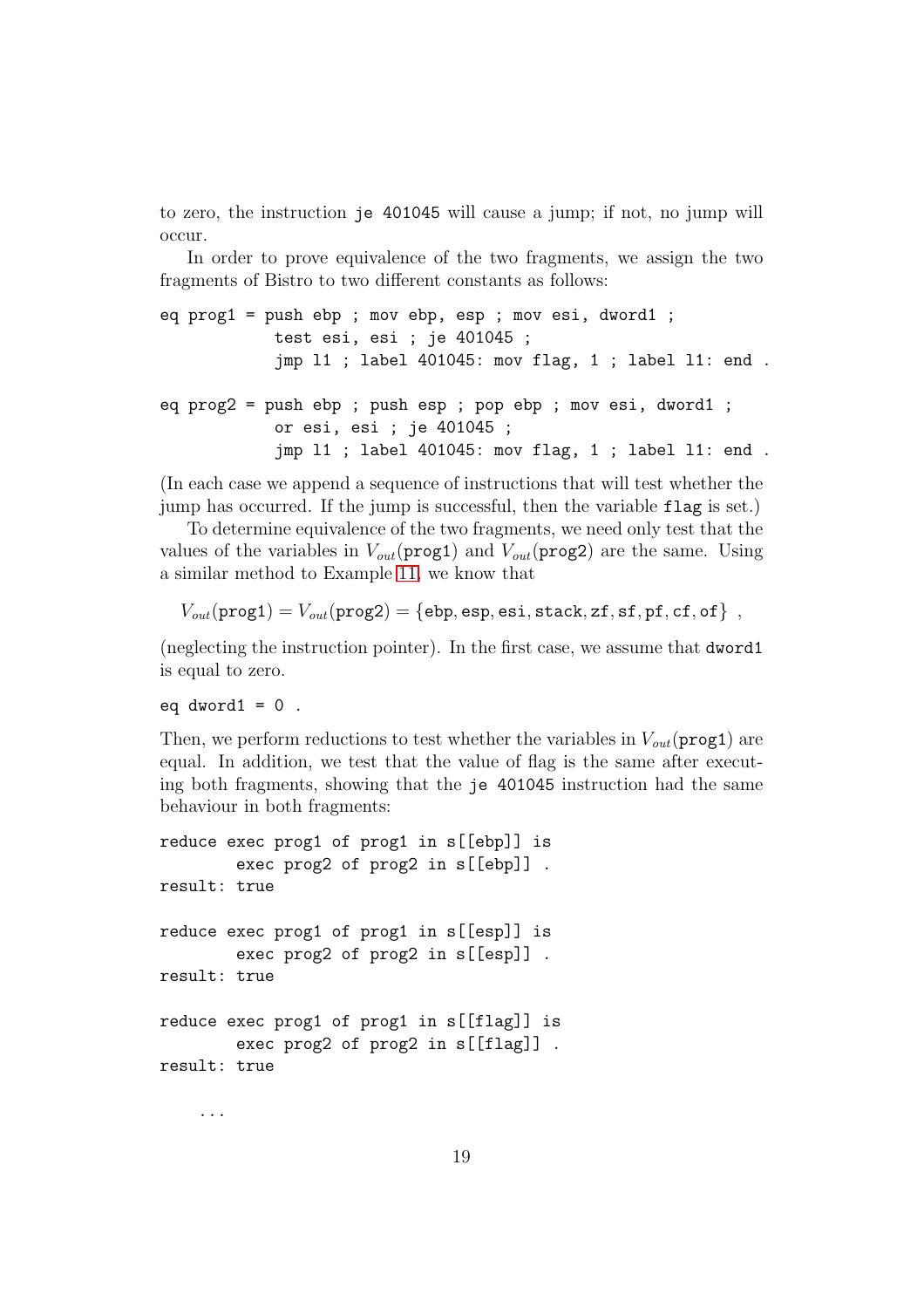to zero, the instruction `je 401045` will cause a jump; if not, no jump will occur.

In order to prove equivalence of the two fragments, we assign the two fragments of Bistro to two different constants as follows:

```
eq prog1 = push ebp ; mov ebp, esp ; mov esi, dword1 ;
           test esi, esi ; je 401045 ;
           jmp l1 ; label 401045: mov flag, 1 ; label l1: end .

eq prog2 = push ebp ; push esp ; pop ebp ; mov esi, dword1 ;
           or esi, esi ; je 401045 ;
           jmp l1 ; label 401045: mov flag, 1 ; label l1: end .
```

(In each case we append a sequence of instructions that will test whether the jump has occurred. If the jump is successful, then the variable `flag` is set.)

To determine equivalence of the two fragments, we need only test that the values of the variables in $V_{out}(\texttt{prog1})$ and $V_{out}(\texttt{prog2})$ are the same. Using a similar method to Example 11, we know that

$$V_{out}(\texttt{prog1}) = V_{out}(\texttt{prog2}) = \{\texttt{ebp}, \texttt{esp}, \texttt{esi}, \texttt{stack}, \texttt{zf}, \texttt{sf}, \texttt{pf}, \texttt{cf}, \texttt{of}\} ,$$

(neglecting the instruction pointer). In the first case, we assume that `dword1` is equal to zero.

```
eq dword1 = 0 .
```

Then, we perform reductions to test whether the variables in $V_{out}(\texttt{prog1})$ are equal. In addition, we test that the value of flag is the same after executing both fragments, showing that the `je 401045` instruction had the same behaviour in both fragments:

```
reduce exec prog1 of prog1 in s[[ebp]] is
       exec prog2 of prog2 in s[[ebp]] .
result: true

reduce exec prog1 of prog1 in s[[esp]] is
       exec prog2 of prog2 in s[[esp]] .
result: true

reduce exec prog1 of prog1 in s[[flag]] is
       exec prog2 of prog2 in s[[flag]] .
result: true
```

...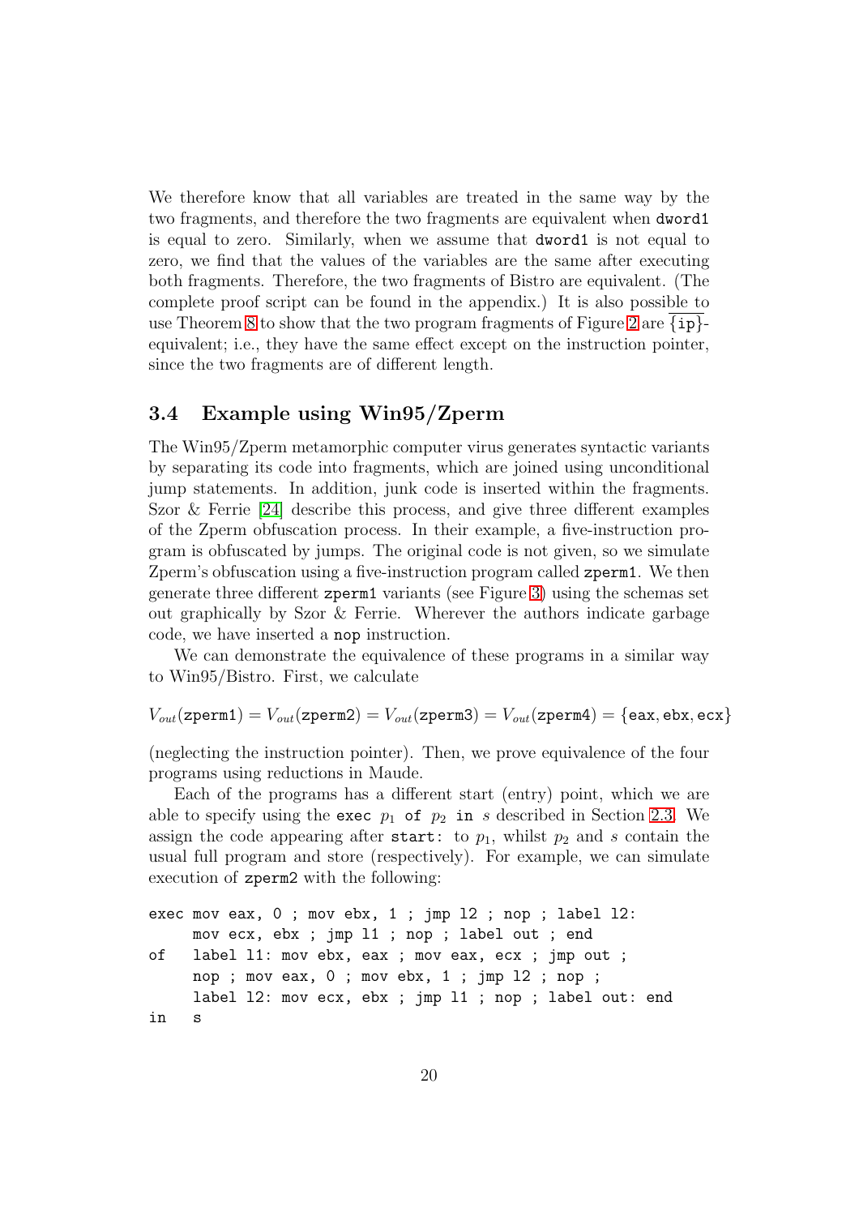We therefore know that all variables are treated in the same way by the two fragments, and therefore the two fragments are equivalent when `dword1` is equal to zero. Similarly, when we assume that `dword1` is not equal to zero, we find that the values of the variables are the same after executing both fragments. Therefore, the two fragments of Bistro are equivalent. (The complete proof script can be found in the appendix.) It is also possible to use Theorem 8 to show that the two program fragments of Figure 2 are $\overline{\{\texttt{ip}\}}$-equivalent; i.e., they have the same effect except on the instruction pointer, since the two fragments are of different length.

### 3.4 Example using Win95/Zperm

The Win95/Zperm metamorphic computer virus generates syntactic variants by separating its code into fragments, which are joined using unconditional jump statements. In addition, junk code is inserted within the fragments. Szor & Ferrie [24] describe this process, and give three different examples of the Zperm obfuscation process. In their example, a five-instruction program is obfuscated by jumps. The original code is not given, so we simulate Zperm's obfuscation using a five-instruction program called `zperm1`. We then generate three different `zperm1` variants (see Figure 3) using the schemas set out graphically by Szor & Ferrie. Wherever the authors indicate garbage code, we have inserted a `nop` instruction.

We can demonstrate the equivalence of these programs in a similar way to Win95/Bistro. First, we calculate

$$V_{out}(\texttt{zperm1}) = V_{out}(\texttt{zperm2}) = V_{out}(\texttt{zperm3}) = V_{out}(\texttt{zperm4}) = \{\texttt{eax}, \texttt{ebx}, \texttt{ecx}\}$$

(neglecting the instruction pointer). Then, we prove equivalence of the four programs using reductions in Maude.

Each of the programs has a different start (entry) point, which we are able to specify using the `exec` $p_1$ `of` $p_2$ `in` $s$ described in Section 2.3. We assign the code appearing after `start:` to $p_1$, whilst $p_2$ and $s$ contain the usual full program and store (respectively). For example, we can simulate execution of `zperm2` with the following:

```
exec mov eax, 0 ; mov ebx, 1 ; jmp l2 ; nop ; label l2:
     mov ecx, ebx ; jmp l1 ; nop ; label out ; end
of   label l1: mov ebx, eax ; mov eax, ecx ; jmp out ;
     nop ; mov eax, 0 ; mov ebx, 1 ; jmp l2 ; nop ;
     label l2: mov ecx, ebx ; jmp l1 ; nop ; label out: end
in   s
```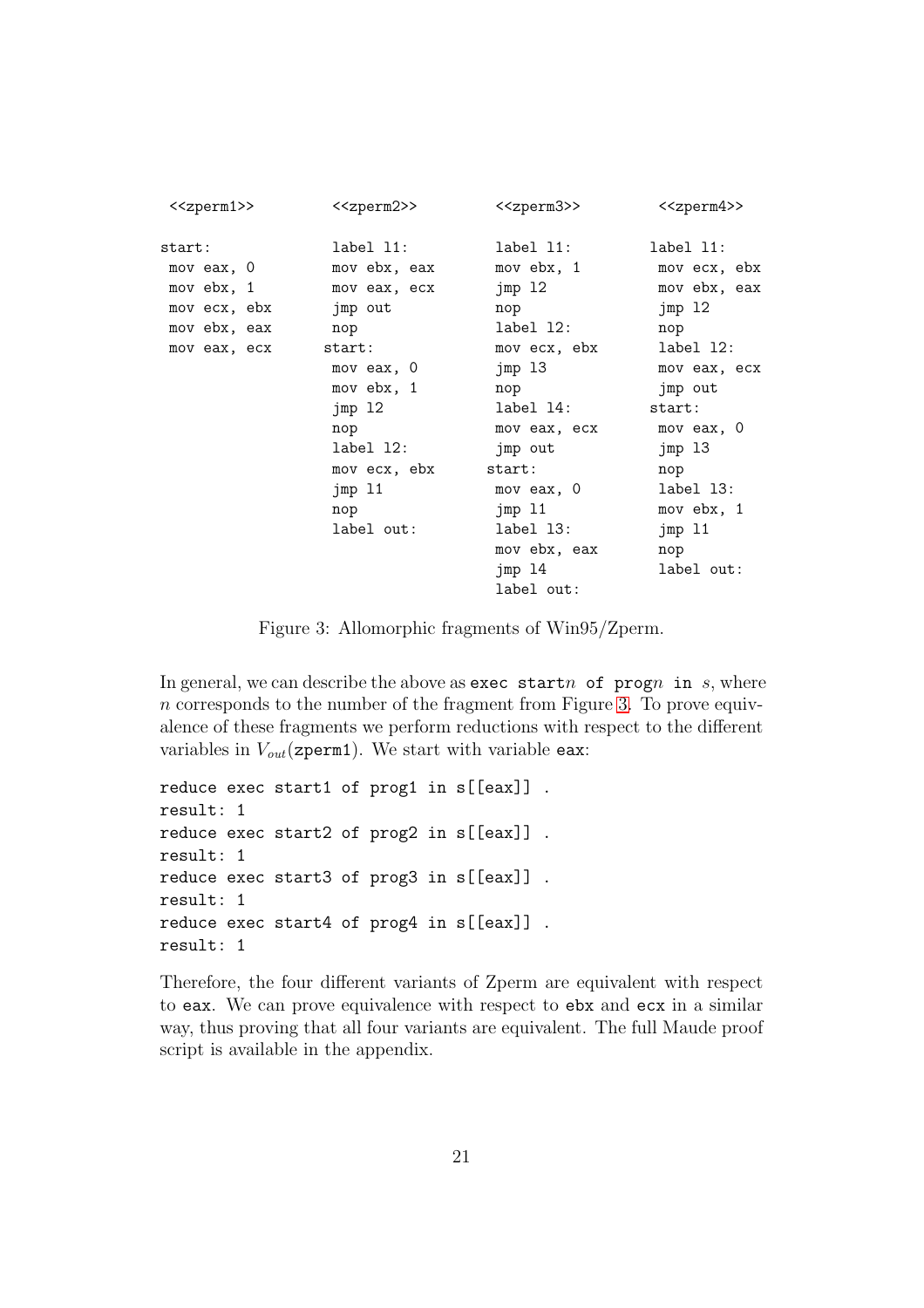| <<zperm1>> | <<zperm2>> | <<zperm3>> | <<zperm4>> |
|---|---|---|---|
| `start:` | `label l1:` | `label l1:` | `label l1:` |
| `mov eax, 0` | `mov ebx, eax` | `mov ebx, 1` | `mov ecx, ebx` |
| `mov ebx, 1` | `mov eax, ecx` | `jmp l2` | `mov ebx, eax` |
| `mov ecx, ebx` | `jmp out` | `nop` | `jmp l2` |
| `mov ebx, eax` | `nop` | `label l2:` | `nop` |
| `mov eax, ecx` | `start:` | `mov ecx, ebx` | `label l2:` |
| | `mov eax, 0` | `jmp l3` | `mov eax, ecx` |
| | `mov ebx, 1` | `nop` | `jmp out` |
| | `jmp l2` | `label l4:` | `start:` |
| | `nop` | `mov eax, ecx` | `mov eax, 0` |
| | `label l2:` | `jmp out` | `jmp l3` |
| | `mov ecx, ebx` | `start:` | `nop` |
| | `jmp l1` | `mov eax, 0` | `label l3:` |
| | `nop` | `jmp l1` | `mov ebx, 1` |
| | `label out:` | `label l3:` | `jmp l1` |
| | | `mov ebx, eax` | `nop` |
| | | `jmp l4` | `label out:` |
| | | `label out:` | |

Figure 3: Allomorphic fragments of Win95/Zperm.

In general, we can describe the above as `exec start`$n$ `of prog`$n$ `in` $s$, where $n$ corresponds to the number of the fragment from Figure 3. To prove equivalence of these fragments we perform reductions with respect to the different variables in $V_{out}$(`zperm1`). We start with variable `eax`:

```
reduce exec start1 of prog1 in s[[eax]] .
result: 1
reduce exec start2 of prog2 in s[[eax]] .
result: 1
reduce exec start3 of prog3 in s[[eax]] .
result: 1
reduce exec start4 of prog4 in s[[eax]] .
result: 1
```

Therefore, the four different variants of Zperm are equivalent with respect to `eax`. We can prove equivalence with respect to `ebx` and `ecx` in a similar way, thus proving that all four variants are equivalent. The full Maude proof script is available in the appendix.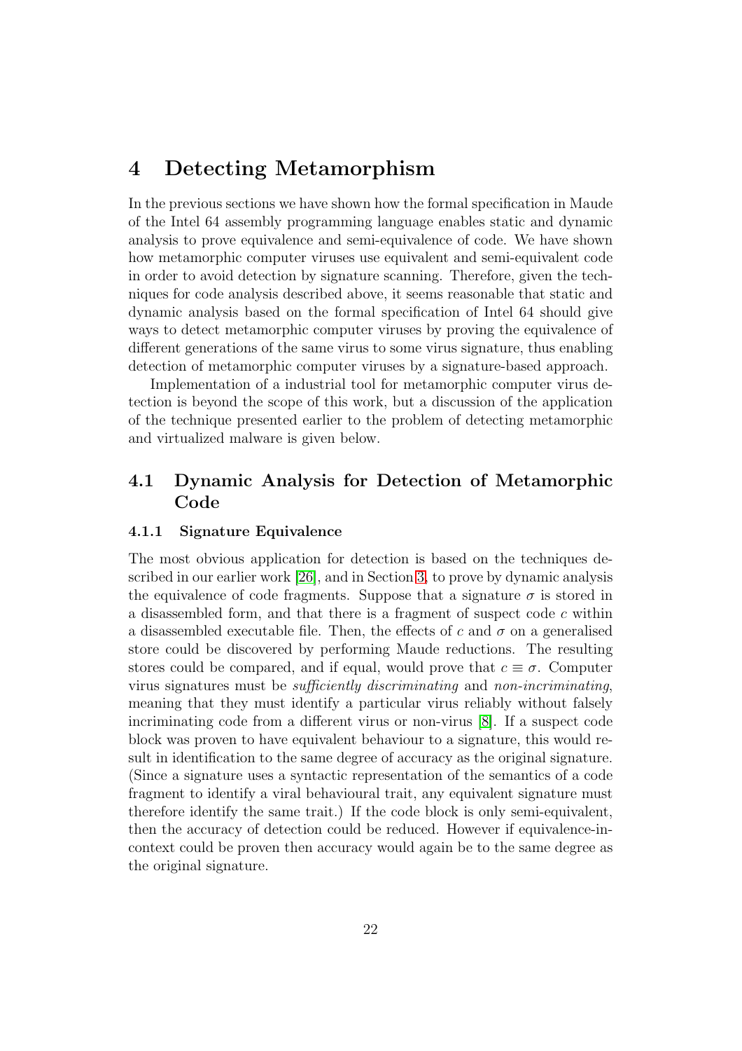# 4 Detecting Metamorphism

In the previous sections we have shown how the formal specification in Maude of the Intel 64 assembly programming language enables static and dynamic analysis to prove equivalence and semi-equivalence of code. We have shown how metamorphic computer viruses use equivalent and semi-equivalent code in order to avoid detection by signature scanning. Therefore, given the techniques for code analysis described above, it seems reasonable that static and dynamic analysis based on the formal specification of Intel 64 should give ways to detect metamorphic computer viruses by proving the equivalence of different generations of the same virus to some virus signature, thus enabling detection of metamorphic computer viruses by a signature-based approach.

Implementation of a industrial tool for metamorphic computer virus detection is beyond the scope of this work, but a discussion of the application of the technique presented earlier to the problem of detecting metamorphic and virtualized malware is given below.

## 4.1 Dynamic Analysis for Detection of Metamorphic Code

### 4.1.1 Signature Equivalence

The most obvious application for detection is based on the techniques described in our earlier work [26], and in Section 3, to prove by dynamic analysis the equivalence of code fragments. Suppose that a signature $\sigma$ is stored in a disassembled form, and that there is a fragment of suspect code $c$ within a disassembled executable file. Then, the effects of $c$ and $\sigma$ on a generalised store could be discovered by performing Maude reductions. The resulting stores could be compared, and if equal, would prove that $c \equiv \sigma$. Computer virus signatures must be *sufficiently discriminating* and *non-incriminating*, meaning that they must identify a particular virus reliably without falsely incriminating code from a different virus or non-virus [8]. If a suspect code block was proven to have equivalent behaviour to a signature, this would result in identification to the same degree of accuracy as the original signature. (Since a signature uses a syntactic representation of the semantics of a code fragment to identify a viral behavioural trait, any equivalent signature must therefore identify the same trait.) If the code block is only semi-equivalent, then the accuracy of detection could be reduced. However if equivalence-in-context could be proven then accuracy would again be to the same degree as the original signature.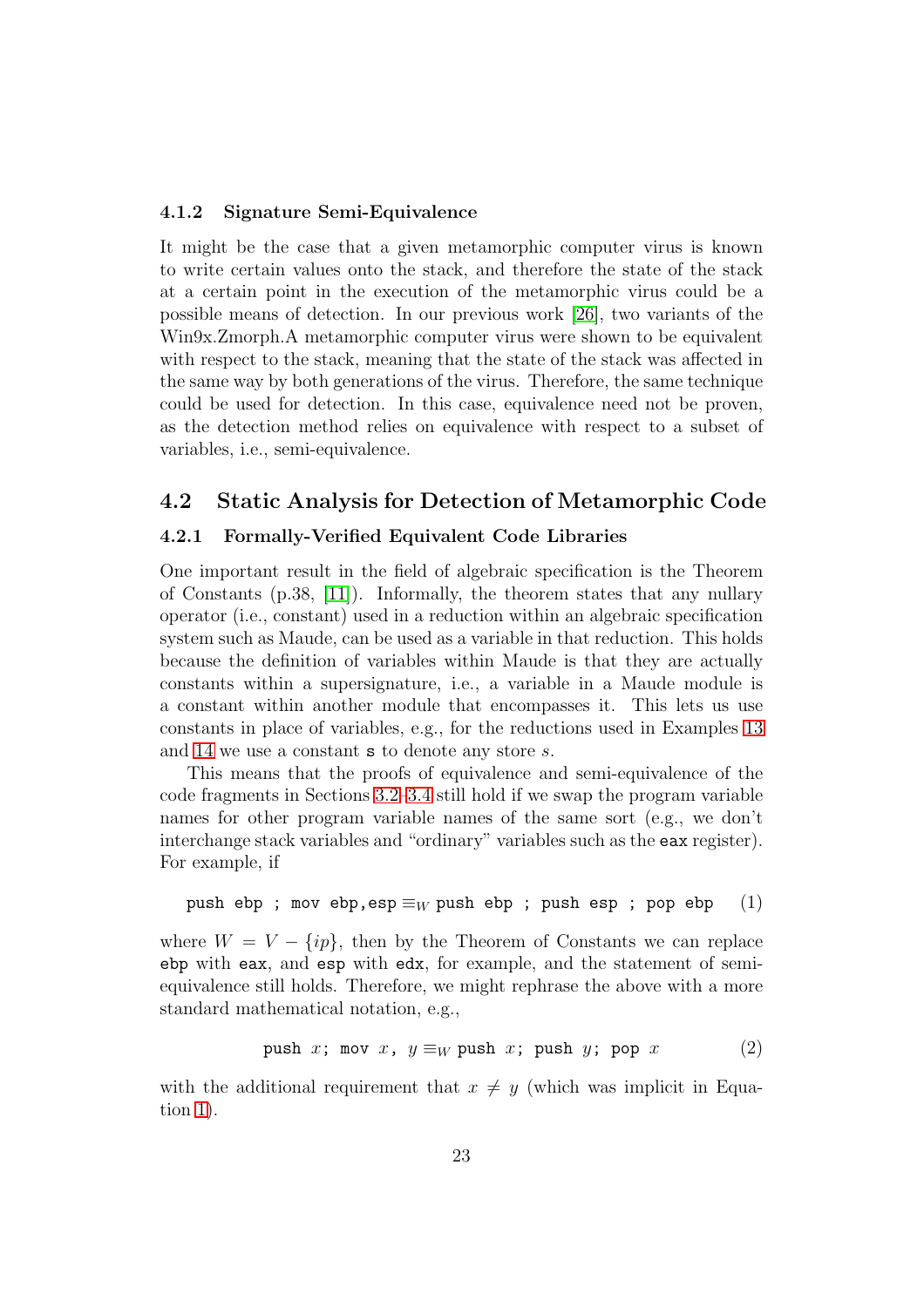### 4.1.2 Signature Semi-Equivalence

It might be the case that a given metamorphic computer virus is known to write certain values onto the stack, and therefore the state of the stack at a certain point in the execution of the metamorphic virus could be a possible means of detection. In our previous work [26], two variants of the Win9x.Zmorph.A metamorphic computer virus were shown to be equivalent with respect to the stack, meaning that the state of the stack was affected in the same way by both generations of the virus. Therefore, the same technique could be used for detection. In this case, equivalence need not be proven, as the detection method relies on equivalence with respect to a subset of variables, i.e., semi-equivalence.

## 4.2 Static Analysis for Detection of Metamorphic Code

### 4.2.1 Formally-Verified Equivalent Code Libraries

One important result in the field of algebraic specification is the Theorem of Constants (p.38, [11]). Informally, the theorem states that any nullary operator (i.e., constant) used in a reduction within an algebraic specification system such as Maude, can be used as a variable in that reduction. This holds because the definition of variables within Maude is that they are actually constants within a supersignature, i.e., a variable in a Maude module is a constant within another module that encompasses it. This lets us use constants in place of variables, e.g., for the reductions used in Examples 13 and 14 we use a constant `s` to denote any store $s$.

This means that the proofs of equivalence and semi-equivalence of the code fragments in Sections 3.2–3.4 still hold if we swap the program variable names for other program variable names of the same sort (e.g., we don't interchange stack variables and "ordinary" variables such as the `eax` register). For example, if

$$\texttt{push ebp ; mov ebp,esp} \equiv_W \texttt{push ebp ; push esp ; pop ebp} \quad (1)$$

where $W = V - \{ip\}$, then by the Theorem of Constants we can replace `ebp` with `eax`, and `esp` with `edx`, for example, and the statement of semi-equivalence still holds. Therefore, we might rephrase the above with a more standard mathematical notation, e.g.,

$$\texttt{push } x\texttt{; mov } x\texttt{, } y \equiv_W \texttt{push } x\texttt{; push } y\texttt{; pop } x \quad (2)$$

with the additional requirement that $x \neq y$ (which was implicit in Equation 1).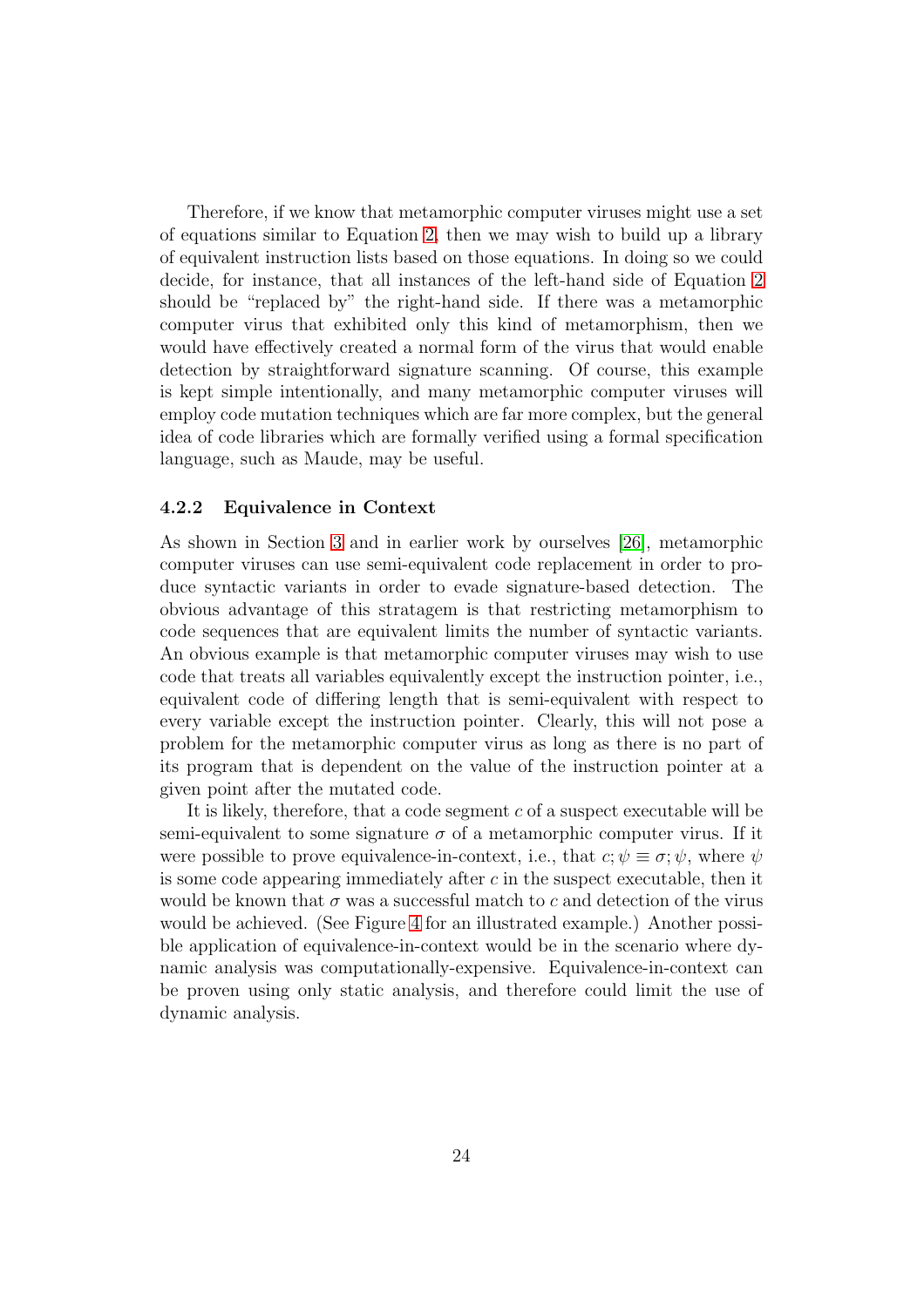Therefore, if we know that metamorphic computer viruses might use a set of equations similar to Equation 2, then we may wish to build up a library of equivalent instruction lists based on those equations. In doing so we could decide, for instance, that all instances of the left-hand side of Equation 2 should be "replaced by" the right-hand side. If there was a metamorphic computer virus that exhibited only this kind of metamorphism, then we would have effectively created a normal form of the virus that would enable detection by straightforward signature scanning. Of course, this example is kept simple intentionally, and many metamorphic computer viruses will employ code mutation techniques which are far more complex, but the general idea of code libraries which are formally verified using a formal specification language, such as Maude, may be useful.

#### 4.2.2 Equivalence in Context

As shown in Section 3 and in earlier work by ourselves [26], metamorphic computer viruses can use semi-equivalent code replacement in order to produce syntactic variants in order to evade signature-based detection. The obvious advantage of this stratagem is that restricting metamorphism to code sequences that are equivalent limits the number of syntactic variants. An obvious example is that metamorphic computer viruses may wish to use code that treats all variables equivalently except the instruction pointer, i.e., equivalent code of differing length that is semi-equivalent with respect to every variable except the instruction pointer. Clearly, this will not pose a problem for the metamorphic computer virus as long as there is no part of its program that is dependent on the value of the instruction pointer at a given point after the mutated code.

It is likely, therefore, that a code segment $c$ of a suspect executable will be semi-equivalent to some signature $\sigma$ of a metamorphic computer virus. If it were possible to prove equivalence-in-context, i.e., that $c; \psi \equiv \sigma; \psi$, where $\psi$ is some code appearing immediately after $c$ in the suspect executable, then it would be known that $\sigma$ was a successful match to $c$ and detection of the virus would be achieved. (See Figure 4 for an illustrated example.) Another possible application of equivalence-in-context would be in the scenario where dynamic analysis was computationally-expensive. Equivalence-in-context can be proven using only static analysis, and therefore could limit the use of dynamic analysis.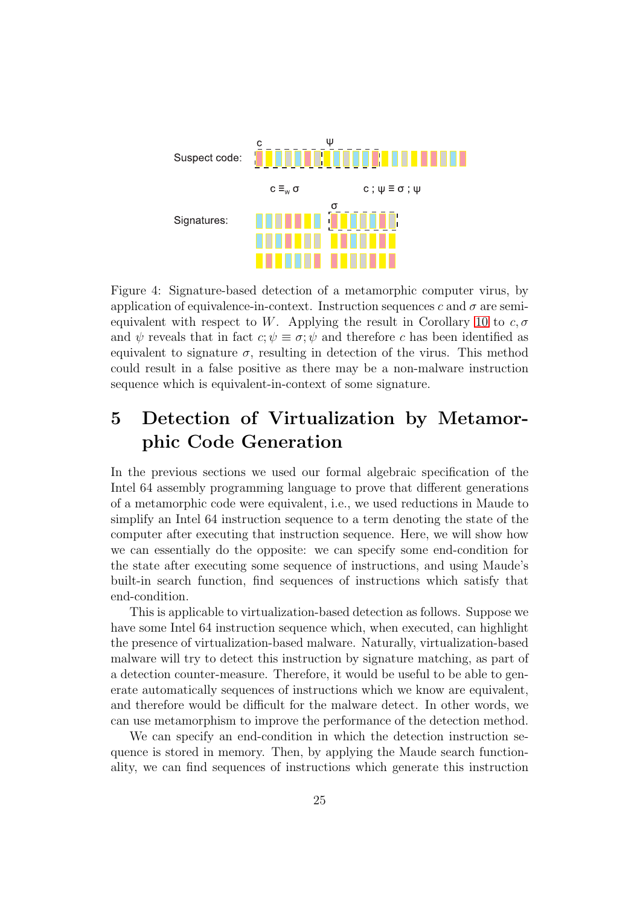Figure 4: Signature-based detection of a metamorphic computer virus, by application of equivalence-in-context. Instruction sequences $c$ and $\sigma$ are semi-equivalent with respect to $W$. Applying the result in Corollary 10 to $c, \sigma$ and $\psi$ reveals that in fact $c; \psi \equiv \sigma; \psi$ and therefore $c$ has been identified as equivalent to signature $\sigma$, resulting in detection of the virus. This method could result in a false positive as there may be a non-malware instruction sequence which is equivalent-in-context of some signature.

# 5 Detection of Virtualization by Metamorphic Code Generation

In the previous sections we used our formal algebraic specification of the Intel 64 assembly programming language to prove that different generations of a metamorphic code were equivalent, i.e., we used reductions in Maude to simplify an Intel 64 instruction sequence to a term denoting the state of the computer after executing that instruction sequence. Here, we will show how we can essentially do the opposite: we can specify some end-condition for the state after executing some sequence of instructions, and using Maude's built-in search function, find sequences of instructions which satisfy that end-condition.

This is applicable to virtualization-based detection as follows. Suppose we have some Intel 64 instruction sequence which, when executed, can highlight the presence of virtualization-based malware. Naturally, virtualization-based malware will try to detect this instruction by signature matching, as part of a detection counter-measure. Therefore, it would be useful to be able to generate automatically sequences of instructions which we know are equivalent, and therefore would be difficult for the malware detect. In other words, we can use metamorphism to improve the performance of the detection method.

We can specify an end-condition in which the detection instruction sequence is stored in memory. Then, by applying the Maude search functionality, we can find sequences of instructions which generate this instruction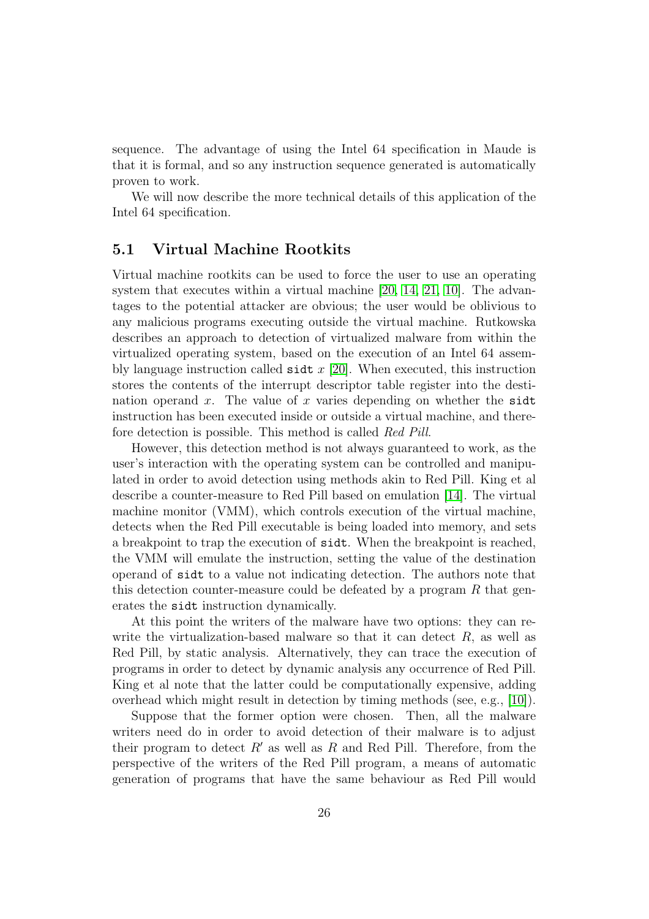sequence. The advantage of using the Intel 64 specification in Maude is that it is formal, and so any instruction sequence generated is automatically proven to work.

We will now describe the more technical details of this application of the Intel 64 specification.

### 5.1 Virtual Machine Rootkits

Virtual machine rootkits can be used to force the user to use an operating system that executes within a virtual machine [20, 14, 21, 10]. The advantages to the potential attacker are obvious; the user would be oblivious to any malicious programs executing outside the virtual machine. Rutkowska describes an approach to detection of virtualized malware from within the virtualized operating system, based on the execution of an Intel 64 assembly language instruction called `sidt` $x$ [20]. When executed, this instruction stores the contents of the interrupt descriptor table register into the destination operand $x$. The value of $x$ varies depending on whether the `sidt` instruction has been executed inside or outside a virtual machine, and therefore detection is possible. This method is called *Red Pill*.

However, this detection method is not always guaranteed to work, as the user's interaction with the operating system can be controlled and manipulated in order to avoid detection using methods akin to Red Pill. King et al describe a counter-measure to Red Pill based on emulation [14]. The virtual machine monitor (VMM), which controls execution of the virtual machine, detects when the Red Pill executable is being loaded into memory, and sets a breakpoint to trap the execution of `sidt`. When the breakpoint is reached, the VMM will emulate the instruction, setting the value of the destination operand of `sidt` to a value not indicating detection. The authors note that this detection counter-measure could be defeated by a program $R$ that generates the `sidt` instruction dynamically.

At this point the writers of the malware have two options: they can rewrite the virtualization-based malware so that it can detect $R$, as well as Red Pill, by static analysis. Alternatively, they can trace the execution of programs in order to detect by dynamic analysis any occurrence of Red Pill. King et al note that the latter could be computationally expensive, adding overhead which might result in detection by timing methods (see, e.g., [10]).

Suppose that the former option were chosen. Then, all the malware writers need do in order to avoid detection of their malware is to adjust their program to detect $R'$ as well as $R$ and Red Pill. Therefore, from the perspective of the writers of the Red Pill program, a means of automatic generation of programs that have the same behaviour as Red Pill would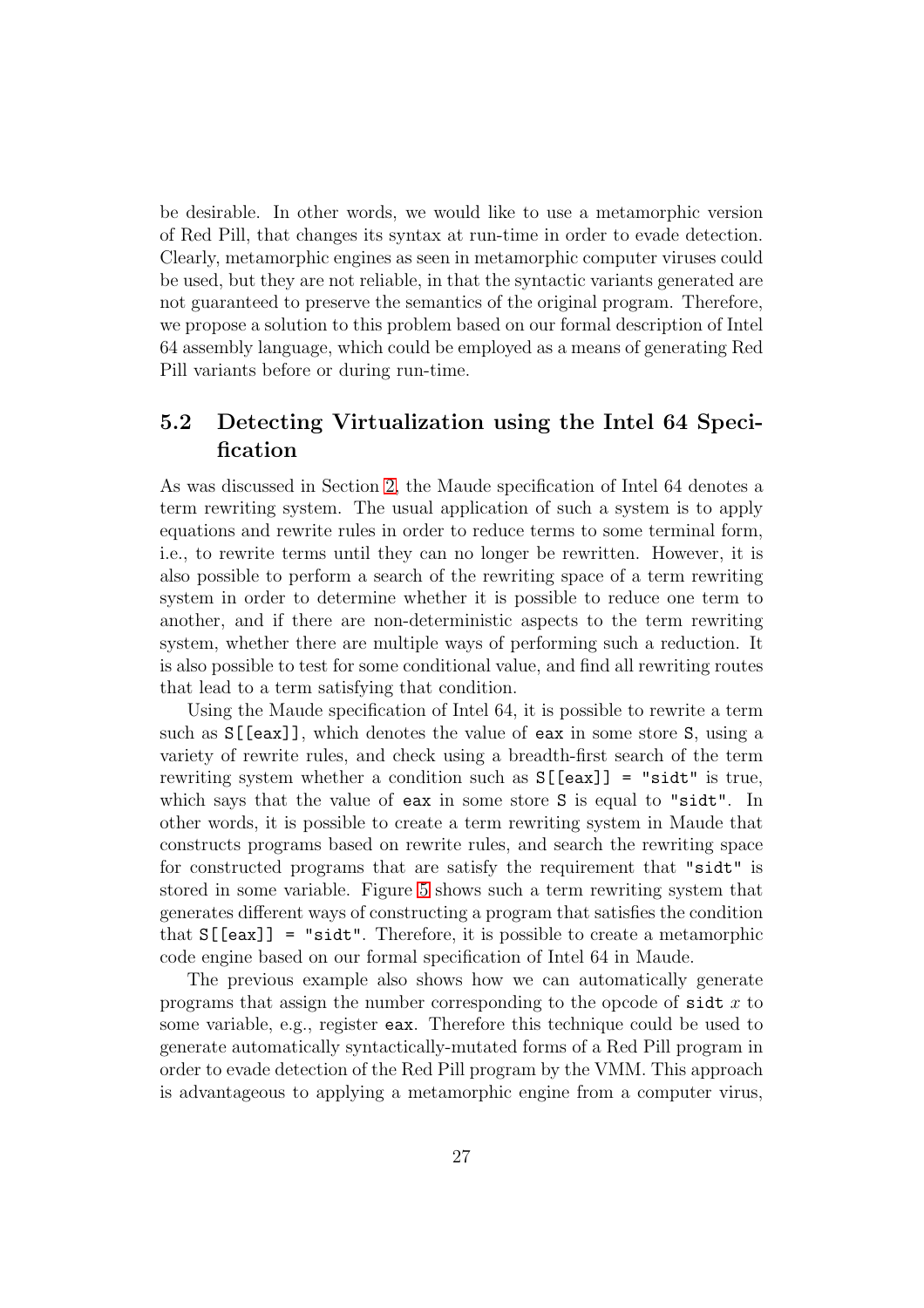be desirable. In other words, we would like to use a metamorphic version of Red Pill, that changes its syntax at run-time in order to evade detection. Clearly, metamorphic engines as seen in metamorphic computer viruses could be used, but they are not reliable, in that the syntactic variants generated are not guaranteed to preserve the semantics of the original program. Therefore, we propose a solution to this problem based on our formal description of Intel 64 assembly language, which could be employed as a means of generating Red Pill variants before or during run-time.

## 5.2 Detecting Virtualization using the Intel 64 Specification

As was discussed in Section 2, the Maude specification of Intel 64 denotes a term rewriting system. The usual application of such a system is to apply equations and rewrite rules in order to reduce terms to some terminal form, i.e., to rewrite terms until they can no longer be rewritten. However, it is also possible to perform a search of the rewriting space of a term rewriting system in order to determine whether it is possible to reduce one term to another, and if there are non-deterministic aspects to the term rewriting system, whether there are multiple ways of performing such a reduction. It is also possible to test for some conditional value, and find all rewriting routes that lead to a term satisfying that condition.

Using the Maude specification of Intel 64, it is possible to rewrite a term such as `S[[eax]]`, which denotes the value of `eax` in some store `S`, using a variety of rewrite rules, and check using a breadth-first search of the term rewriting system whether a condition such as `S[[eax]] = "sidt"` is true, which says that the value of `eax` in some store `S` is equal to `"sidt"`. In other words, it is possible to create a term rewriting system in Maude that constructs programs based on rewrite rules, and search the rewriting space for constructed programs that are satisfy the requirement that `"sidt"` is stored in some variable. Figure 5 shows such a term rewriting system that generates different ways of constructing a program that satisfies the condition that `S[[eax]] = "sidt"`. Therefore, it is possible to create a metamorphic code engine based on our formal specification of Intel 64 in Maude.

The previous example also shows how we can automatically generate programs that assign the number corresponding to the opcode of `sidt` $x$ to some variable, e.g., register `eax`. Therefore this technique could be used to generate automatically syntactically-mutated forms of a Red Pill program in order to evade detection of the Red Pill program by the VMM. This approach is advantageous to applying a metamorphic engine from a computer virus,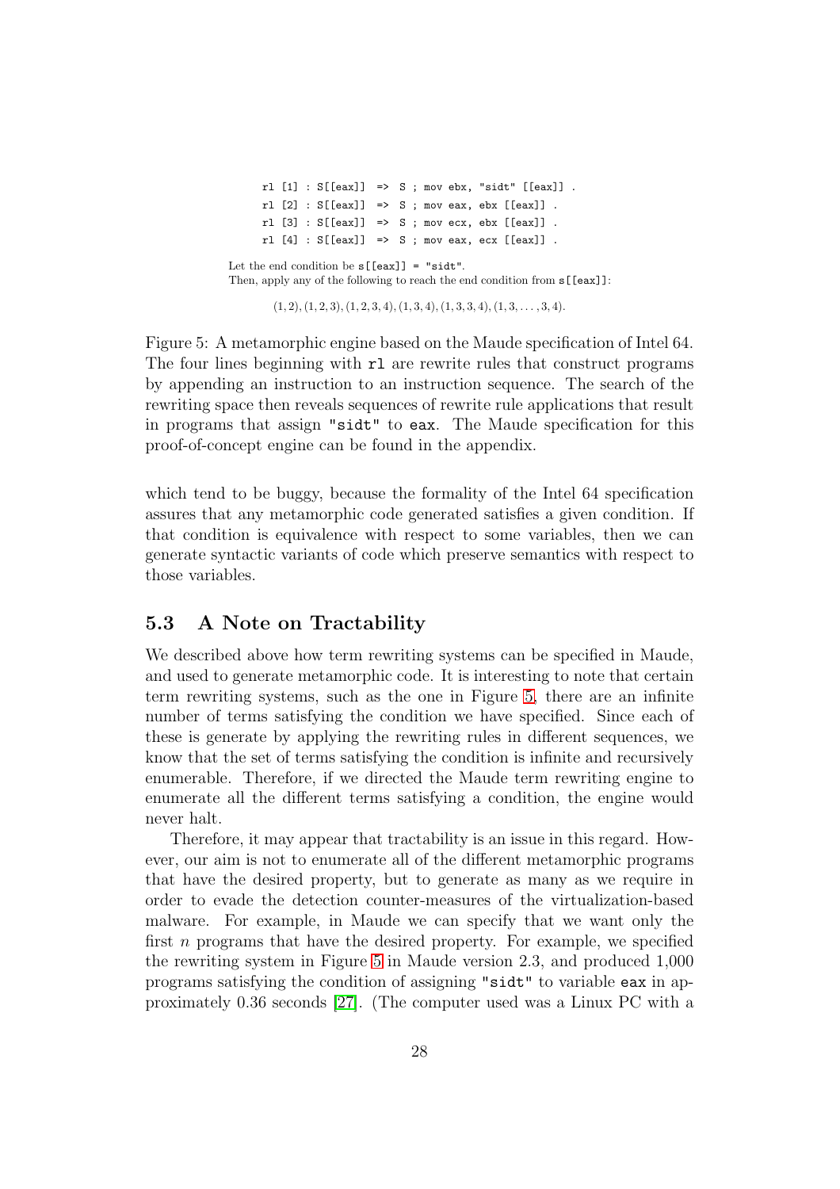```
rl [1] : S[[eax]]  =>  S ; mov ebx, "sidt" [[eax]] .
rl [2] : S[[eax]]  =>  S ; mov eax, ebx [[eax]] .
rl [3] : S[[eax]]  =>  S ; mov ecx, ebx [[eax]] .
rl [4] : S[[eax]]  =>  S ; mov eax, ecx [[eax]] .
```

Let the end condition be `s[[eax]] = "sidt"`.
Then, apply any of the following to reach the end condition from `s[[eax]]`:

$$(1, 2), (1, 2, 3), (1, 2, 3, 4), (1, 3, 4), (1, 3, 3, 4), (1, 3, \ldots, 3, 4).$$

Figure 5: A metamorphic engine based on the Maude specification of Intel 64. The four lines beginning with `rl` are rewrite rules that construct programs by appending an instruction to an instruction sequence. The search of the rewriting space then reveals sequences of rewrite rule applications that result in programs that assign `"sidt"` to `eax`. The Maude specification for this proof-of-concept engine can be found in the appendix.

which tend to be buggy, because the formality of the Intel 64 specification assures that any metamorphic code generated satisfies a given condition. If that condition is equivalence with respect to some variables, then we can generate syntactic variants of code which preserve semantics with respect to those variables.

## 5.3 A Note on Tractability

We described above how term rewriting systems can be specified in Maude, and used to generate metamorphic code. It is interesting to note that certain term rewriting systems, such as the one in Figure 5, there are an infinite number of terms satisfying the condition we have specified. Since each of these is generate by applying the rewriting rules in different sequences, we know that the set of terms satisfying the condition is infinite and recursively enumerable. Therefore, if we directed the Maude term rewriting engine to enumerate all the different terms satisfying a condition, the engine would never halt.

Therefore, it may appear that tractability is an issue in this regard. However, our aim is not to enumerate all of the different metamorphic programs that have the desired property, but to generate as many as we require in order to evade the detection counter-measures of the virtualization-based malware. For example, in Maude we can specify that we want only the first $n$ programs that have the desired property. For example, we specified the rewriting system in Figure 5 in Maude version 2.3, and produced 1,000 programs satisfying the condition of assigning `"sidt"` to variable `eax` in approximately 0.36 seconds [27]. (The computer used was a Linux PC with a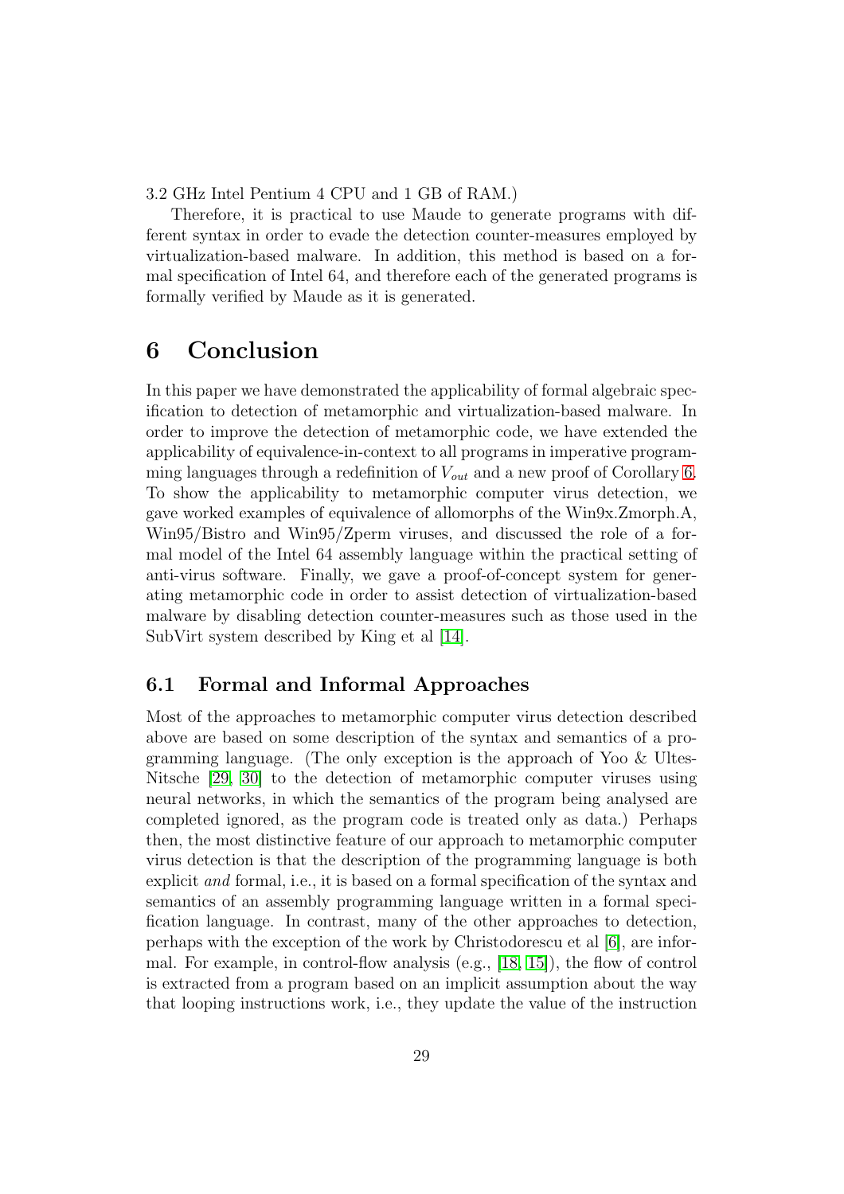3.2 GHz Intel Pentium 4 CPU and 1 GB of RAM.)

Therefore, it is practical to use Maude to generate programs with different syntax in order to evade the detection counter-measures employed by virtualization-based malware. In addition, this method is based on a formal specification of Intel 64, and therefore each of the generated programs is formally verified by Maude as it is generated.

# 6 Conclusion

In this paper we have demonstrated the applicability of formal algebraic specification to detection of metamorphic and virtualization-based malware. In order to improve the detection of metamorphic code, we have extended the applicability of equivalence-in-context to all programs in imperative programming languages through a redefinition of $V_{out}$ and a new proof of Corollary 6. To show the applicability to metamorphic computer virus detection, we gave worked examples of equivalence of allomorphs of the Win9x.Zmorph.A, Win95/Bistro and Win95/Zperm viruses, and discussed the role of a formal model of the Intel 64 assembly language within the practical setting of anti-virus software. Finally, we gave a proof-of-concept system for generating metamorphic code in order to assist detection of virtualization-based malware by disabling detection counter-measures such as those used in the SubVirt system described by King et al [14].

## 6.1 Formal and Informal Approaches

Most of the approaches to metamorphic computer virus detection described above are based on some description of the syntax and semantics of a programming language. (The only exception is the approach of Yoo & Ultes-Nitsche [29, 30] to the detection of metamorphic computer viruses using neural networks, in which the semantics of the program being analysed are completed ignored, as the program code is treated only as data.) Perhaps then, the most distinctive feature of our approach to metamorphic computer virus detection is that the description of the programming language is both explicit *and* formal, i.e., it is based on a formal specification of the syntax and semantics of an assembly programming language written in a formal specification language. In contrast, many of the other approaches to detection, perhaps with the exception of the work by Christodorescu et al [6], are informal. For example, in control-flow analysis (e.g., [18, 15]), the flow of control is extracted from a program based on an implicit assumption about the way that looping instructions work, i.e., they update the value of the instruction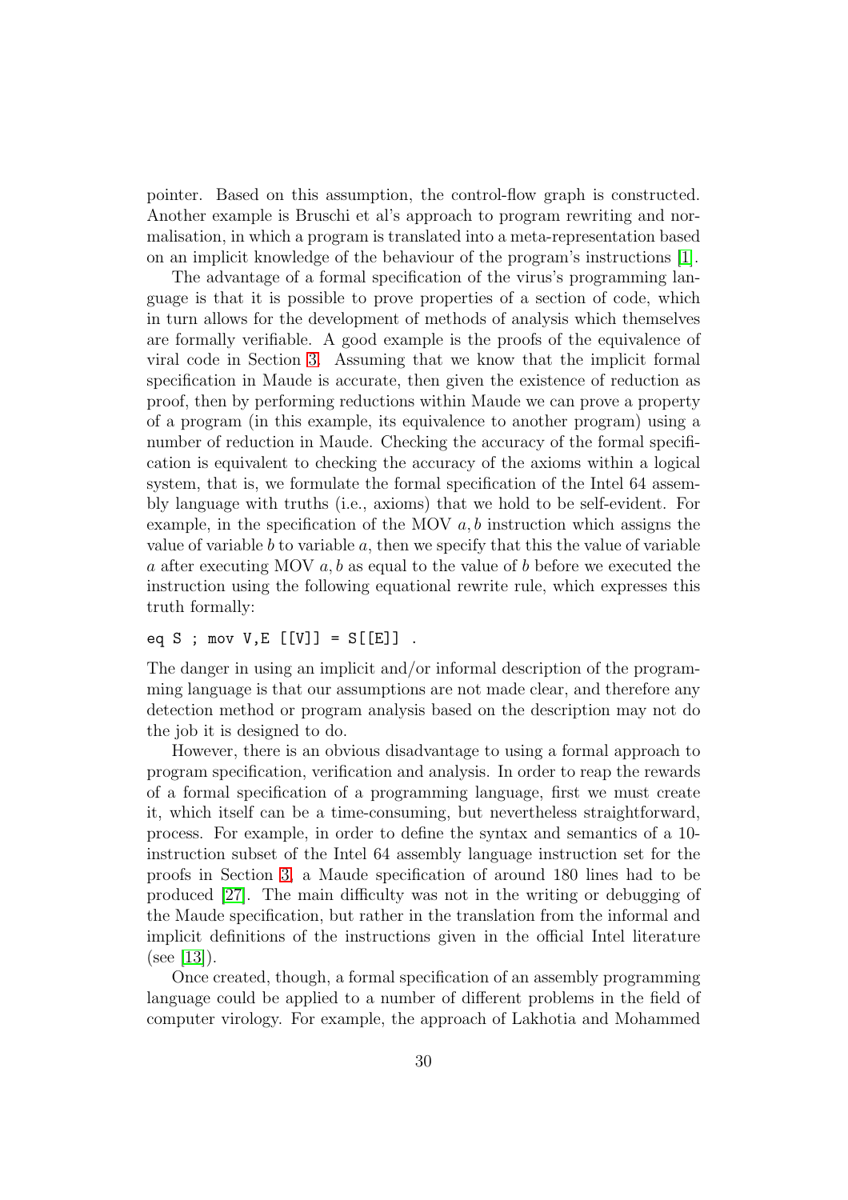pointer. Based on this assumption, the control-flow graph is constructed. Another example is Bruschi et al's approach to program rewriting and normalisation, in which a program is translated into a meta-representation based on an implicit knowledge of the behaviour of the program's instructions [1].

The advantage of a formal specification of the virus's programming language is that it is possible to prove properties of a section of code, which in turn allows for the development of methods of analysis which themselves are formally verifiable. A good example is the proofs of the equivalence of viral code in Section 3. Assuming that we know that the implicit formal specification in Maude is accurate, then given the existence of reduction as proof, then by performing reductions within Maude we can prove a property of a program (in this example, its equivalence to another program) using a number of reduction in Maude. Checking the accuracy of the formal specification is equivalent to checking the accuracy of the axioms within a logical system, that is, we formulate the formal specification of the Intel 64 assembly language with truths (i.e., axioms) that we hold to be self-evident. For example, in the specification of the MOV $a, b$ instruction which assigns the value of variable $b$ to variable $a$, then we specify that this the value of variable $a$ after executing MOV $a, b$ as equal to the value of $b$ before we executed the instruction using the following equational rewrite rule, which expresses this truth formally:

```
eq S ; mov V,E [[V]] = S[[E]] .
```

The danger in using an implicit and/or informal description of the programming language is that our assumptions are not made clear, and therefore any detection method or program analysis based on the description may not do the job it is designed to do.

However, there is an obvious disadvantage to using a formal approach to program specification, verification and analysis. In order to reap the rewards of a formal specification of a programming language, first we must create it, which itself can be a time-consuming, but nevertheless straightforward, process. For example, in order to define the syntax and semantics of a 10-instruction subset of the Intel 64 assembly language instruction set for the proofs in Section 3, a Maude specification of around 180 lines had to be produced [27]. The main difficulty was not in the writing or debugging of the Maude specification, but rather in the translation from the informal and implicit definitions of the instructions given in the official Intel literature (see [13]).

Once created, though, a formal specification of an assembly programming language could be applied to a number of different problems in the field of computer virology. For example, the approach of Lakhotia and Mohammed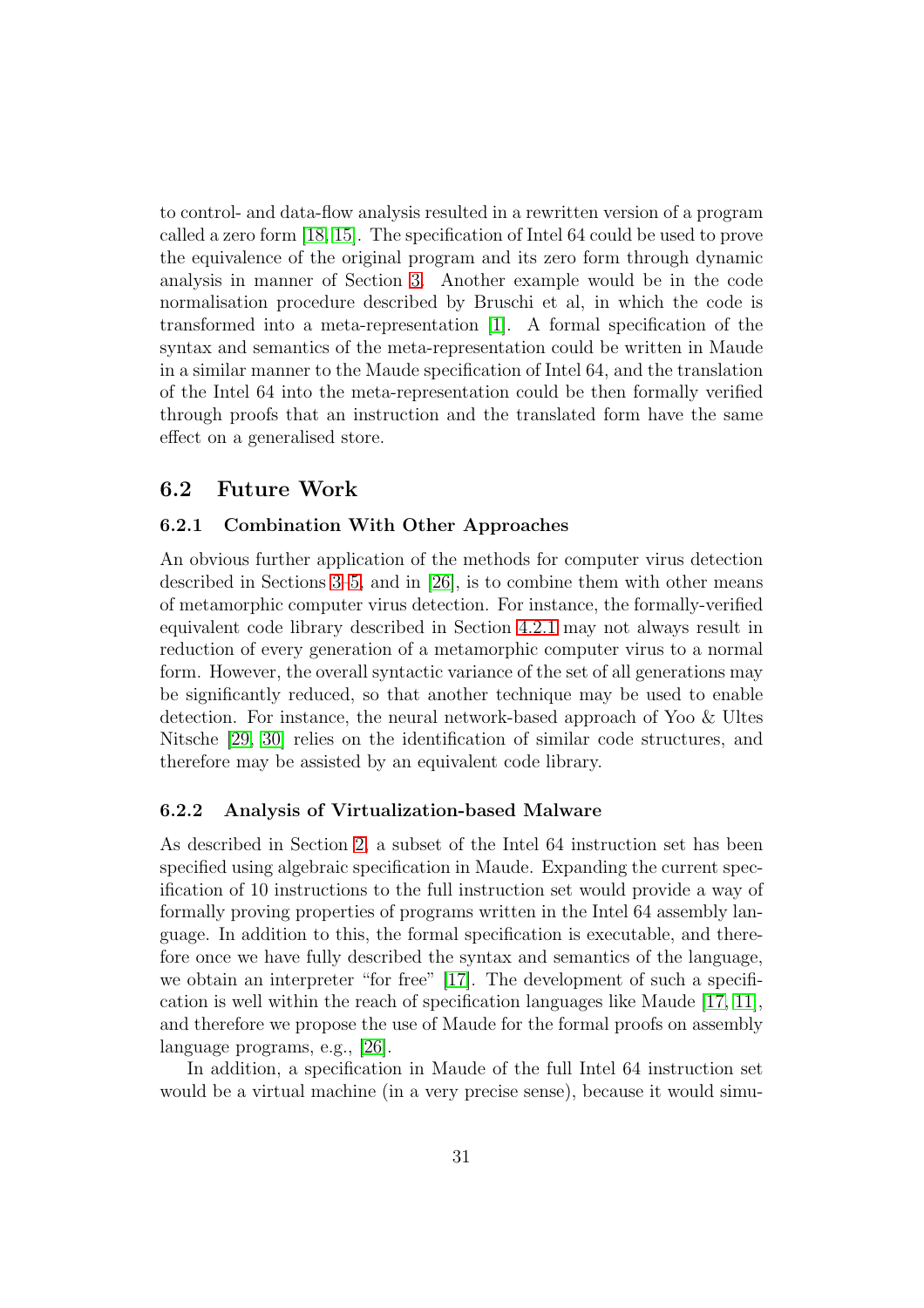to control- and data-flow analysis resulted in a rewritten version of a program called a zero form [18, 15]. The specification of Intel 64 could be used to prove the equivalence of the original program and its zero form through dynamic analysis in manner of Section 3. Another example would be in the code normalisation procedure described by Bruschi et al, in which the code is transformed into a meta-representation [1]. A formal specification of the syntax and semantics of the meta-representation could be written in Maude in a similar manner to the Maude specification of Intel 64, and the translation of the Intel 64 into the meta-representation could be then formally verified through proofs that an instruction and the translated form have the same effect on a generalised store.

## 6.2 Future Work

### 6.2.1 Combination With Other Approaches

An obvious further application of the methods for computer virus detection described in Sections 3–5, and in [26], is to combine them with other means of metamorphic computer virus detection. For instance, the formally-verified equivalent code library described in Section 4.2.1 may not always result in reduction of every generation of a metamorphic computer virus to a normal form. However, the overall syntactic variance of the set of all generations may be significantly reduced, so that another technique may be used to enable detection. For instance, the neural network-based approach of Yoo & Ultes Nitsche [29, 30] relies on the identification of similar code structures, and therefore may be assisted by an equivalent code library.

### 6.2.2 Analysis of Virtualization-based Malware

As described in Section 2, a subset of the Intel 64 instruction set has been specified using algebraic specification in Maude. Expanding the current specification of 10 instructions to the full instruction set would provide a way of formally proving properties of programs written in the Intel 64 assembly language. In addition to this, the formal specification is executable, and therefore once we have fully described the syntax and semantics of the language, we obtain an interpreter "for free" [17]. The development of such a specification is well within the reach of specification languages like Maude [17, 11], and therefore we propose the use of Maude for the formal proofs on assembly language programs, e.g., [26].

In addition, a specification in Maude of the full Intel 64 instruction set would be a virtual machine (in a very precise sense), because it would simu-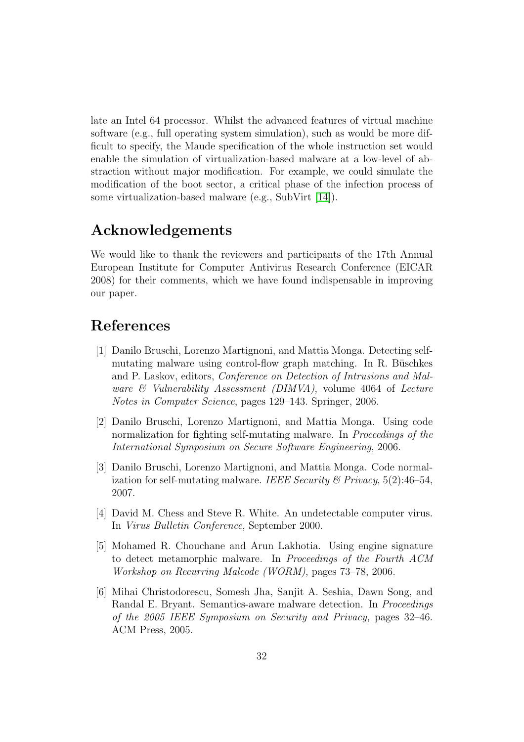late an Intel 64 processor. Whilst the advanced features of virtual machine software (e.g., full operating system simulation), such as would be more difficult to specify, the Maude specification of the whole instruction set would enable the simulation of virtualization-based malware at a low-level of abstraction without major modification. For example, we could simulate the modification of the boot sector, a critical phase of the infection process of some virtualization-based malware (e.g., SubVirt [14]).

## Acknowledgements

We would like to thank the reviewers and participants of the 17th Annual European Institute for Computer Antivirus Research Conference (EICAR 2008) for their comments, which we have found indispensable in improving our paper.

## References

[1] Danilo Bruschi, Lorenzo Martignoni, and Mattia Monga. Detecting self-mutating malware using control-flow graph matching. In R. Büschkes and P. Laskov, editors, *Conference on Detection of Intrusions and Malware & Vulnerability Assessment (DIMVA)*, volume 4064 of *Lecture Notes in Computer Science*, pages 129–143. Springer, 2006.

[2] Danilo Bruschi, Lorenzo Martignoni, and Mattia Monga. Using code normalization for fighting self-mutating malware. In *Proceedings of the International Symposium on Secure Software Engineering*, 2006.

[3] Danilo Bruschi, Lorenzo Martignoni, and Mattia Monga. Code normalization for self-mutating malware. *IEEE Security & Privacy*, 5(2):46–54, 2007.

[4] David M. Chess and Steve R. White. An undetectable computer virus. In *Virus Bulletin Conference*, September 2000.

[5] Mohamed R. Chouchane and Arun Lakhotia. Using engine signature to detect metamorphic malware. In *Proceedings of the Fourth ACM Workshop on Recurring Malcode (WORM)*, pages 73–78, 2006.

[6] Mihai Christodorescu, Somesh Jha, Sanjit A. Seshia, Dawn Song, and Randal E. Bryant. Semantics-aware malware detection. In *Proceedings of the 2005 IEEE Symposium on Security and Privacy*, pages 32–46. ACM Press, 2005.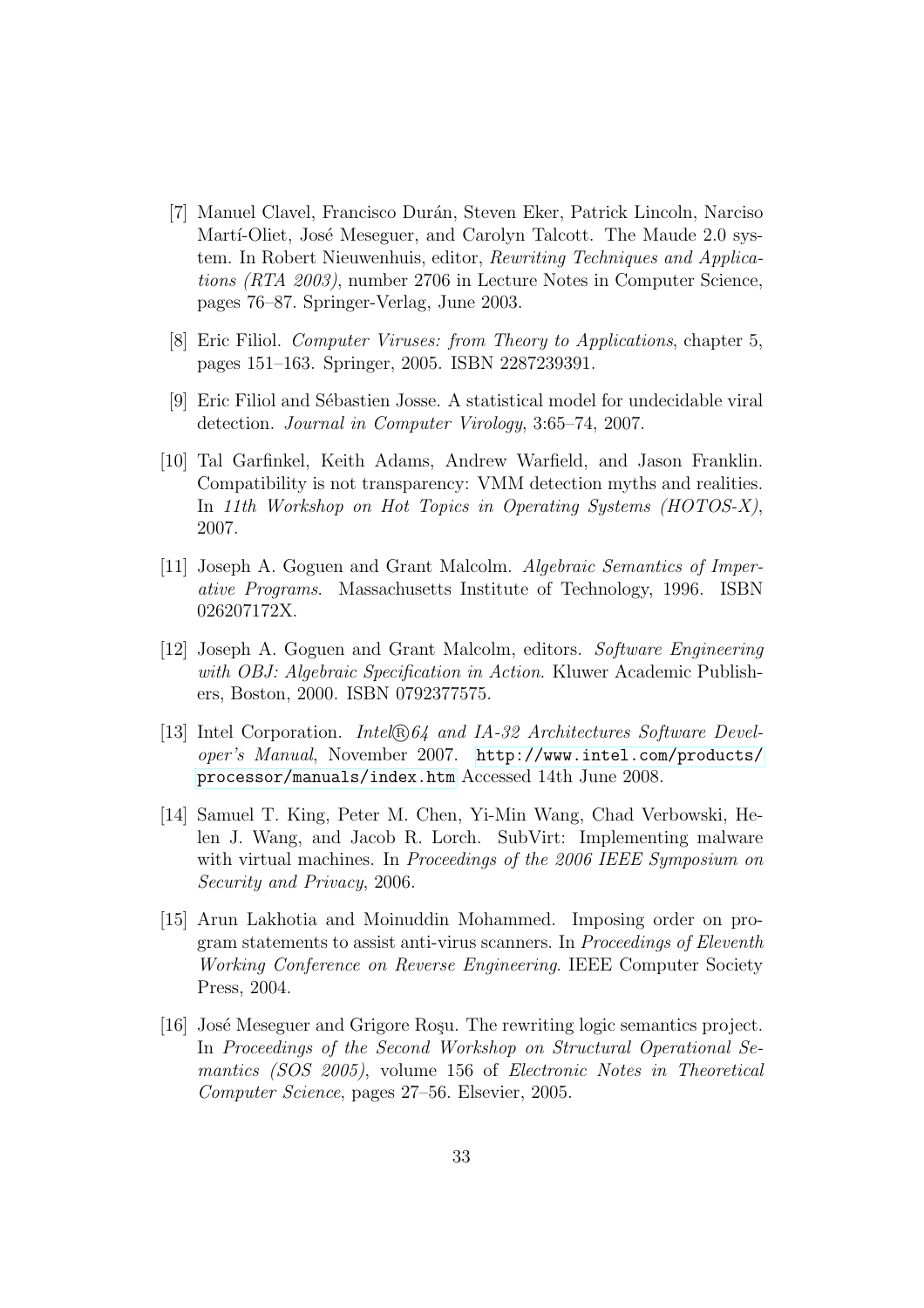[7] Manuel Clavel, Francisco Durán, Steven Eker, Patrick Lincoln, Narciso Martí-Oliet, José Meseguer, and Carolyn Talcott. The Maude 2.0 system. In Robert Nieuwenhuis, editor, *Rewriting Techniques and Applications (RTA 2003)*, number 2706 in Lecture Notes in Computer Science, pages 76–87. Springer-Verlag, June 2003.

[8] Eric Filiol. *Computer Viruses: from Theory to Applications*, chapter 5, pages 151–163. Springer, 2005. ISBN 2287239391.

[9] Eric Filiol and Sébastien Josse. A statistical model for undecidable viral detection. *Journal in Computer Virology*, 3:65–74, 2007.

[10] Tal Garfinkel, Keith Adams, Andrew Warfield, and Jason Franklin. Compatibility is not transparency: VMM detection myths and realities. In *11th Workshop on Hot Topics in Operating Systems (HOTOS-X)*, 2007.

[11] Joseph A. Goguen and Grant Malcolm. *Algebraic Semantics of Imperative Programs*. Massachusetts Institute of Technology, 1996. ISBN 026207172X.

[12] Joseph A. Goguen and Grant Malcolm, editors. *Software Engineering with OBJ: Algebraic Specification in Action*. Kluwer Academic Publishers, Boston, 2000. ISBN 0792377575.

[13] Intel Corporation. *Intel®64 and IA-32 Architectures Software Developer's Manual*, November 2007. http://www.intel.com/products/processor/manuals/index.htm Accessed 14th June 2008.

[14] Samuel T. King, Peter M. Chen, Yi-Min Wang, Chad Verbowski, Helen J. Wang, and Jacob R. Lorch. SubVirt: Implementing malware with virtual machines. In *Proceedings of the 2006 IEEE Symposium on Security and Privacy*, 2006.

[15] Arun Lakhotia and Moinuddin Mohammed. Imposing order on program statements to assist anti-virus scanners. In *Proceedings of Eleventh Working Conference on Reverse Engineering*. IEEE Computer Society Press, 2004.

[16] José Meseguer and Grigore Roşu. The rewriting logic semantics project. In *Proceedings of the Second Workshop on Structural Operational Semantics (SOS 2005)*, volume 156 of *Electronic Notes in Theoretical Computer Science*, pages 27–56. Elsevier, 2005.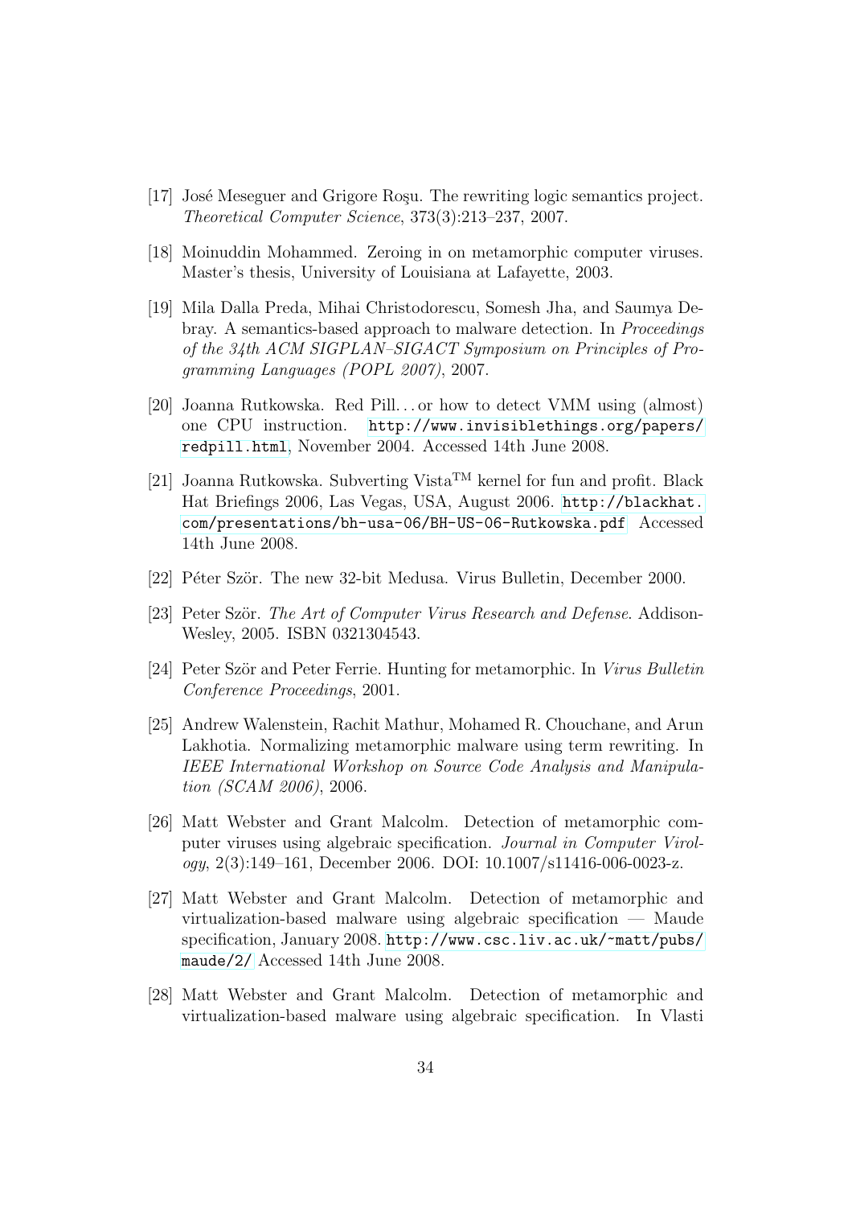[17] José Meseguer and Grigore Roşu. The rewriting logic semantics project. *Theoretical Computer Science*, 373(3):213–237, 2007.

[18] Moinuddin Mohammed. Zeroing in on metamorphic computer viruses. Master's thesis, University of Louisiana at Lafayette, 2003.

[19] Mila Dalla Preda, Mihai Christodorescu, Somesh Jha, and Saumya Debray. A semantics-based approach to malware detection. In *Proceedings of the 34th ACM SIGPLAN–SIGACT Symposium on Principles of Programming Languages (POPL 2007)*, 2007.

[20] Joanna Rutkowska. Red Pill. . . or how to detect VMM using (almost) one CPU instruction. `http://www.invisiblethings.org/papers/redpill.html`, November 2004. Accessed 14th June 2008.

[21] Joanna Rutkowska. Subverting Vista™ kernel for fun and profit. Black Hat Briefings 2006, Las Vegas, USA, August 2006. `http://blackhat.com/presentations/bh-usa-06/BH-US-06-Rutkowska.pdf` Accessed 14th June 2008.

[22] Péter Ször. The new 32-bit Medusa. Virus Bulletin, December 2000.

[23] Peter Ször. *The Art of Computer Virus Research and Defense*. Addison-Wesley, 2005. ISBN 0321304543.

[24] Peter Ször and Peter Ferrie. Hunting for metamorphic. In *Virus Bulletin Conference Proceedings*, 2001.

[25] Andrew Walenstein, Rachit Mathur, Mohamed R. Chouchane, and Arun Lakhotia. Normalizing metamorphic malware using term rewriting. In *IEEE International Workshop on Source Code Analysis and Manipulation (SCAM 2006)*, 2006.

[26] Matt Webster and Grant Malcolm. Detection of metamorphic computer viruses using algebraic specification. *Journal in Computer Virology*, 2(3):149–161, December 2006. DOI: 10.1007/s11416-006-0023-z.

[27] Matt Webster and Grant Malcolm. Detection of metamorphic and virtualization-based malware using algebraic specification — Maude specification, January 2008. `http://www.csc.liv.ac.uk/~matt/pubs/maude/2/` Accessed 14th June 2008.

[28] Matt Webster and Grant Malcolm. Detection of metamorphic and virtualization-based malware using algebraic specification. In Vlasti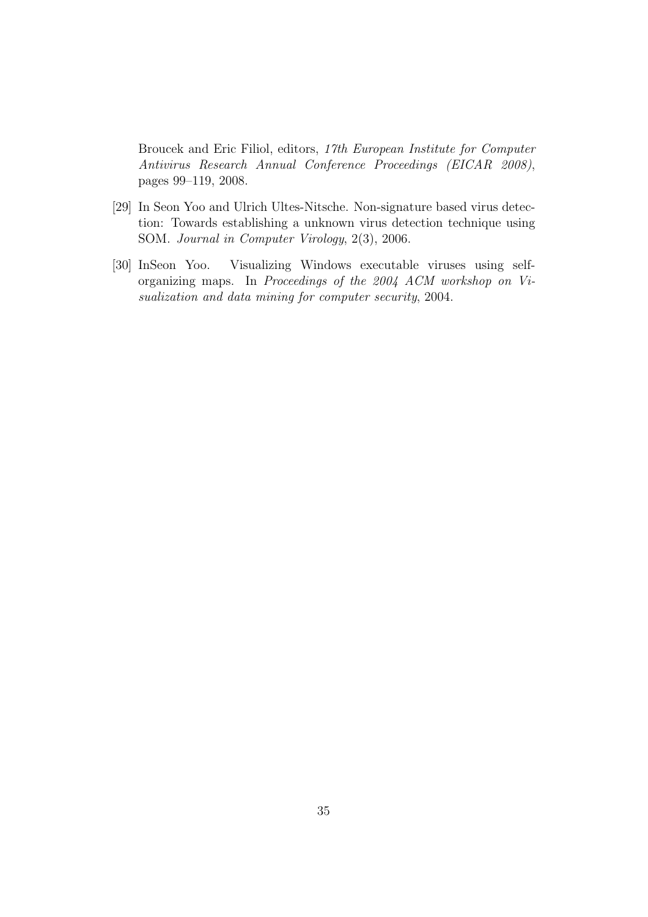Broucek and Eric Filiol, editors, *17th European Institute for Computer Antivirus Research Annual Conference Proceedings (EICAR 2008)*, pages 99–119, 2008.

[29] In Seon Yoo and Ulrich Ultes-Nitsche. Non-signature based virus detection: Towards establishing a unknown virus detection technique using SOM. *Journal in Computer Virology*, 2(3), 2006.

[30] InSeon Yoo. Visualizing Windows executable viruses using self-organizing maps. In *Proceedings of the 2004 ACM workshop on Visualization and data mining for computer security*, 2004.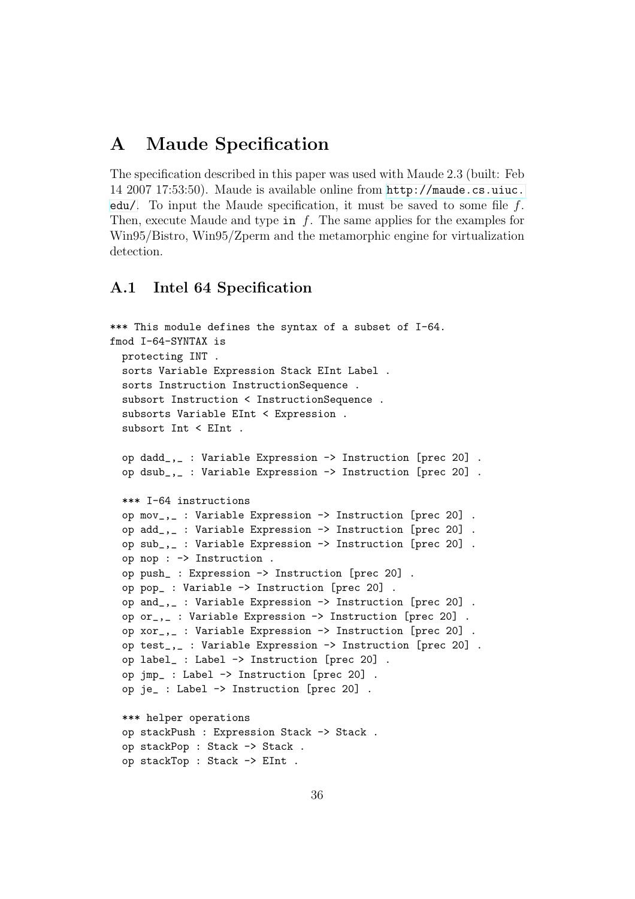# A Maude Specification

The specification described in this paper was used with Maude 2.3 (built: Feb 14 2007 17:53:50). Maude is available online from http://maude.cs.uiuc.edu/. To input the Maude specification, it must be saved to some file *f*. Then, execute Maude and type `in` *f*. The same applies for the examples for Win95/Bistro, Win95/Zperm and the metamorphic engine for virtualization detection.

## A.1 Intel 64 Specification

```
*** This module defines the syntax of a subset of I-64.
fmod I-64-SYNTAX is
  protecting INT .
  sorts Variable Expression Stack EInt Label .
  sorts Instruction InstructionSequence .
  subsort Instruction < InstructionSequence .
  subsorts Variable EInt < Expression .
  subsort Int < EInt .

  op dadd_,_ : Variable Expression -> Instruction [prec 20] .
  op dsub_,_ : Variable Expression -> Instruction [prec 20] .

  *** I-64 instructions
  op mov_,_ : Variable Expression -> Instruction [prec 20] .
  op add_,_ : Variable Expression -> Instruction [prec 20] .
  op sub_,_ : Variable Expression -> Instruction [prec 20] .
  op nop : -> Instruction .
  op push_ : Expression -> Instruction [prec 20] .
  op pop_ : Variable -> Instruction [prec 20] .
  op and_,_ : Variable Expression -> Instruction [prec 20] .
  op or_,_ : Variable Expression -> Instruction [prec 20] .
  op xor_,_ : Variable Expression -> Instruction [prec 20] .
  op test_,_ : Variable Expression -> Instruction [prec 20] .
  op label_ : Label -> Instruction [prec 20] .
  op jmp_ : Label -> Instruction [prec 20] .
  op je_ : Label -> Instruction [prec 20] .

  *** helper operations
  op stackPush : Expression Stack -> Stack .
  op stackPop : Stack -> Stack .
  op stackTop : Stack -> EInt .
```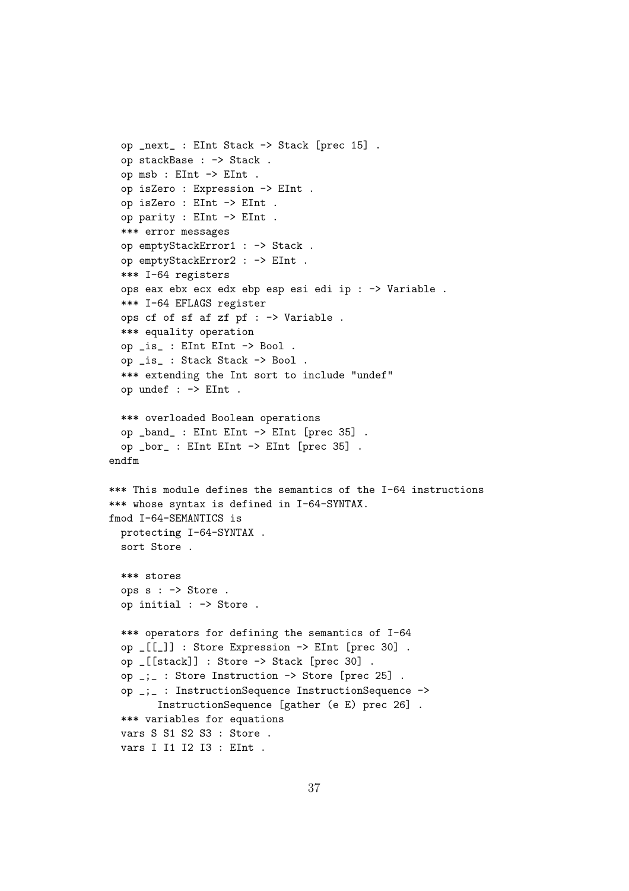```
  op _next_ : EInt Stack -> Stack [prec 15] .
  op stackBase : -> Stack .
  op msb : EInt -> EInt .
  op isZero : Expression -> EInt .
  op isZero : EInt -> EInt .
  op parity : EInt -> EInt .
  *** error messages
  op emptyStackError1 : -> Stack .
  op emptyStackError2 : -> EInt .
  *** I-64 registers
  ops eax ebx ecx edx ebp esp esi edi ip : -> Variable .
  *** I-64 EFLAGS register
  ops cf of sf af zf pf : -> Variable .
  *** equality operation
  op _is_ : EInt EInt -> Bool .
  op _is_ : Stack Stack -> Bool .
  *** extending the Int sort to include "undef"
  op undef : -> EInt .

  *** overloaded Boolean operations
  op _band_ : EInt EInt -> EInt [prec 35] .
  op _bor_ : EInt EInt -> EInt [prec 35] .
endfm

*** This module defines the semantics of the I-64 instructions
*** whose syntax is defined in I-64-SYNTAX.
fmod I-64-SEMANTICS is
  protecting I-64-SYNTAX .
  sort Store .

  *** stores
  ops s : -> Store .
  op initial : -> Store .

  *** operators for defining the semantics of I-64
  op _[[_]] : Store Expression -> EInt [prec 30] .
  op _[[stack]] : Store -> Stack [prec 30] .
  op _;_ : Store Instruction -> Store [prec 25] .
  op _;_ : InstructionSequence InstructionSequence ->
        InstructionSequence [gather (e E) prec 26] .
  *** variables for equations
  vars S S1 S2 S3 : Store .
  vars I I1 I2 I3 : EInt .
```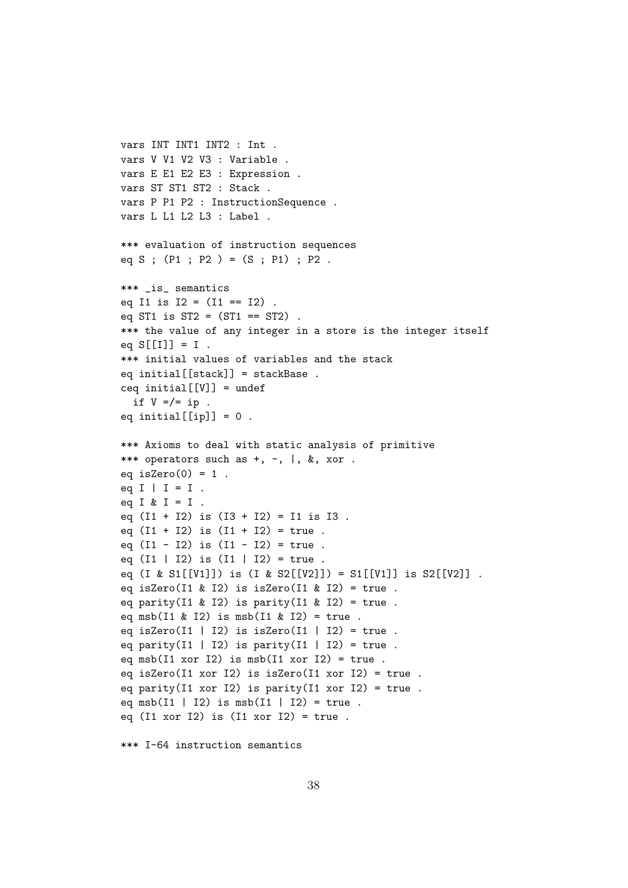```
vars INT INT1 INT2 : Int .
vars V V1 V2 V3 : Variable .
vars E E1 E2 E3 : Expression .
vars ST ST1 ST2 : Stack .
vars P P1 P2 : InstructionSequence .
vars L L1 L2 L3 : Label .

*** evaluation of instruction sequences
eq S ; (P1 ; P2 ) = (S ; P1) ; P2 .

*** _is_ semantics
eq I1 is I2 = (I1 == I2) .
eq ST1 is ST2 = (ST1 == ST2) .
*** the value of any integer in a store is the integer itself
eq S[[I]] = I .
*** initial values of variables and the stack
eq initial[[stack]] = stackBase .
ceq initial[[V]] = undef
  if V =/= ip .
eq initial[[ip]] = 0 .

*** Axioms to deal with static analysis of primitive
*** operators such as +, -, |, &, xor .
eq isZero(0) = 1 .
eq I | I = I .
eq I & I = I .
eq (I1 + I2) is (I3 + I2) = I1 is I3 .
eq (I1 + I2) is (I1 + I2) = true .
eq (I1 - I2) is (I1 - I2) = true .
eq (I1 | I2) is (I1 | I2) = true .
eq (I & S1[[V1]]) is (I & S2[[V2]]) = S1[[V1]] is S2[[V2]] .
eq isZero(I1 & I2) is isZero(I1 & I2) = true .
eq parity(I1 & I2) is parity(I1 & I2) = true .
eq msb(I1 & I2) is msb(I1 & I2) = true .
eq isZero(I1 | I2) is isZero(I1 | I2) = true .
eq parity(I1 | I2) is parity(I1 | I2) = true .
eq msb(I1 xor I2) is msb(I1 xor I2) = true .
eq isZero(I1 xor I2) is isZero(I1 xor I2) = true .
eq parity(I1 xor I2) is parity(I1 xor I2) = true .
eq msb(I1 | I2) is msb(I1 | I2) = true .
eq (I1 xor I2) is (I1 xor I2) = true .

*** I-64 instruction semantics
```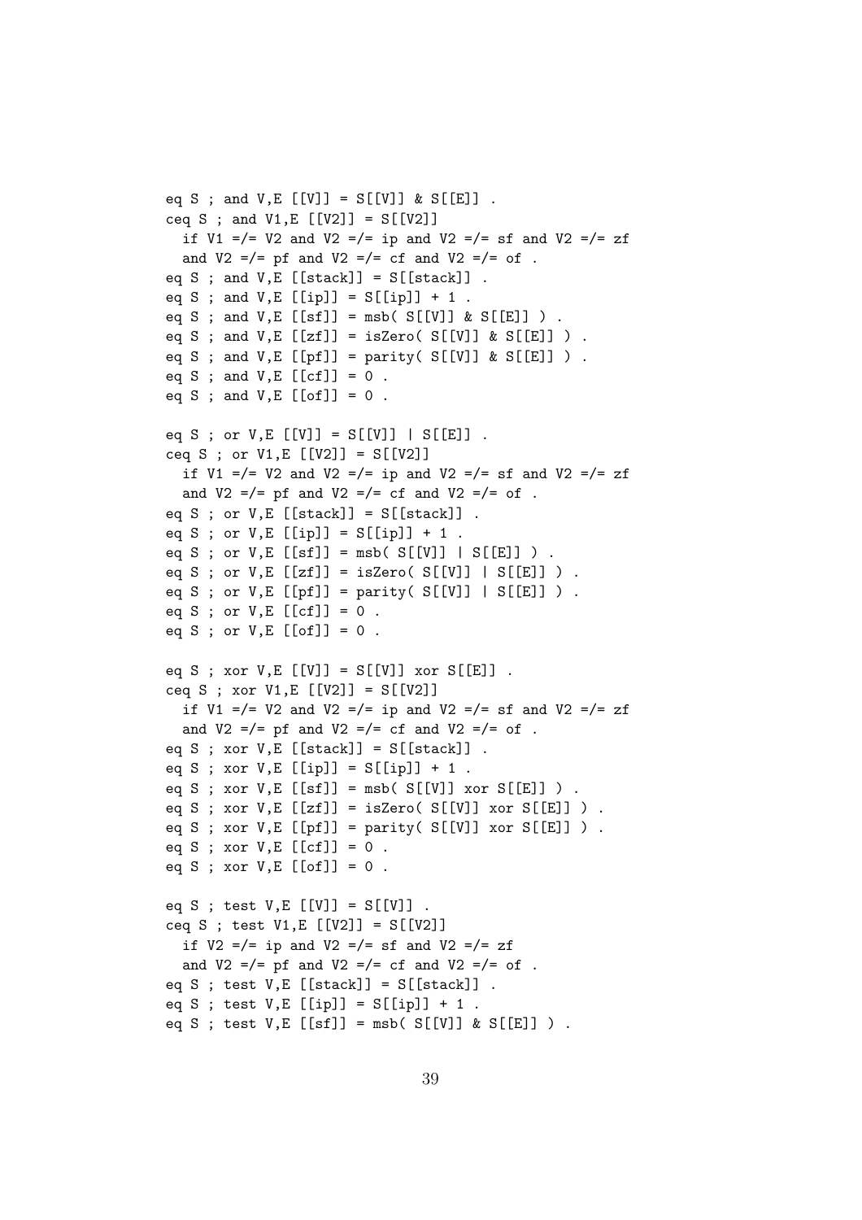```
eq S ; and V,E [[V]] = S[[V]] & S[[E]] .
ceq S ; and V1,E [[V2]] = S[[V2]]
  if V1 =/= V2 and V2 =/= ip and V2 =/= sf and V2 =/= zf
  and V2 =/= pf and V2 =/= cf and V2 =/= of .
eq S ; and V,E [[stack]] = S[[stack]] .
eq S ; and V,E [[ip]] = S[[ip]] + 1 .
eq S ; and V,E [[sf]] = msb( S[[V]] & S[[E]] ) .
eq S ; and V,E [[zf]] = isZero( S[[V]] & S[[E]] ) .
eq S ; and V,E [[pf]] = parity( S[[V]] & S[[E]] ) .
eq S ; and V,E [[cf]] = 0 .
eq S ; and V,E [[of]] = 0 .

eq S ; or V,E [[V]] = S[[V]] | S[[E]] .
ceq S ; or V1,E [[V2]] = S[[V2]]
  if V1 =/= V2 and V2 =/= ip and V2 =/= sf and V2 =/= zf
  and V2 =/= pf and V2 =/= cf and V2 =/= of .
eq S ; or V,E [[stack]] = S[[stack]] .
eq S ; or V,E [[ip]] = S[[ip]] + 1 .
eq S ; or V,E [[sf]] = msb( S[[V]] | S[[E]] ) .
eq S ; or V,E [[zf]] = isZero( S[[V]] | S[[E]] ) .
eq S ; or V,E [[pf]] = parity( S[[V]] | S[[E]] ) .
eq S ; or V,E [[cf]] = 0 .
eq S ; or V,E [[of]] = 0 .

eq S ; xor V,E [[V]] = S[[V]] xor S[[E]] .
ceq S ; xor V1,E [[V2]] = S[[V2]]
  if V1 =/= V2 and V2 =/= ip and V2 =/= sf and V2 =/= zf
  and V2 =/= pf and V2 =/= cf and V2 =/= of .
eq S ; xor V,E [[stack]] = S[[stack]] .
eq S ; xor V,E [[ip]] = S[[ip]] + 1 .
eq S ; xor V,E [[sf]] = msb( S[[V]] xor S[[E]] ) .
eq S ; xor V,E [[zf]] = isZero( S[[V]] xor S[[E]] ) .
eq S ; xor V,E [[pf]] = parity( S[[V]] xor S[[E]] ) .
eq S ; xor V,E [[cf]] = 0 .
eq S ; xor V,E [[of]] = 0 .

eq S ; test V,E [[V]] = S[[V]] .
ceq S ; test V1,E [[V2]] = S[[V2]]
  if V2 =/= ip and V2 =/= sf and V2 =/= zf
  and V2 =/= pf and V2 =/= cf and V2 =/= of .
eq S ; test V,E [[stack]] = S[[stack]] .
eq S ; test V,E [[ip]] = S[[ip]] + 1 .
eq S ; test V,E [[sf]] = msb( S[[V]] & S[[E]] ) .
```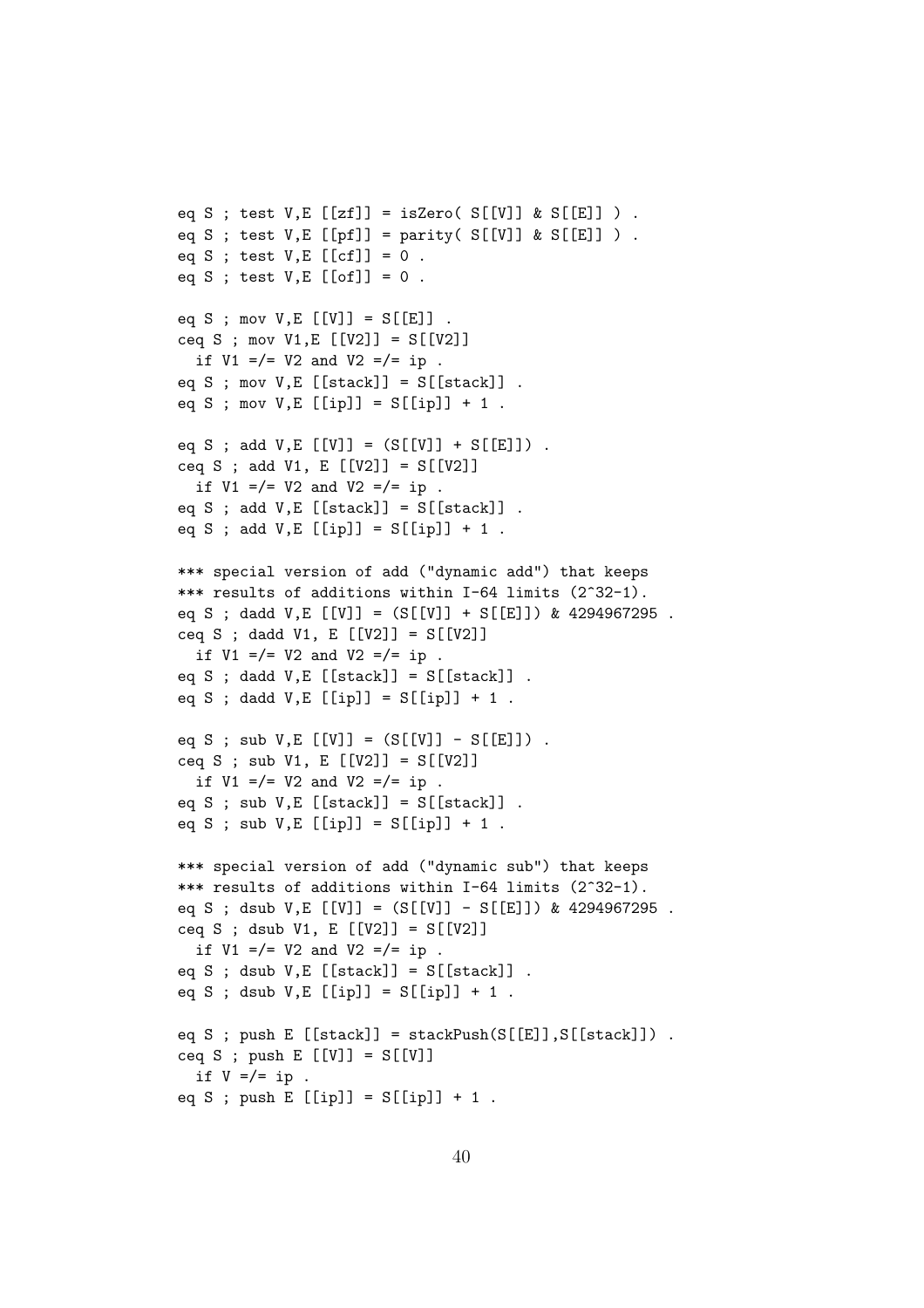```
eq S ; test V,E [[zf]] = isZero( S[[V]] & S[[E]] ) .
eq S ; test V,E [[pf]] = parity( S[[V]] & S[[E]] ) .
eq S ; test V,E [[cf]] = 0 .
eq S ; test V,E [[of]] = 0 .

eq S ; mov V,E [[V]] = S[[E]] .
ceq S ; mov V1,E [[V2]] = S[[V2]]
  if V1 =/= V2 and V2 =/= ip .
eq S ; mov V,E [[stack]] = S[[stack]] .
eq S ; mov V,E [[ip]] = S[[ip]] + 1 .

eq S ; add V,E [[V]] = (S[[V]] + S[[E]]) .
ceq S ; add V1, E [[V2]] = S[[V2]]
  if V1 =/= V2 and V2 =/= ip .
eq S ; add V,E [[stack]] = S[[stack]] .
eq S ; add V,E [[ip]] = S[[ip]] + 1 .

*** special version of add ("dynamic add") that keeps
*** results of additions within I-64 limits (2^32-1).
eq S ; dadd V,E [[V]] = (S[[V]] + S[[E]]) & 4294967295 .
ceq S ; dadd V1, E [[V2]] = S[[V2]]
  if V1 =/= V2 and V2 =/= ip .
eq S ; dadd V,E [[stack]] = S[[stack]] .
eq S ; dadd V,E [[ip]] = S[[ip]] + 1 .

eq S ; sub V,E [[V]] = (S[[V]] - S[[E]]) .
ceq S ; sub V1, E [[V2]] = S[[V2]]
  if V1 =/= V2 and V2 =/= ip .
eq S ; sub V,E [[stack]] = S[[stack]] .
eq S ; sub V,E [[ip]] = S[[ip]] + 1 .

*** special version of add ("dynamic sub") that keeps
*** results of additions within I-64 limits (2^32-1).
eq S ; dsub V,E [[V]] = (S[[V]] - S[[E]]) & 4294967295 .
ceq S ; dsub V1, E [[V2]] = S[[V2]]
  if V1 =/= V2 and V2 =/= ip .
eq S ; dsub V,E [[stack]] = S[[stack]] .
eq S ; dsub V,E [[ip]] = S[[ip]] + 1 .

eq S ; push E [[stack]] = stackPush(S[[E]],S[[stack]]) .
ceq S ; push E [[V]] = S[[V]]
  if V =/= ip .
eq S ; push E [[ip]] = S[[ip]] + 1 .
```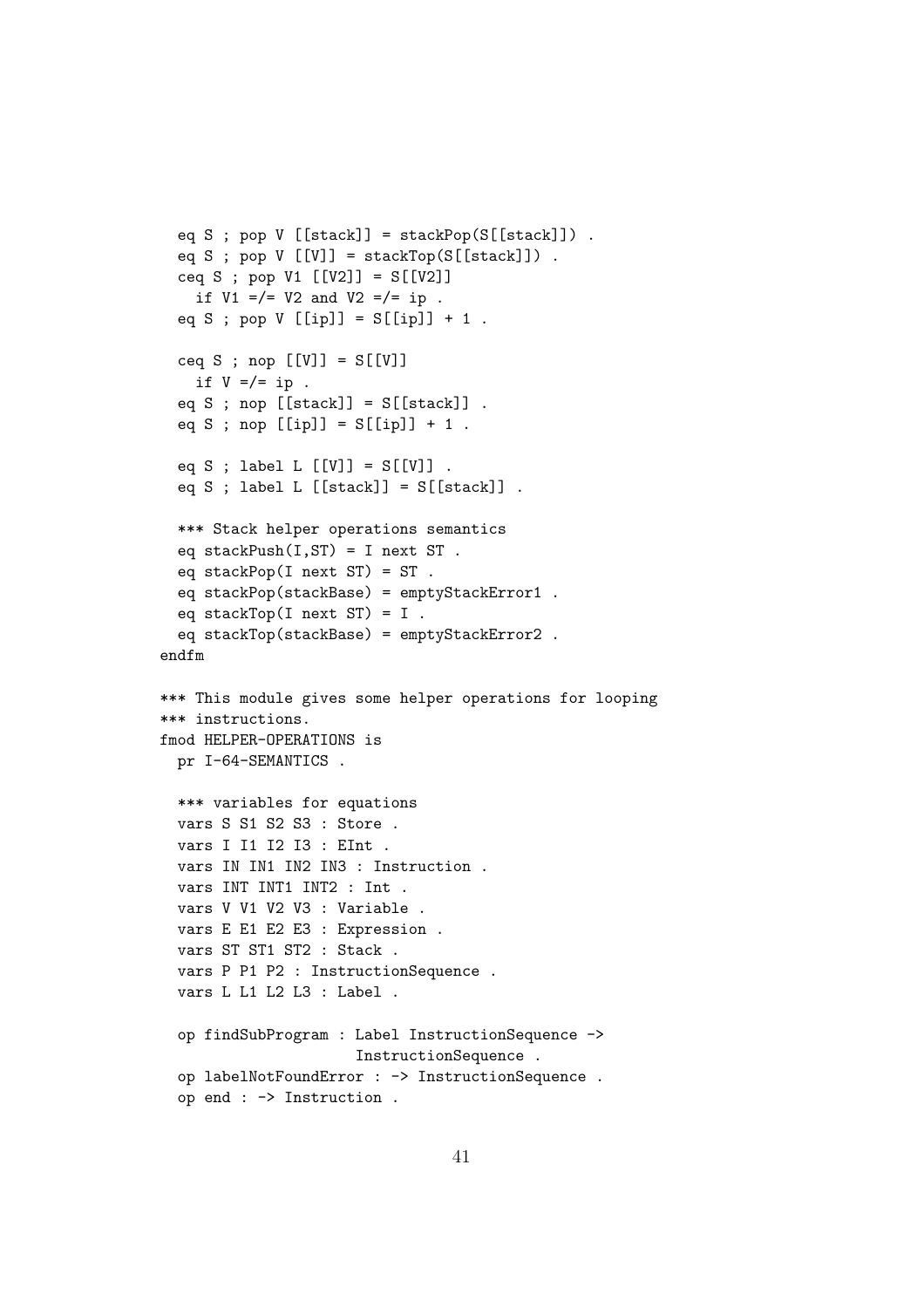```
  eq S ; pop V [[stack]] = stackPop(S[[stack]]) .
  eq S ; pop V [[V]] = stackTop(S[[stack]]) .
  ceq S ; pop V1 [[V2]] = S[[V2]]
    if V1 =/= V2 and V2 =/= ip .
  eq S ; pop V [[ip]] = S[[ip]] + 1 .

  ceq S ; nop [[V]] = S[[V]]
    if V =/= ip .
  eq S ; nop [[stack]] = S[[stack]] .
  eq S ; nop [[ip]] = S[[ip]] + 1 .

  eq S ; label L [[V]] = S[[V]] .
  eq S ; label L [[stack]] = S[[stack]] .

  *** Stack helper operations semantics
  eq stackPush(I,ST) = I next ST .
  eq stackPop(I next ST) = ST .
  eq stackPop(stackBase) = emptyStackError1 .
  eq stackTop(I next ST) = I .
  eq stackTop(stackBase) = emptyStackError2 .
endfm

*** This module gives some helper operations for looping
*** instructions.
fmod HELPER-OPERATIONS is
  pr I-64-SEMANTICS .

  *** variables for equations
  vars S S1 S2 S3 : Store .
  vars I I1 I2 I3 : EInt .
  vars IN IN1 IN2 IN3 : Instruction .
  vars INT INT1 INT2 : Int .
  vars V V1 V2 V3 : Variable .
  vars E E1 E2 E3 : Expression .
  vars ST ST1 ST2 : Stack .
  vars P P1 P2 : InstructionSequence .
  vars L L1 L2 L3 : Label .

  op findSubProgram : Label InstructionSequence ->
                      InstructionSequence .
  op labelNotFoundError : -> InstructionSequence .
  op end : -> Instruction .
```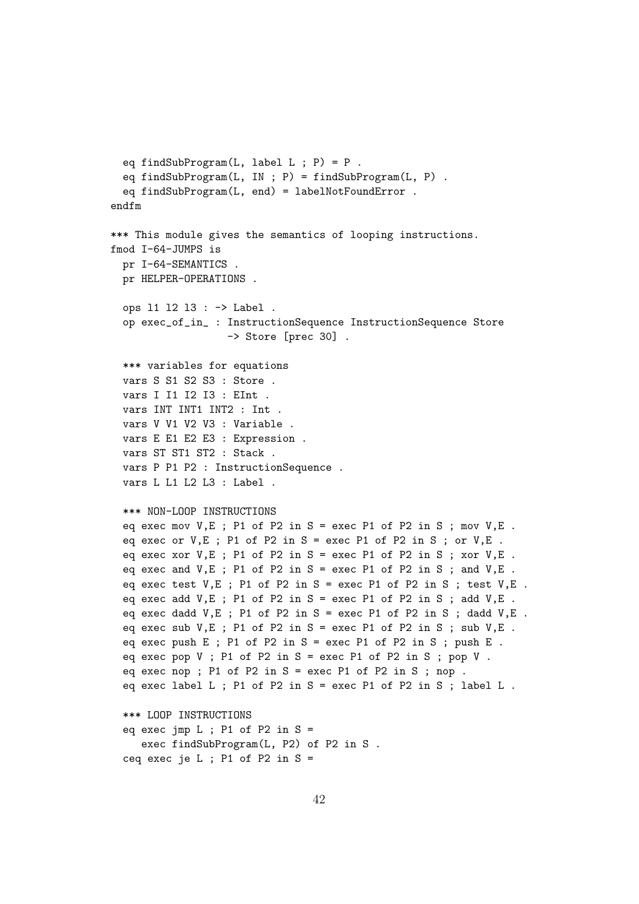```
  eq findSubProgram(L, label L ; P) = P .
  eq findSubProgram(L, IN ; P) = findSubProgram(L, P) .
  eq findSubProgram(L, end) = labelNotFoundError .
endfm

*** This module gives the semantics of looping instructions.
fmod I-64-JUMPS is
  pr I-64-SEMANTICS .
  pr HELPER-OPERATIONS .

  ops l1 l2 l3 : -> Label .
  op exec_of_in_ : InstructionSequence InstructionSequence Store
                   -> Store [prec 30] .

  *** variables for equations
  vars S S1 S2 S3 : Store .
  vars I I1 I2 I3 : EInt .
  vars INT INT1 INT2 : Int .
  vars V V1 V2 V3 : Variable .
  vars E E1 E2 E3 : Expression .
  vars ST ST1 ST2 : Stack .
  vars P P1 P2 : InstructionSequence .
  vars L L1 L2 L3 : Label .

  *** NON-LOOP INSTRUCTIONS
  eq exec mov V,E ; P1 of P2 in S = exec P1 of P2 in S ; mov V,E .
  eq exec or V,E ; P1 of P2 in S = exec P1 of P2 in S ; or V,E .
  eq exec xor V,E ; P1 of P2 in S = exec P1 of P2 in S ; xor V,E .
  eq exec and V,E ; P1 of P2 in S = exec P1 of P2 in S ; and V,E .
  eq exec test V,E ; P1 of P2 in S = exec P1 of P2 in S ; test V,E .
  eq exec add V,E ; P1 of P2 in S = exec P1 of P2 in S ; add V,E .
  eq exec dadd V,E ; P1 of P2 in S = exec P1 of P2 in S ; dadd V,E .
  eq exec sub V,E ; P1 of P2 in S = exec P1 of P2 in S ; sub V,E .
  eq exec push E ; P1 of P2 in S = exec P1 of P2 in S ; push E .
  eq exec pop V ; P1 of P2 in S = exec P1 of P2 in S ; pop V .
  eq exec nop ; P1 of P2 in S = exec P1 of P2 in S ; nop .
  eq exec label L ; P1 of P2 in S = exec P1 of P2 in S ; label L .

  *** LOOP INSTRUCTIONS
  eq exec jmp L ; P1 of P2 in S =
     exec findSubProgram(L, P2) of P2 in S .
  ceq exec je L ; P1 of P2 in S =
```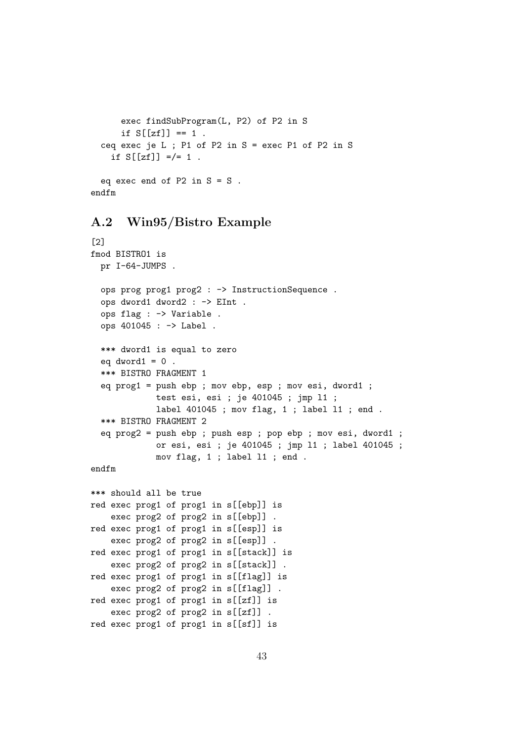```
      exec findSubProgram(L, P2) of P2 in S
      if S[[zf]] == 1 .
  ceq exec je L ; P1 of P2 in S = exec P1 of P2 in S
    if S[[zf]] =/= 1 .

  eq exec end of P2 in S = S .
endfm
```

## A.2 Win95/Bistro Example

```
[2]
fmod BISTRO1 is
  pr I-64-JUMPS .

  ops prog prog1 prog2 : -> InstructionSequence .
  ops dword1 dword2 : -> EInt .
  ops flag : -> Variable .
  ops 401045 : -> Label .

  *** dword1 is equal to zero
  eq dword1 = 0 .
  *** BISTRO FRAGMENT 1
  eq prog1 = push ebp ; mov ebp, esp ; mov esi, dword1 ;
             test esi, esi ; je 401045 ; jmp l1 ;
             label 401045 ; mov flag, 1 ; label l1 ; end .
  *** BISTRO FRAGMENT 2
  eq prog2 = push ebp ; push esp ; pop ebp ; mov esi, dword1 ;
             or esi, esi ; je 401045 ; jmp l1 ; label 401045 ;
             mov flag, 1 ; label l1 ; end .
endfm

*** should all be true
red exec prog1 of prog1 in s[[ebp]] is
    exec prog2 of prog2 in s[[ebp]] .
red exec prog1 of prog1 in s[[esp]] is
    exec prog2 of prog2 in s[[esp]] .
red exec prog1 of prog1 in s[[stack]] is
    exec prog2 of prog2 in s[[stack]] .
red exec prog1 of prog1 in s[[flag]] is
    exec prog2 of prog2 in s[[flag]] .
red exec prog1 of prog1 in s[[zf]] is
    exec prog2 of prog2 in s[[zf]] .
red exec prog1 of prog1 in s[[sf]] is
```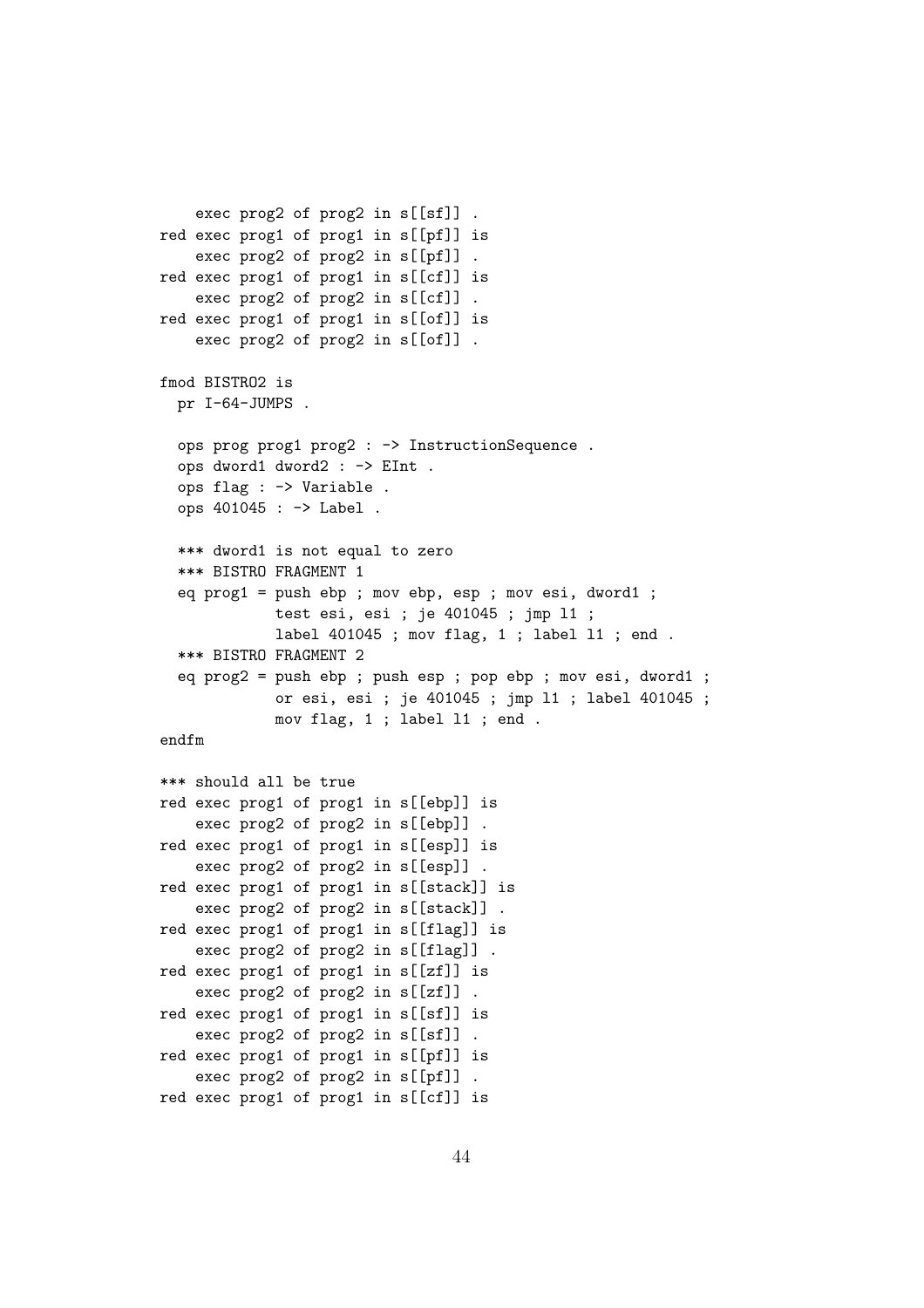```
    exec prog2 of prog2 in s[[sf]] .
red exec prog1 of prog1 in s[[pf]] is
    exec prog2 of prog2 in s[[pf]] .
red exec prog1 of prog1 in s[[cf]] is
    exec prog2 of prog2 in s[[cf]] .
red exec prog1 of prog1 in s[[of]] is
    exec prog2 of prog2 in s[[of]] .

fmod BISTRO2 is
  pr I-64-JUMPS .

  ops prog prog1 prog2 : -> InstructionSequence .
  ops dword1 dword2 : -> EInt .
  ops flag : -> Variable .
  ops 401045 : -> Label .

  *** dword1 is not equal to zero
  *** BISTRO FRAGMENT 1
  eq prog1 = push ebp ; mov ebp, esp ; mov esi, dword1 ;
             test esi, esi ; je 401045 ; jmp l1 ;
             label 401045 ; mov flag, 1 ; label l1 ; end .
  *** BISTRO FRAGMENT 2
  eq prog2 = push ebp ; push esp ; pop ebp ; mov esi, dword1 ;
             or esi, esi ; je 401045 ; jmp l1 ; label 401045 ;
             mov flag, 1 ; label l1 ; end .
endfm

*** should all be true
red exec prog1 of prog1 in s[[ebp]] is
    exec prog2 of prog2 in s[[ebp]] .
red exec prog1 of prog1 in s[[esp]] is
    exec prog2 of prog2 in s[[esp]] .
red exec prog1 of prog1 in s[[stack]] is
    exec prog2 of prog2 in s[[stack]] .
red exec prog1 of prog1 in s[[flag]] is
    exec prog2 of prog2 in s[[flag]] .
red exec prog1 of prog1 in s[[zf]] is
    exec prog2 of prog2 in s[[zf]] .
red exec prog1 of prog1 in s[[sf]] is
    exec prog2 of prog2 in s[[sf]] .
red exec prog1 of prog1 in s[[pf]] is
    exec prog2 of prog2 in s[[pf]] .
red exec prog1 of prog1 in s[[cf]] is
```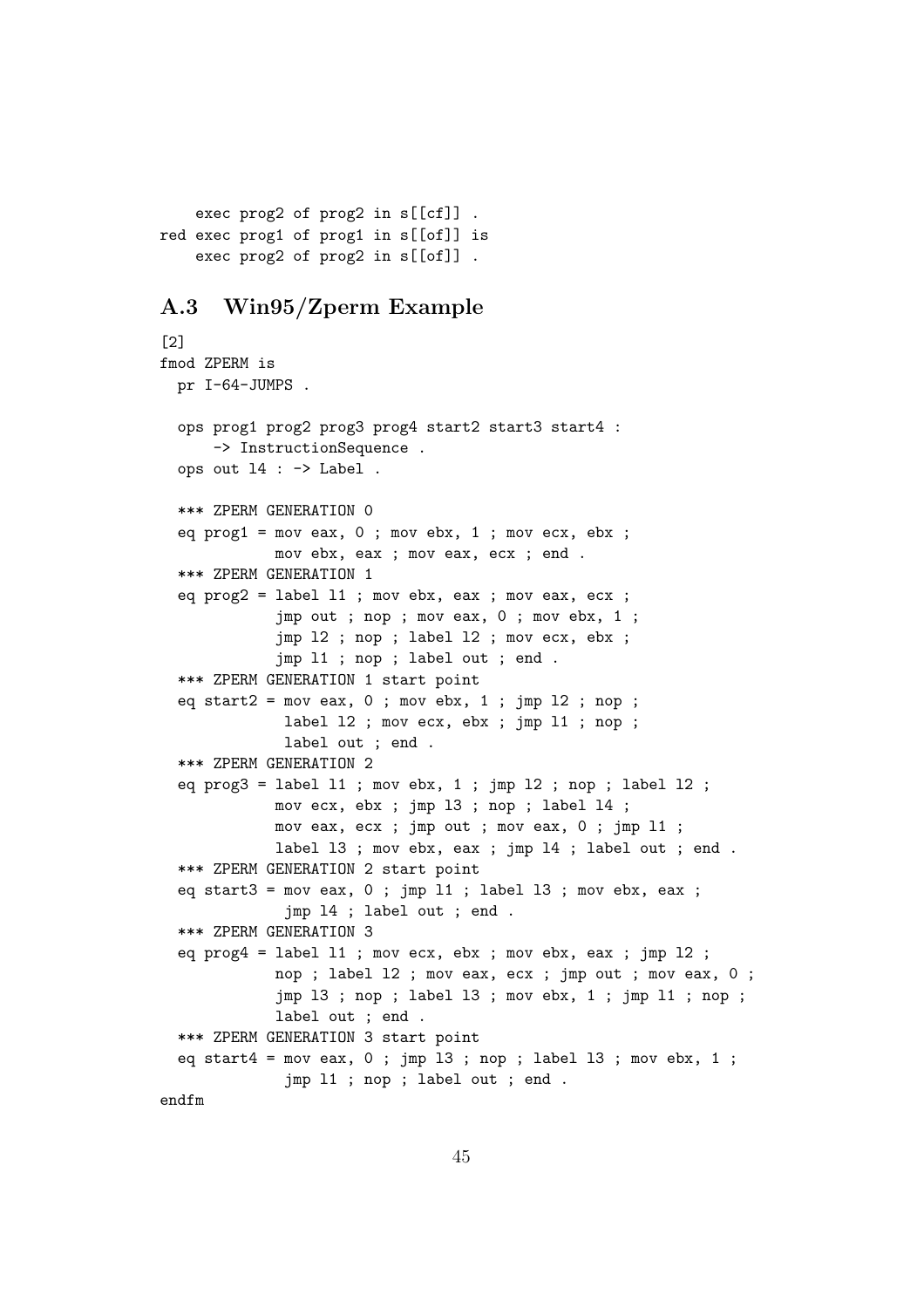```
    exec prog2 of prog2 in s[[cf]] .
red exec prog1 of prog1 in s[[of]] is
    exec prog2 of prog2 in s[[of]] .
```

## A.3 Win95/Zperm Example

[2]

```
fmod ZPERM is
  pr I-64-JUMPS .

  ops prog1 prog2 prog3 prog4 start2 start3 start4 :
      -> InstructionSequence .
  ops out l4 : -> Label .

  *** ZPERM GENERATION 0
  eq prog1 = mov eax, 0 ; mov ebx, 1 ; mov ecx, ebx ;
             mov ebx, eax ; mov eax, ecx ; end .
  *** ZPERM GENERATION 1
  eq prog2 = label l1 ; mov ebx, eax ; mov eax, ecx ;
             jmp out ; nop ; mov eax, 0 ; mov ebx, 1 ;
             jmp l2 ; nop ; label l2 ; mov ecx, ebx ;
             jmp l1 ; nop ; label out ; end .
  *** ZPERM GENERATION 1 start point
  eq start2 = mov eax, 0 ; mov ebx, 1 ; jmp l2 ; nop ;
              label l2 ; mov ecx, ebx ; jmp l1 ; nop ;
              label out ; end .
  *** ZPERM GENERATION 2
  eq prog3 = label l1 ; mov ebx, 1 ; jmp l2 ; nop ; label l2 ;
             mov ecx, ebx ; jmp l3 ; nop ; label l4 ;
             mov eax, ecx ; jmp out ; mov eax, 0 ; jmp l1 ;
             label l3 ; mov ebx, eax ; jmp l4 ; label out ; end .
  *** ZPERM GENERATION 2 start point
  eq start3 = mov eax, 0 ; jmp l1 ; label l3 ; mov ebx, eax ;
              jmp l4 ; label out ; end .
  *** ZPERM GENERATION 3
  eq prog4 = label l1 ; mov ecx, ebx ; mov ebx, eax ; jmp l2 ;
             nop ; label l2 ; mov eax, ecx ; jmp out ; mov eax, 0 ;
             jmp l3 ; nop ; label l3 ; mov ebx, 1 ; jmp l1 ; nop ;
             label out ; end .
  *** ZPERM GENERATION 3 start point
  eq start4 = mov eax, 0 ; jmp l3 ; nop ; label l3 ; mov ebx, 1 ;
              jmp l1 ; nop ; label out ; end .
endfm
```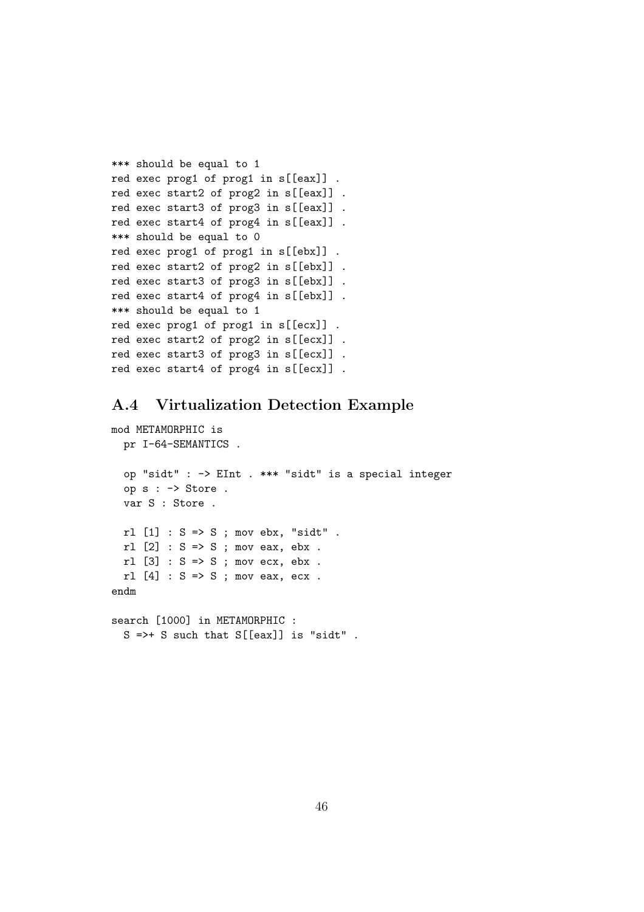```
*** should be equal to 1
red exec prog1 of prog1 in s[[eax]] .
red exec start2 of prog2 in s[[eax]] .
red exec start3 of prog3 in s[[eax]] .
red exec start4 of prog4 in s[[eax]] .
*** should be equal to 0
red exec prog1 of prog1 in s[[ebx]] .
red exec start2 of prog2 in s[[ebx]] .
red exec start3 of prog3 in s[[ebx]] .
red exec start4 of prog4 in s[[ebx]] .
*** should be equal to 1
red exec prog1 of prog1 in s[[ecx]] .
red exec start2 of prog2 in s[[ecx]] .
red exec start3 of prog3 in s[[ecx]] .
red exec start4 of prog4 in s[[ecx]] .
```

## A.4 Virtualization Detection Example

```
mod METAMORPHIC is
  pr I-64-SEMANTICS .

  op "sidt" : -> EInt . *** "sidt" is a special integer
  op s : -> Store .
  var S : Store .

  rl [1] : S => S ; mov ebx, "sidt" .
  rl [2] : S => S ; mov eax, ebx .
  rl [3] : S => S ; mov ecx, ebx .
  rl [4] : S => S ; mov eax, ecx .
endm

search [1000] in METAMORPHIC :
  S =>+ S such that S[[eax]] is "sidt" .
```